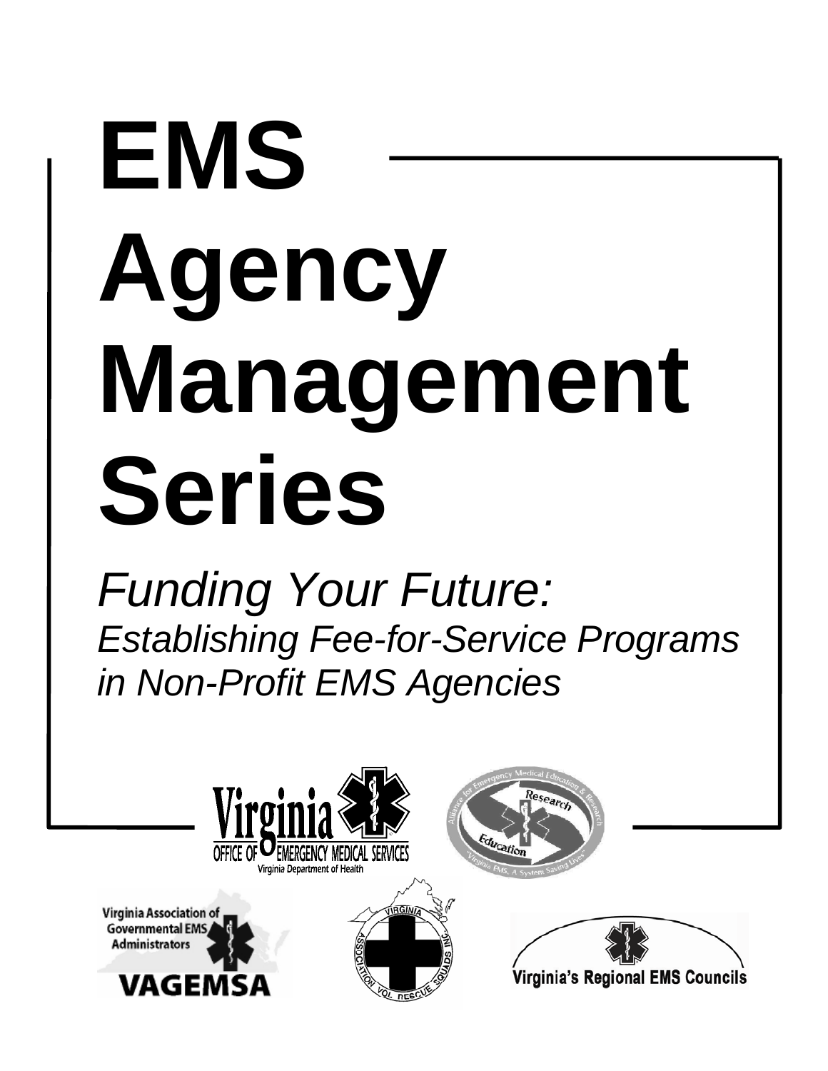# EMS Agency Management Series

*Funding Your Future:*
*Establishing Fee-for-Service Programs in Non-Profit EMS Agencies*

Virginia Office of Emergency Medical Services
Virginia Department of Health

Alliance for Emergency Medical Education & Research
Research
Education
"Virginia EMS, A System Saving Lives"

Virginia Association of Governmental EMS Administrators
VAGEMSA

Virginia Association of Vol. Rescue Squads, Inc.

Virginia's Regional EMS Councils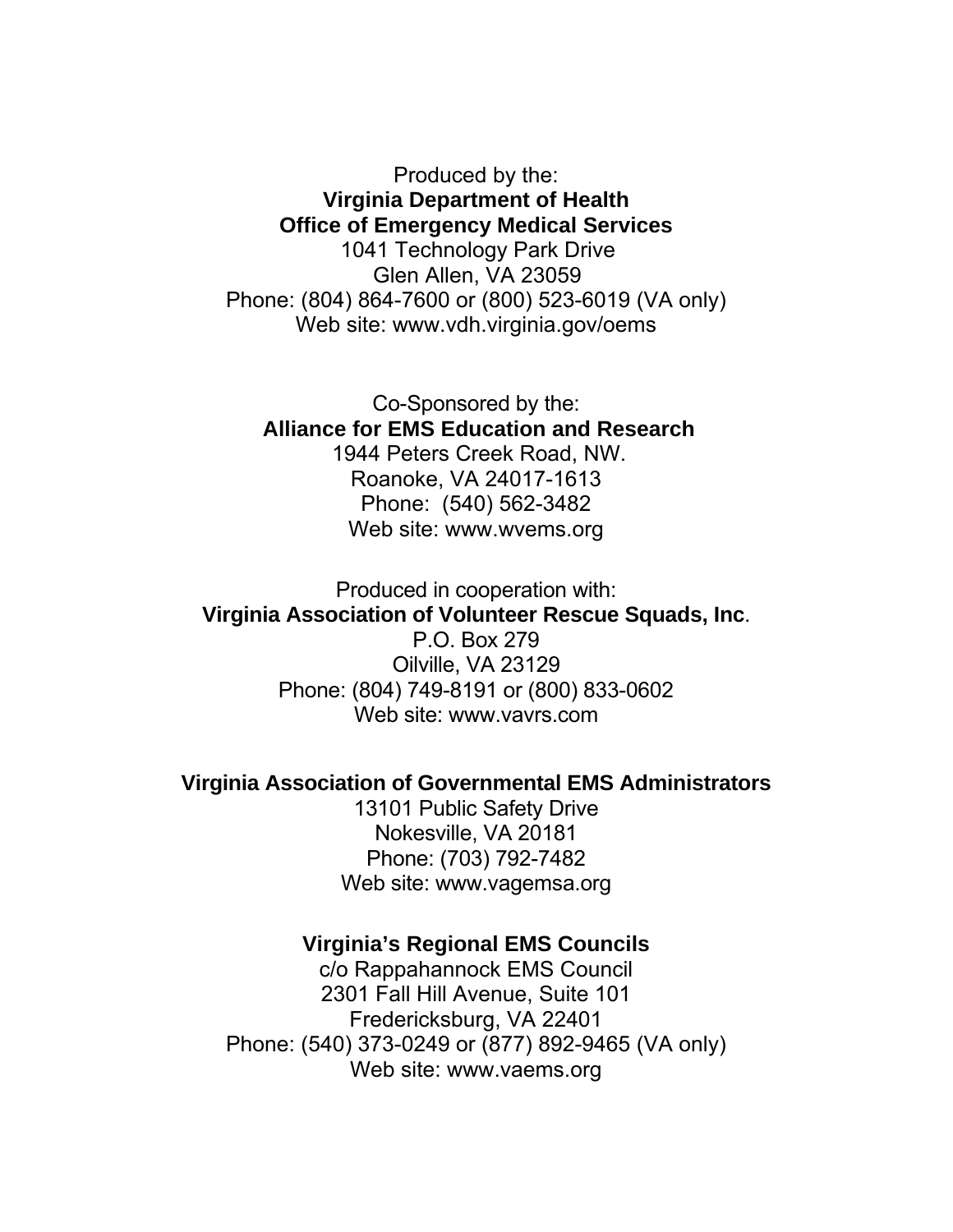Produced by the:

**Virginia Department of Health**
**Office of Emergency Medical Services**
1041 Technology Park Drive
Glen Allen, VA 23059
Phone: (804) 864-7600 or (800) 523-6019 (VA only)
Web site: www.vdh.virginia.gov/oems

Co-Sponsored by the:

**Alliance for EMS Education and Research**
1944 Peters Creek Road, NW.
Roanoke, VA 24017-1613
Phone: (540) 562-3482
Web site: www.wvems.org

Produced in cooperation with:

**Virginia Association of Volunteer Rescue Squads, Inc**.
P.O. Box 279
Oilville, VA 23129
Phone: (804) 749-8191 or (800) 833-0602
Web site: www.vavrs.com

**Virginia Association of Governmental EMS Administrators**
13101 Public Safety Drive
Nokesville, VA 20181
Phone: (703) 792-7482
Web site: www.vagemsa.org

**Virginia's Regional EMS Councils**
c/o Rappahannock EMS Council
2301 Fall Hill Avenue, Suite 101
Fredericksburg, VA 22401
Phone: (540) 373-0249 or (877) 892-9465 (VA only)
Web site: www.vaems.org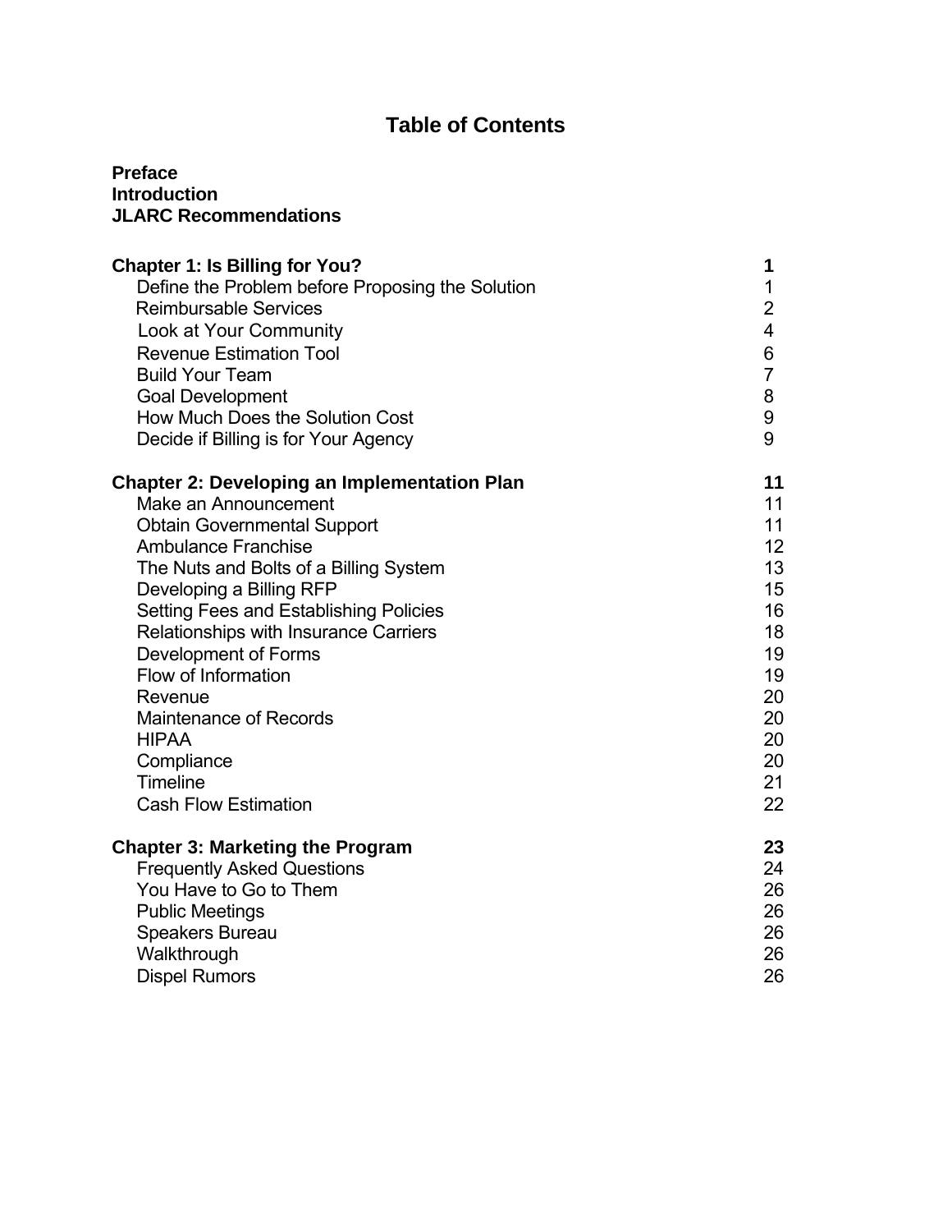# Table of Contents

**Preface**
**Introduction**
**JLARC Recommendations**

| | |
|---|---|
| **Chapter 1: Is Billing for You?** | **1** |
| Define the Problem before Proposing the Solution | 1 |
| Reimbursable Services | 2 |
| Look at Your Community | 4 |
| Revenue Estimation Tool | 6 |
| Build Your Team | 7 |
| Goal Development | 8 |
| How Much Does the Solution Cost | 9 |
| Decide if Billing is for Your Agency | 9 |
| **Chapter 2: Developing an Implementation Plan** | **11** |
| Make an Announcement | 11 |
| Obtain Governmental Support | 11 |
| Ambulance Franchise | 12 |
| The Nuts and Bolts of a Billing System | 13 |
| Developing a Billing RFP | 15 |
| Setting Fees and Establishing Policies | 16 |
| Relationships with Insurance Carriers | 18 |
| Development of Forms | 19 |
| Flow of Information | 19 |
| Revenue | 20 |
| Maintenance of Records | 20 |
| HIPAA | 20 |
| Compliance | 20 |
| Timeline | 21 |
| Cash Flow Estimation | 22 |
| **Chapter 3: Marketing the Program** | **23** |
| Frequently Asked Questions | 24 |
| You Have to Go to Them | 26 |
| Public Meetings | 26 |
| Speakers Bureau | 26 |
| Walkthrough | 26 |
| Dispel Rumors | 26 |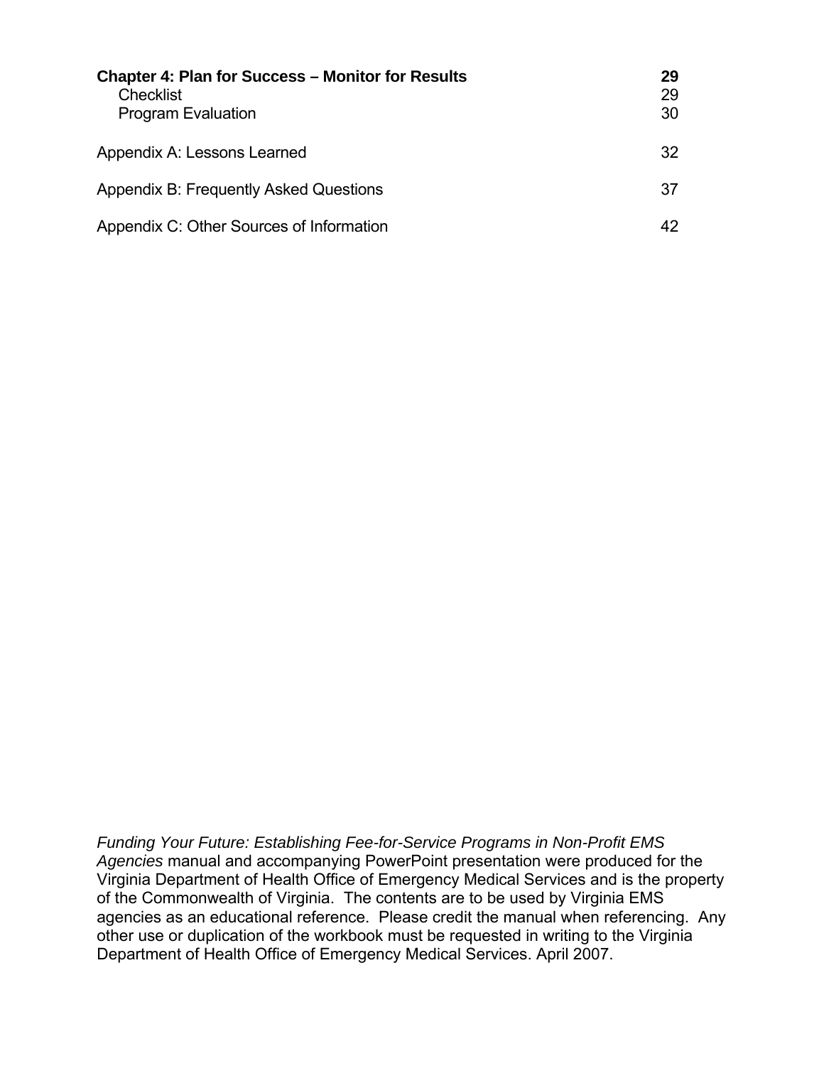| | |
|---|---|
| **Chapter 4: Plan for Success – Monitor for Results** | **29** |
| Checklist | 29 |
| Program Evaluation | 30 |
| Appendix A: Lessons Learned | 32 |
| Appendix B: Frequently Asked Questions | 37 |
| Appendix C: Other Sources of Information | 42 |

*Funding Your Future: Establishing Fee-for-Service Programs in Non-Profit EMS Agencies* manual and accompanying PowerPoint presentation were produced for the Virginia Department of Health Office of Emergency Medical Services and is the property of the Commonwealth of Virginia. The contents are to be used by Virginia EMS agencies as an educational reference. Please credit the manual when referencing. Any other use or duplication of the workbook must be requested in writing to the Virginia Department of Health Office of Emergency Medical Services. April 2007.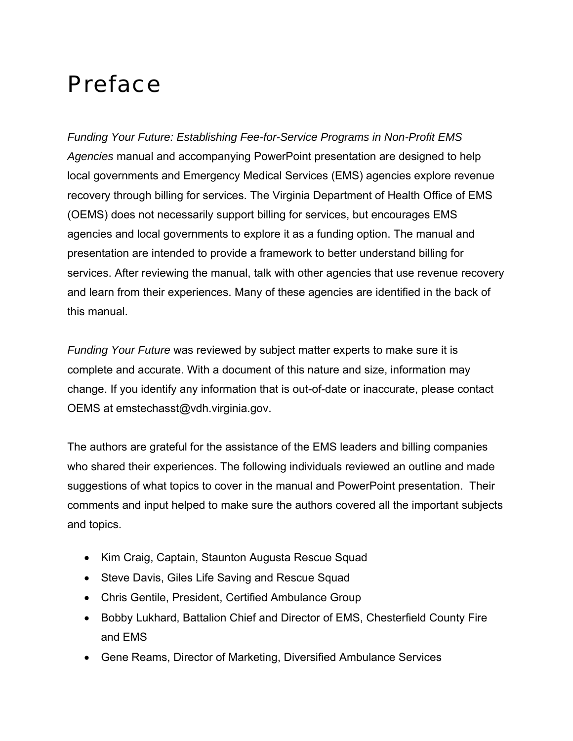# Preface

*Funding Your Future: Establishing Fee-for-Service Programs in Non-Profit EMS Agencies* manual and accompanying PowerPoint presentation are designed to help local governments and Emergency Medical Services (EMS) agencies explore revenue recovery through billing for services. The Virginia Department of Health Office of EMS (OEMS) does not necessarily support billing for services, but encourages EMS agencies and local governments to explore it as a funding option. The manual and presentation are intended to provide a framework to better understand billing for services. After reviewing the manual, talk with other agencies that use revenue recovery and learn from their experiences. Many of these agencies are identified in the back of this manual.

*Funding Your Future* was reviewed by subject matter experts to make sure it is complete and accurate. With a document of this nature and size, information may change. If you identify any information that is out-of-date or inaccurate, please contact OEMS at emstechasst@vdh.virginia.gov.

The authors are grateful for the assistance of the EMS leaders and billing companies who shared their experiences. The following individuals reviewed an outline and made suggestions of what topics to cover in the manual and PowerPoint presentation. Their comments and input helped to make sure the authors covered all the important subjects and topics.

- Kim Craig, Captain, Staunton Augusta Rescue Squad
- Steve Davis, Giles Life Saving and Rescue Squad
- Chris Gentile, President, Certified Ambulance Group
- Bobby Lukhard, Battalion Chief and Director of EMS, Chesterfield County Fire and EMS
- Gene Reams, Director of Marketing, Diversified Ambulance Services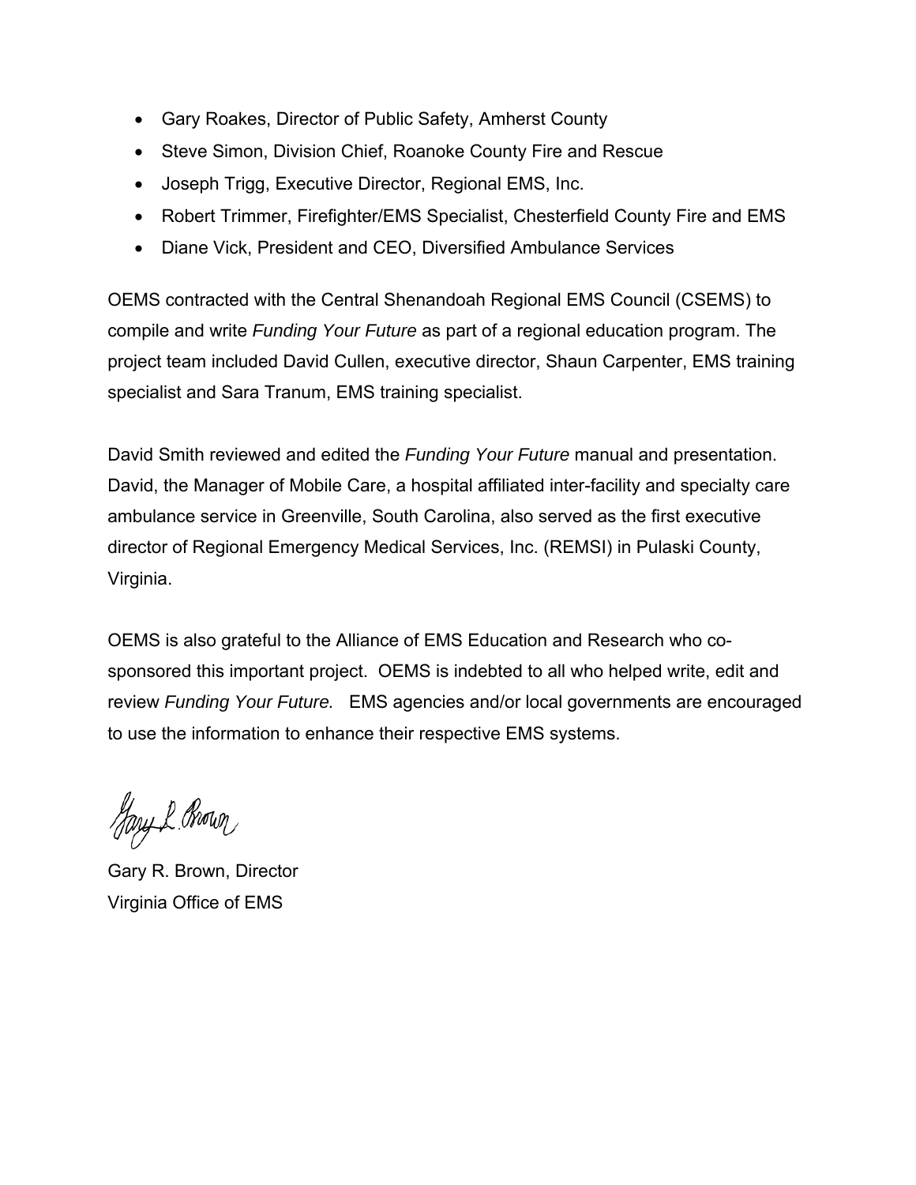- Gary Roakes, Director of Public Safety, Amherst County
- Steve Simon, Division Chief, Roanoke County Fire and Rescue
- Joseph Trigg, Executive Director, Regional EMS, Inc.
- Robert Trimmer, Firefighter/EMS Specialist, Chesterfield County Fire and EMS
- Diane Vick, President and CEO, Diversified Ambulance Services

OEMS contracted with the Central Shenandoah Regional EMS Council (CSEMS) to compile and write *Funding Your Future* as part of a regional education program. The project team included David Cullen, executive director, Shaun Carpenter, EMS training specialist and Sara Tranum, EMS training specialist.

David Smith reviewed and edited the *Funding Your Future* manual and presentation. David, the Manager of Mobile Care, a hospital affiliated inter-facility and specialty care ambulance service in Greenville, South Carolina, also served as the first executive director of Regional Emergency Medical Services, Inc. (REMSI) in Pulaski County, Virginia.

OEMS is also grateful to the Alliance of EMS Education and Research who co-sponsored this important project. OEMS is indebted to all who helped write, edit and review *Funding Your Future.* EMS agencies and/or local governments are encouraged to use the information to enhance their respective EMS systems.

Gary R. Brown, Director
Virginia Office of EMS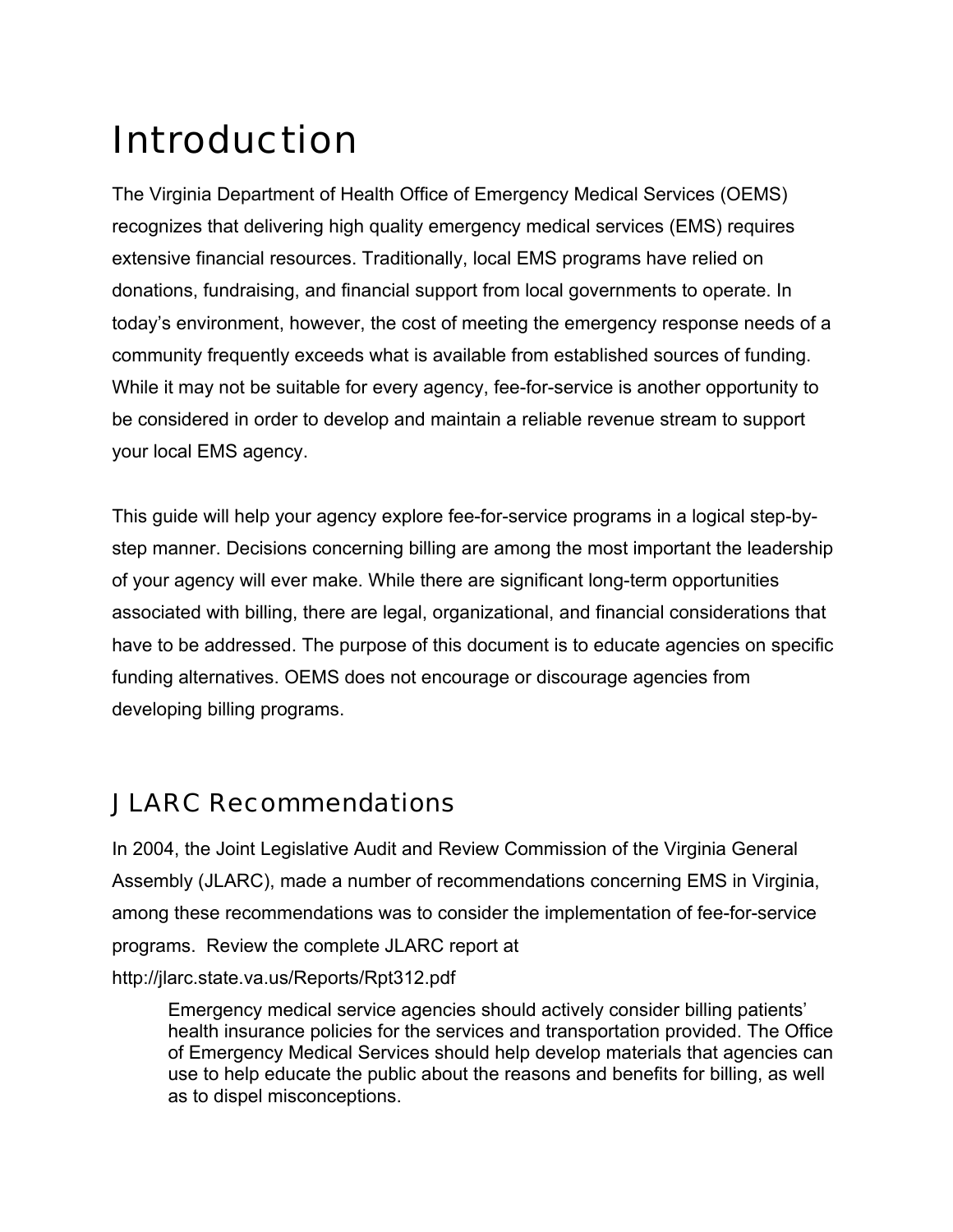# Introduction

The Virginia Department of Health Office of Emergency Medical Services (OEMS) recognizes that delivering high quality emergency medical services (EMS) requires extensive financial resources. Traditionally, local EMS programs have relied on donations, fundraising, and financial support from local governments to operate. In today's environment, however, the cost of meeting the emergency response needs of a community frequently exceeds what is available from established sources of funding. While it may not be suitable for every agency, fee-for-service is another opportunity to be considered in order to develop and maintain a reliable revenue stream to support your local EMS agency.

This guide will help your agency explore fee-for-service programs in a logical step-by-step manner. Decisions concerning billing are among the most important the leadership of your agency will ever make. While there are significant long-term opportunities associated with billing, there are legal, organizational, and financial considerations that have to be addressed. The purpose of this document is to educate agencies on specific funding alternatives. OEMS does not encourage or discourage agencies from developing billing programs.

## JLARC Recommendations

In 2004, the Joint Legislative Audit and Review Commission of the Virginia General Assembly (JLARC), made a number of recommendations concerning EMS in Virginia, among these recommendations was to consider the implementation of fee-for-service programs. Review the complete JLARC report at http://jlarc.state.va.us/Reports/Rpt312.pdf

> Emergency medical service agencies should actively consider billing patients' health insurance policies for the services and transportation provided. The Office of Emergency Medical Services should help develop materials that agencies can use to help educate the public about the reasons and benefits for billing, as well as to dispel misconceptions.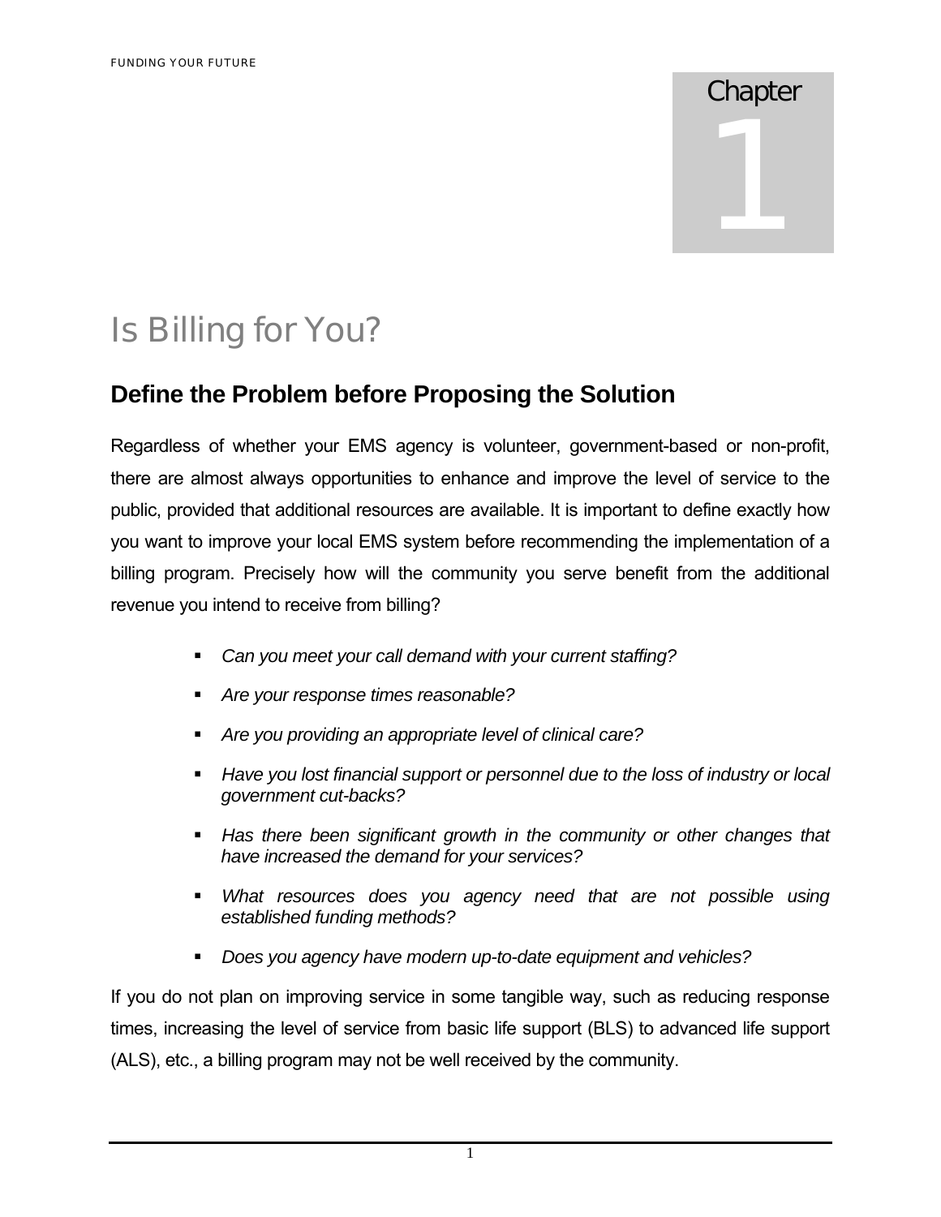# Chapter 1

# Is Billing for You?

## Define the Problem before Proposing the Solution

Regardless of whether your EMS agency is volunteer, government-based or non-profit, there are almost always opportunities to enhance and improve the level of service to the public, provided that additional resources are available. It is important to define exactly how you want to improve your local EMS system before recommending the implementation of a billing program. Precisely how will the community you serve benefit from the additional revenue you intend to receive from billing?

- *Can you meet your call demand with your current staffing?*
- *Are your response times reasonable?*
- *Are you providing an appropriate level of clinical care?*
- *Have you lost financial support or personnel due to the loss of industry or local government cut-backs?*
- *Has there been significant growth in the community or other changes that have increased the demand for your services?*
- *What resources does you agency need that are not possible using established funding methods?*
- *Does you agency have modern up-to-date equipment and vehicles?*

If you do not plan on improving service in some tangible way, such as reducing response times, increasing the level of service from basic life support (BLS) to advanced life support (ALS), etc., a billing program may not be well received by the community.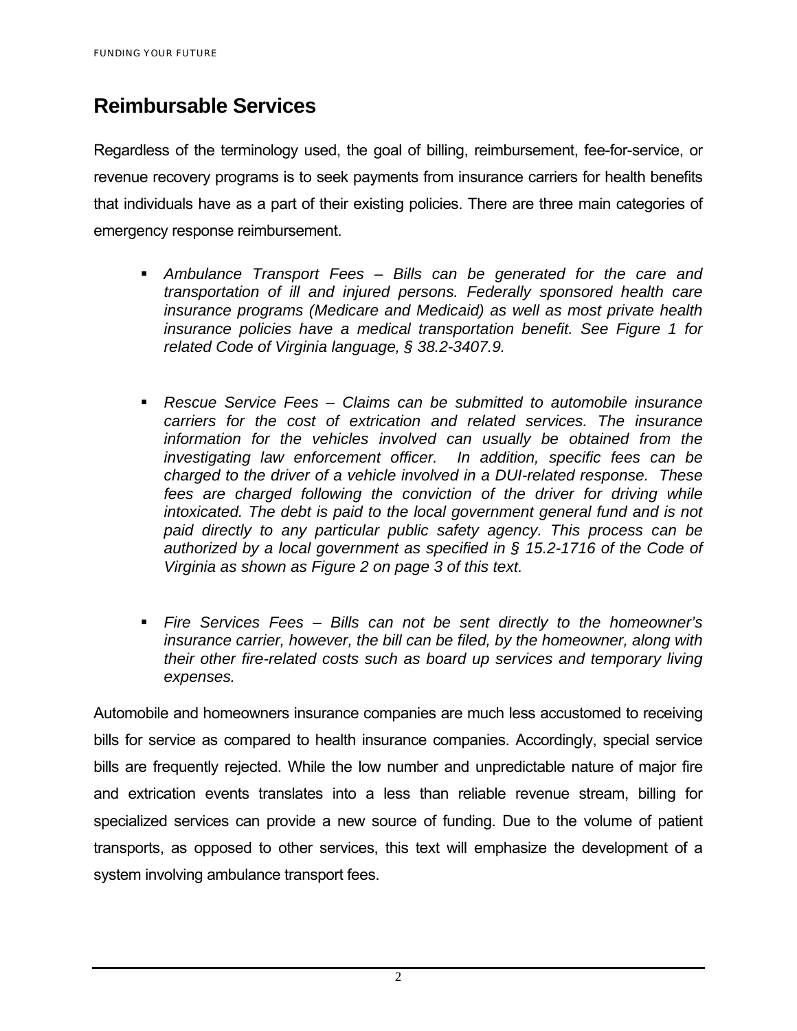## Reimbursable Services

Regardless of the terminology used, the goal of billing, reimbursement, fee-for-service, or revenue recovery programs is to seek payments from insurance carriers for health benefits that individuals have as a part of their existing policies. There are three main categories of emergency response reimbursement.

- *Ambulance Transport Fees – Bills can be generated for the care and transportation of ill and injured persons. Federally sponsored health care insurance programs (Medicare and Medicaid) as well as most private health insurance policies have a medical transportation benefit. See Figure 1 for related Code of Virginia language, § 38.2-3407.9.*

- *Rescue Service Fees – Claims can be submitted to automobile insurance carriers for the cost of extrication and related services. The insurance information for the vehicles involved can usually be obtained from the investigating law enforcement officer. In addition, specific fees can be charged to the driver of a vehicle involved in a DUI-related response. These fees are charged following the conviction of the driver for driving while intoxicated. The debt is paid to the local government general fund and is not paid directly to any particular public safety agency. This process can be authorized by a local government as specified in § 15.2-1716 of the Code of Virginia as shown as Figure 2 on page 3 of this text.*

- *Fire Services Fees – Bills can not be sent directly to the homeowner's insurance carrier, however, the bill can be filed, by the homeowner, along with their other fire-related costs such as board up services and temporary living expenses.*

Automobile and homeowners insurance companies are much less accustomed to receiving bills for service as compared to health insurance companies. Accordingly, special service bills are frequently rejected. While the low number and unpredictable nature of major fire and extrication events translates into a less than reliable revenue stream, billing for specialized services can provide a new source of funding. Due to the volume of patient transports, as opposed to other services, this text will emphasize the development of a system involving ambulance transport fees.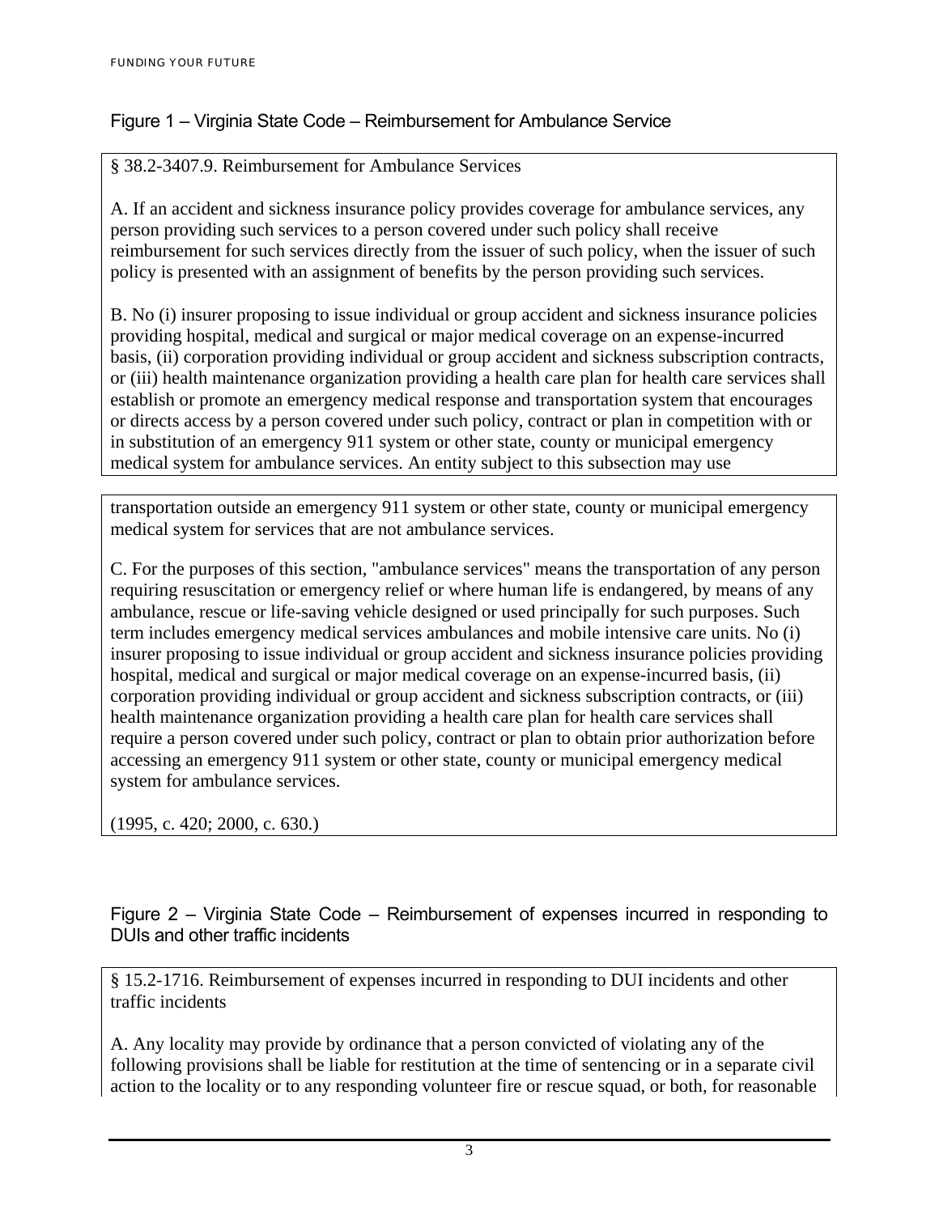## Figure 1 – Virginia State Code – Reimbursement for Ambulance Service

§ 38.2-3407.9. Reimbursement for Ambulance Services

A. If an accident and sickness insurance policy provides coverage for ambulance services, any person providing such services to a person covered under such policy shall receive reimbursement for such services directly from the issuer of such policy, when the issuer of such policy is presented with an assignment of benefits by the person providing such services.

B. No (i) insurer proposing to issue individual or group accident and sickness insurance policies providing hospital, medical and surgical or major medical coverage on an expense-incurred basis, (ii) corporation providing individual or group accident and sickness subscription contracts, or (iii) health maintenance organization providing a health care plan for health care services shall establish or promote an emergency medical response and transportation system that encourages or directs access by a person covered under such policy, contract or plan in competition with or in substitution of an emergency 911 system or other state, county or municipal emergency medical system for ambulance services. An entity subject to this subsection may use transportation outside an emergency 911 system or other state, county or municipal emergency medical system for services that are not ambulance services.

C. For the purposes of this section, "ambulance services" means the transportation of any person requiring resuscitation or emergency relief or where human life is endangered, by means of any ambulance, rescue or life-saving vehicle designed or used principally for such purposes. Such term includes emergency medical services ambulances and mobile intensive care units. No (i) insurer proposing to issue individual or group accident and sickness insurance policies providing hospital, medical and surgical or major medical coverage on an expense-incurred basis, (ii) corporation providing individual or group accident and sickness subscription contracts, or (iii) health maintenance organization providing a health care plan for health care services shall require a person covered under such policy, contract or plan to obtain prior authorization before accessing an emergency 911 system or other state, county or municipal emergency medical system for ambulance services.

(1995, c. 420; 2000, c. 630.)

## Figure 2 – Virginia State Code – Reimbursement of expenses incurred in responding to DUIs and other traffic incidents

§ 15.2-1716. Reimbursement of expenses incurred in responding to DUI incidents and other traffic incidents

A. Any locality may provide by ordinance that a person convicted of violating any of the following provisions shall be liable for restitution at the time of sentencing or in a separate civil action to the locality or to any responding volunteer fire or rescue squad, or both, for reasonable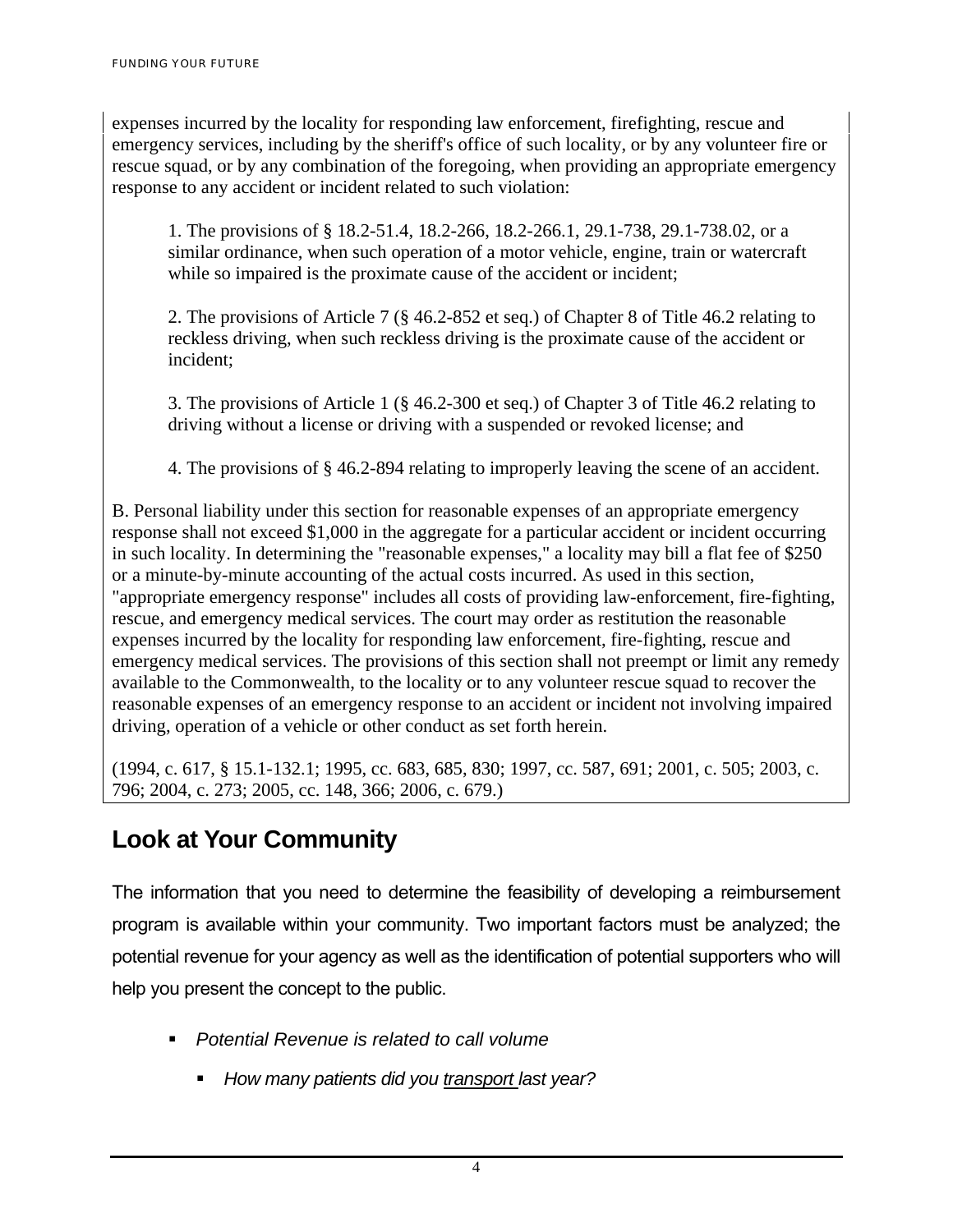expenses incurred by the locality for responding law enforcement, firefighting, rescue and emergency services, including by the sheriff's office of such locality, or by any volunteer fire or rescue squad, or by any combination of the foregoing, when providing an appropriate emergency response to any accident or incident related to such violation:

> 1. The provisions of § 18.2-51.4, 18.2-266, 18.2-266.1, 29.1-738, 29.1-738.02, or a similar ordinance, when such operation of a motor vehicle, engine, train or watercraft while so impaired is the proximate cause of the accident or incident;
>
> 2. The provisions of Article 7 (§ 46.2-852 et seq.) of Chapter 8 of Title 46.2 relating to reckless driving, when such reckless driving is the proximate cause of the accident or incident;
>
> 3. The provisions of Article 1 (§ 46.2-300 et seq.) of Chapter 3 of Title 46.2 relating to driving without a license or driving with a suspended or revoked license; and
>
> 4. The provisions of § 46.2-894 relating to improperly leaving the scene of an accident.

B. Personal liability under this section for reasonable expenses of an appropriate emergency response shall not exceed $1,000 in the aggregate for a particular accident or incident occurring in such locality. In determining the "reasonable expenses," a locality may bill a flat fee of $250 or a minute-by-minute accounting of the actual costs incurred. As used in this section, "appropriate emergency response" includes all costs of providing law-enforcement, fire-fighting, rescue, and emergency medical services. The court may order as restitution the reasonable expenses incurred by the locality for responding law enforcement, fire-fighting, rescue and emergency medical services. The provisions of this section shall not preempt or limit any remedy available to the Commonwealth, to the locality or to any volunteer rescue squad to recover the reasonable expenses of an emergency response to an accident or incident not involving impaired driving, operation of a vehicle or other conduct as set forth herein.

(1994, c. 617, § 15.1-132.1; 1995, cc. 683, 685, 830; 1997, cc. 587, 691; 2001, c. 505; 2003, c. 796; 2004, c. 273; 2005, cc. 148, 366; 2006, c. 679.)

## Look at Your Community

The information that you need to determine the feasibility of developing a reimbursement program is available within your community. Two important factors must be analyzed; the potential revenue for your agency as well as the identification of potential supporters who will help you present the concept to the public.

- *Potential Revenue is related to call volume*
    - *How many patients did you transport last year?*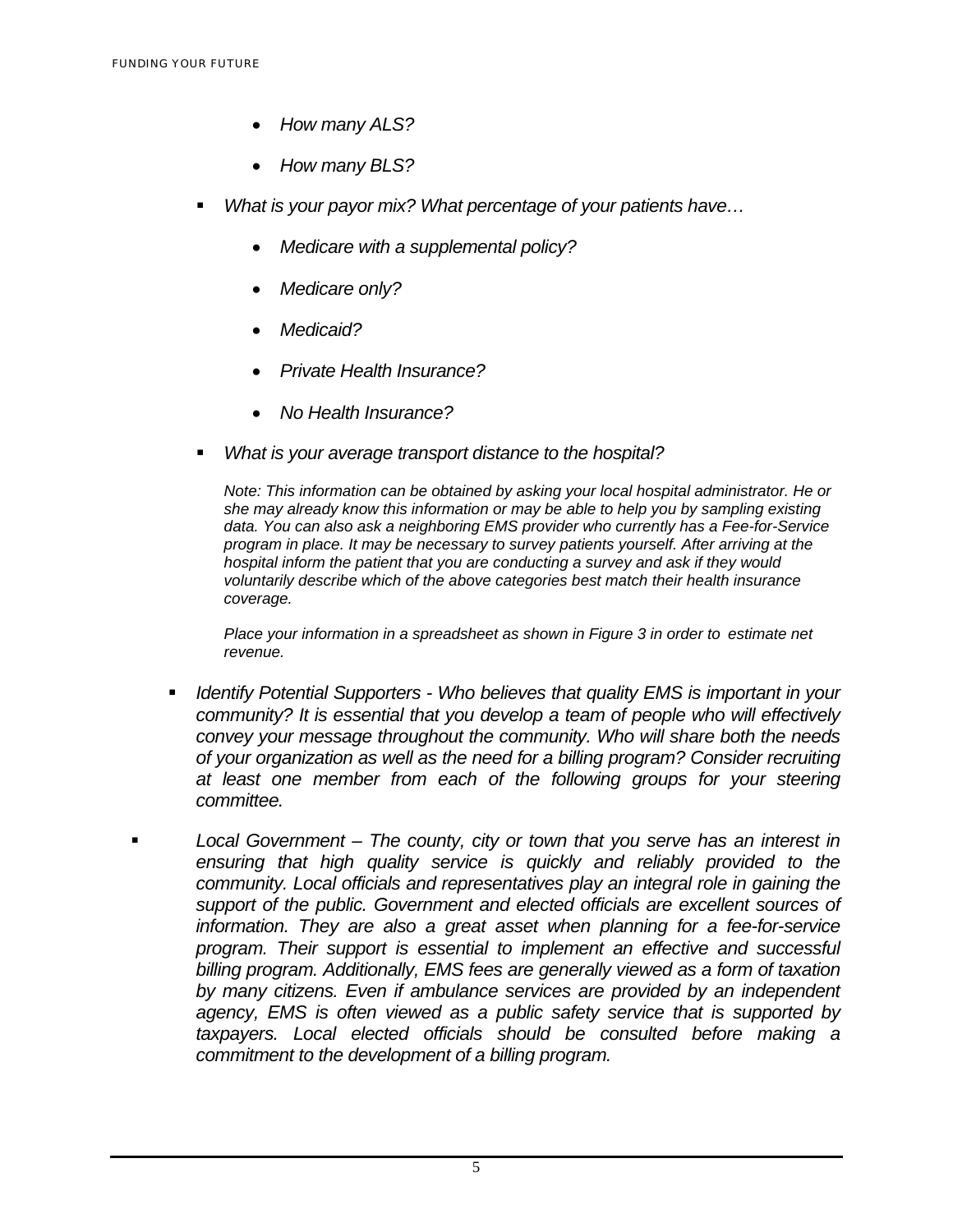- *How many ALS?*
- *How many BLS?*

- *What is your payor mix? What percentage of your patients have…*
  - *Medicare with a supplemental policy?*
  - *Medicare only?*
  - *Medicaid?*
  - *Private Health Insurance?*
  - *No Health Insurance?*

- *What is your average transport distance to the hospital?*

  *Note: This information can be obtained by asking your local hospital administrator. He or she may already know this information or may be able to help you by sampling existing data. You can also ask a neighboring EMS provider who currently has a Fee-for-Service program in place. It may be necessary to survey patients yourself. After arriving at the hospital inform the patient that you are conducting a survey and ask if they would voluntarily describe which of the above categories best match their health insurance coverage.*

  *Place your information in a spreadsheet as shown in Figure 3 in order to estimate net revenue.*

- *Identify Potential Supporters - Who believes that quality EMS is important in your community? It is essential that you develop a team of people who will effectively convey your message throughout the community. Who will share both the needs of your organization as well as the need for a billing program? Consider recruiting at least one member from each of the following groups for your steering committee.*

- *Local Government – The county, city or town that you serve has an interest in ensuring that high quality service is quickly and reliably provided to the community. Local officials and representatives play an integral role in gaining the support of the public. Government and elected officials are excellent sources of information. They are also a great asset when planning for a fee-for-service program. Their support is essential to implement an effective and successful billing program. Additionally, EMS fees are generally viewed as a form of taxation by many citizens. Even if ambulance services are provided by an independent agency, EMS is often viewed as a public safety service that is supported by taxpayers. Local elected officials should be consulted before making a commitment to the development of a billing program.*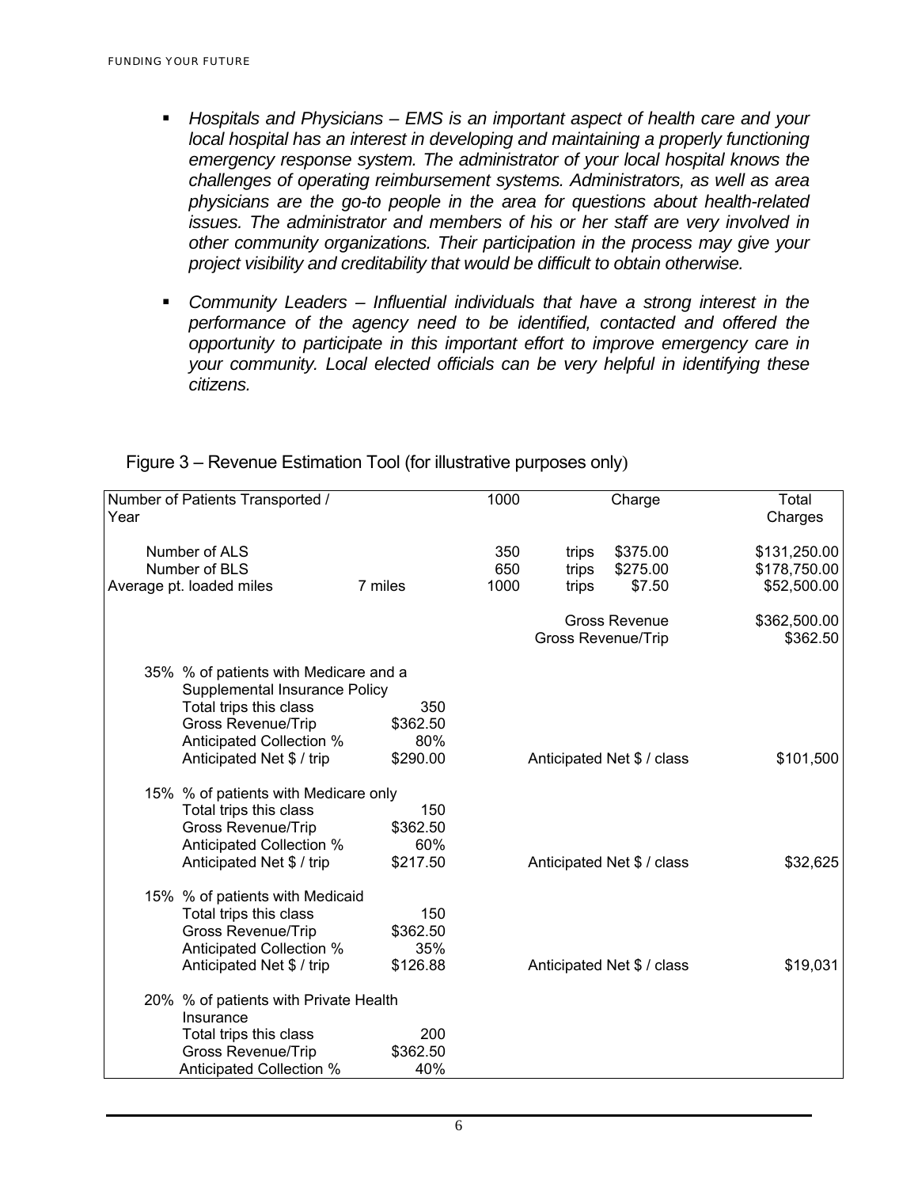- *Hospitals and Physicians – EMS is an important aspect of health care and your local hospital has an interest in developing and maintaining a properly functioning emergency response system. The administrator of your local hospital knows the challenges of operating reimbursement systems. Administrators, as well as area physicians are the go-to people in the area for questions about health-related issues. The administrator and members of his or her staff are very involved in other community organizations. Their participation in the process may give your project visibility and creditability that would be difficult to obtain otherwise.*

- *Community Leaders – Influential individuals that have a strong interest in the performance of the agency need to be identified, contacted and offered the opportunity to participate in this important effort to improve emergency care in your community. Local elected officials can be very helpful in identifying these citizens.*

Figure 3 – Revenue Estimation Tool (for illustrative purposes only)

| Number of Patients Transported / Year | | 1000 | | Charge | Total Charges |
|---|---|---|---|---|---|
| Number of ALS | | 350 | trips | $375.00 | $131,250.00 |
| Number of BLS | | 650 | trips | $275.00 | $178,750.00 |
| Average pt. loaded miles | 7 miles | 1000 | trips | $7.50 | $52,500.00 |
| | | | | Gross Revenue | $362,500.00 |
| | | | | Gross Revenue/Trip | $362.50 |
| 35% % of patients with Medicare and a Supplemental Insurance Policy | | | | | |
| Total trips this class | 350 | | | | |
| Gross Revenue/Trip | $362.50 | | | | |
| Anticipated Collection % | 80% | | | | |
| Anticipated Net $ / trip | $290.00 | | | Anticipated Net $ / class | $101,500 |
| 15% % of patients with Medicare only | | | | | |
| Total trips this class | 150 | | | | |
| Gross Revenue/Trip | $362.50 | | | | |
| Anticipated Collection % | 60% | | | | |
| Anticipated Net $ / trip | $217.50 | | | Anticipated Net $ / class | $32,625 |
| 15% % of patients with Medicaid | | | | | |
| Total trips this class | 150 | | | | |
| Gross Revenue/Trip | $362.50 | | | | |
| Anticipated Collection % | 35% | | | | |
| Anticipated Net $ / trip | $126.88 | | | Anticipated Net $ / class | $19,031 |
| 20% % of patients with Private Health Insurance | | | | | |
| Total trips this class | 200 | | | | |
| Gross Revenue/Trip | $362.50 | | | | |
| Anticipated Collection % | 40% | | | | |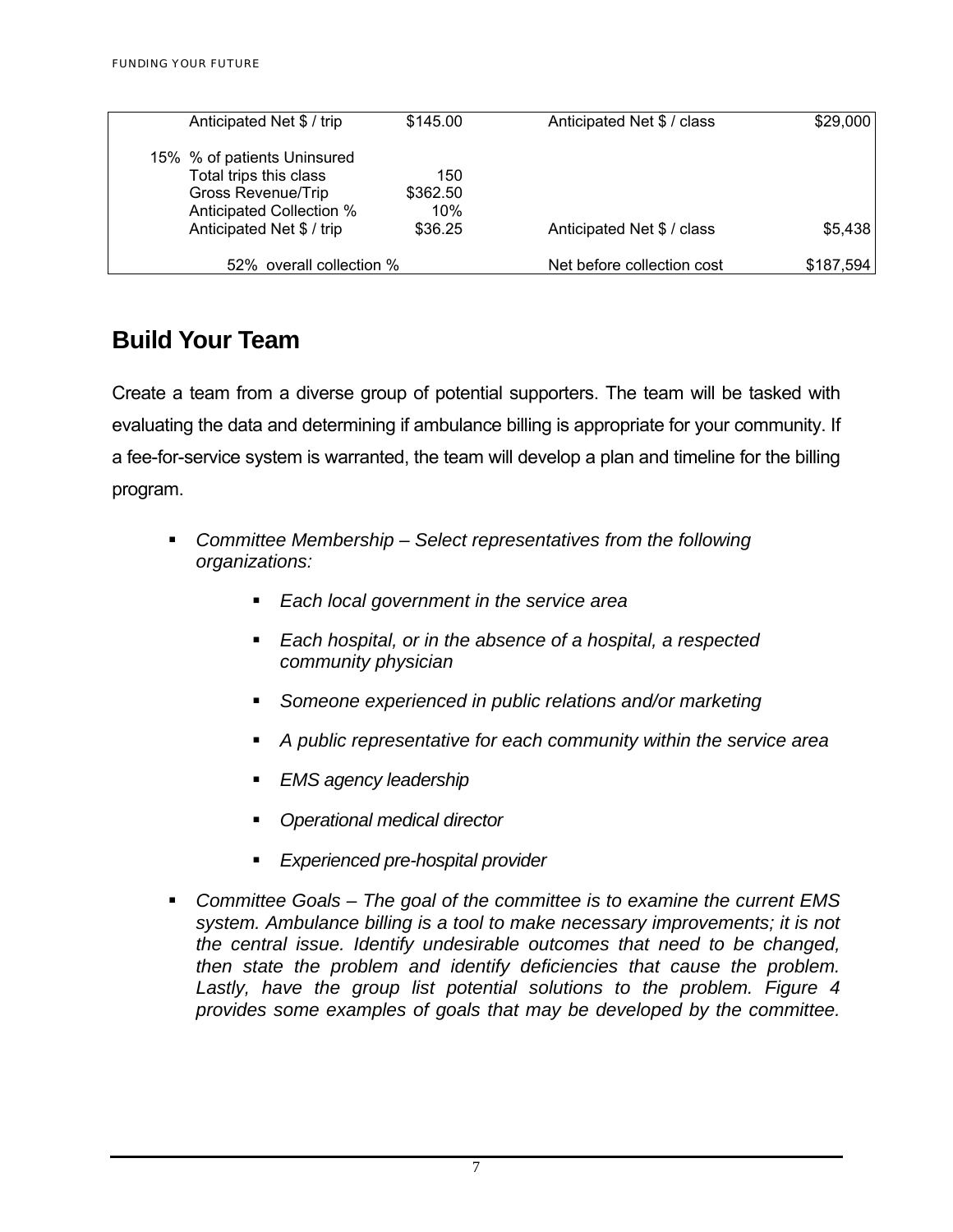| | | | | |
|---|---|---|---|---|
| | Anticipated Net $ / trip | $145.00 | Anticipated Net $ / class | $29,000 |
| 15% | % of patients Uninsured | | | |
| | Total trips this class | 150 | | |
| | Gross Revenue/Trip | $362.50 | | |
| | Anticipated Collection % | 10% | | |
| | Anticipated Net $ / trip | $36.25 | Anticipated Net $ / class | $5,438 |
| | 52% overall collection % | | Net before collection cost | $187,594 |

## Build Your Team

Create a team from a diverse group of potential supporters. The team will be tasked with evaluating the data and determining if ambulance billing is appropriate for your community. If a fee-for-service system is warranted, the team will develop a plan and timeline for the billing program.

- *Committee Membership – Select representatives from the following organizations:*
  - *Each local government in the service area*
  - *Each hospital, or in the absence of a hospital, a respected community physician*
  - *Someone experienced in public relations and/or marketing*
  - *A public representative for each community within the service area*
  - *EMS agency leadership*
  - *Operational medical director*
  - *Experienced pre-hospital provider*
- *Committee Goals – The goal of the committee is to examine the current EMS system. Ambulance billing is a tool to make necessary improvements; it is not the central issue. Identify undesirable outcomes that need to be changed, then state the problem and identify deficiencies that cause the problem. Lastly, have the group list potential solutions to the problem. Figure 4 provides some examples of goals that may be developed by the committee.*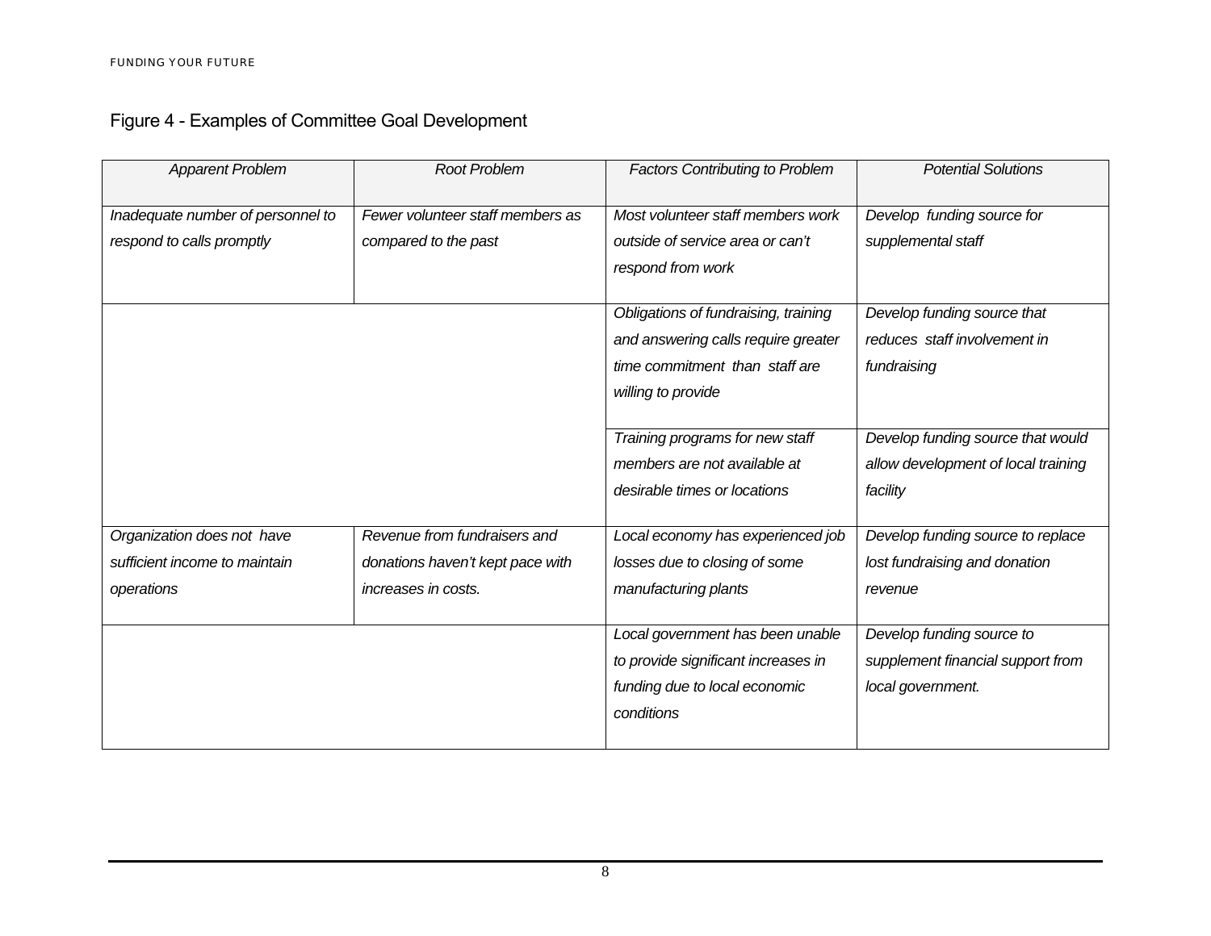Figure 4 - Examples of Committee Goal Development

| *Apparent Problem* | *Root Problem* | *Factors Contributing to Problem* | *Potential Solutions* |
|---|---|---|---|
| *Inadequate number of personnel to respond to calls promptly* | *Fewer volunteer staff members as compared to the past* | *Most volunteer staff members work outside of service area or can't respond from work* | *Develop funding source for supplemental staff* |
| | | *Obligations of fundraising, training and answering calls require greater time commitment than staff are willing to provide* | *Develop funding source that reduces staff involvement in fundraising* |
| | | *Training programs for new staff members are not available at desirable times or locations* | *Develop funding source that would allow development of local training facility* |
| *Organization does not have sufficient income to maintain operations* | *Revenue from fundraisers and donations haven't kept pace with increases in costs.* | *Local economy has experienced job losses due to closing of some manufacturing plants* | *Develop funding source to replace lost fundraising and donation revenue* |
| | | *Local government has been unable to provide significant increases in funding due to local economic conditions* | *Develop funding source to supplement financial support from local government.* |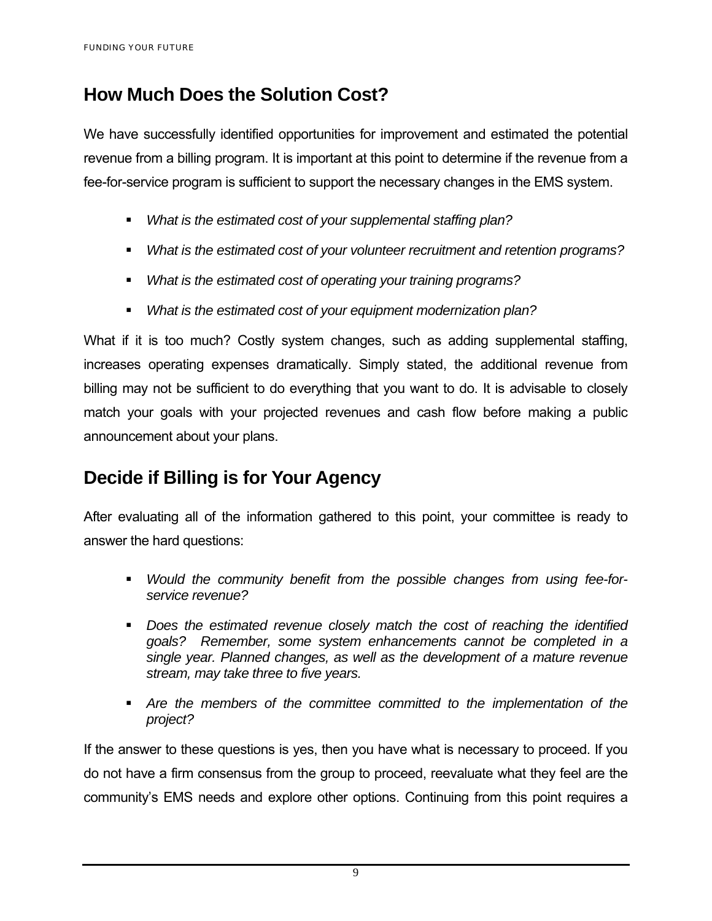## How Much Does the Solution Cost?

We have successfully identified opportunities for improvement and estimated the potential revenue from a billing program. It is important at this point to determine if the revenue from a fee-for-service program is sufficient to support the necessary changes in the EMS system.

- *What is the estimated cost of your supplemental staffing plan?*
- *What is the estimated cost of your volunteer recruitment and retention programs?*
- *What is the estimated cost of operating your training programs?*
- *What is the estimated cost of your equipment modernization plan?*

What if it is too much? Costly system changes, such as adding supplemental staffing, increases operating expenses dramatically. Simply stated, the additional revenue from billing may not be sufficient to do everything that you want to do. It is advisable to closely match your goals with your projected revenues and cash flow before making a public announcement about your plans.

## Decide if Billing is for Your Agency

After evaluating all of the information gathered to this point, your committee is ready to answer the hard questions:

- *Would the community benefit from the possible changes from using fee-for-service revenue?*
- *Does the estimated revenue closely match the cost of reaching the identified goals? Remember, some system enhancements cannot be completed in a single year. Planned changes, as well as the development of a mature revenue stream, may take three to five years.*
- *Are the members of the committee committed to the implementation of the project?*

If the answer to these questions is yes, then you have what is necessary to proceed. If you do not have a firm consensus from the group to proceed, reevaluate what they feel are the community's EMS needs and explore other options. Continuing from this point requires a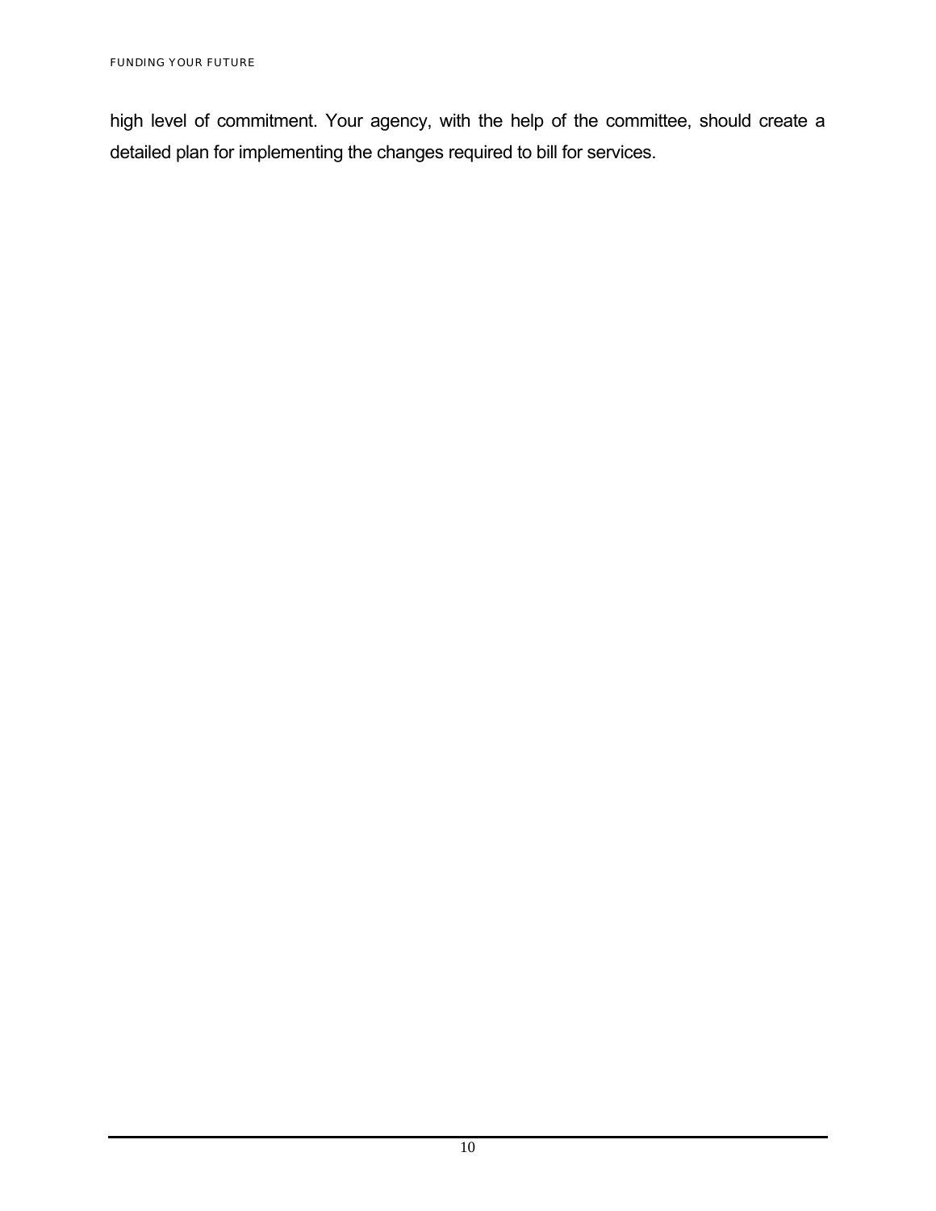high level of commitment. Your agency, with the help of the committee, should create a detailed plan for implementing the changes required to bill for services.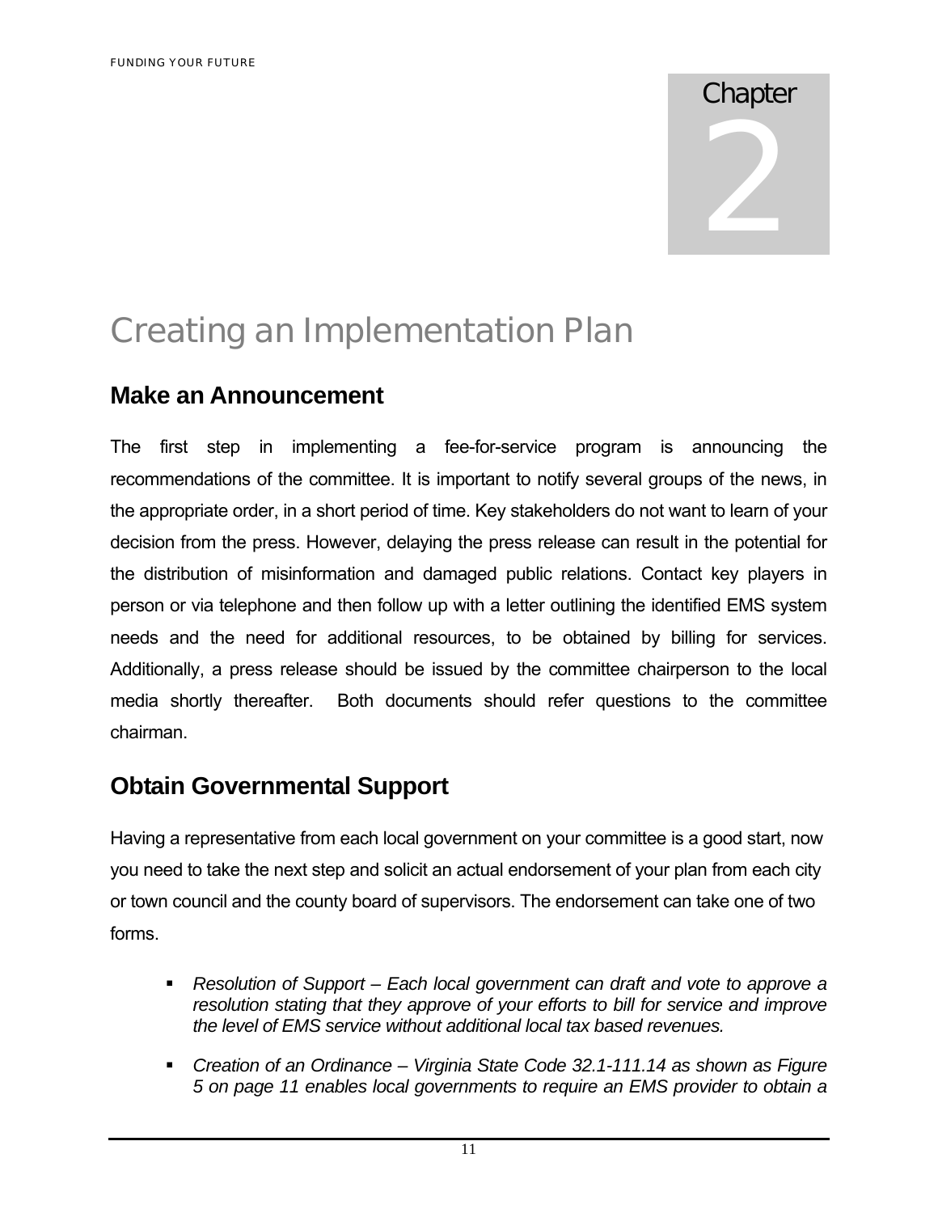# Chapter 2

# Creating an Implementation Plan

## Make an Announcement

The first step in implementing a fee-for-service program is announcing the recommendations of the committee. It is important to notify several groups of the news, in the appropriate order, in a short period of time. Key stakeholders do not want to learn of your decision from the press. However, delaying the press release can result in the potential for the distribution of misinformation and damaged public relations. Contact key players in person or via telephone and then follow up with a letter outlining the identified EMS system needs and the need for additional resources, to be obtained by billing for services. Additionally, a press release should be issued by the committee chairperson to the local media shortly thereafter. Both documents should refer questions to the committee chairman.

## Obtain Governmental Support

Having a representative from each local government on your committee is a good start, now you need to take the next step and solicit an actual endorsement of your plan from each city or town council and the county board of supervisors. The endorsement can take one of two forms.

- *Resolution of Support – Each local government can draft and vote to approve a resolution stating that they approve of your efforts to bill for service and improve the level of EMS service without additional local tax based revenues.*
- *Creation of an Ordinance – Virginia State Code 32.1-111.14 as shown as Figure 5 on page 11 enables local governments to require an EMS provider to obtain a*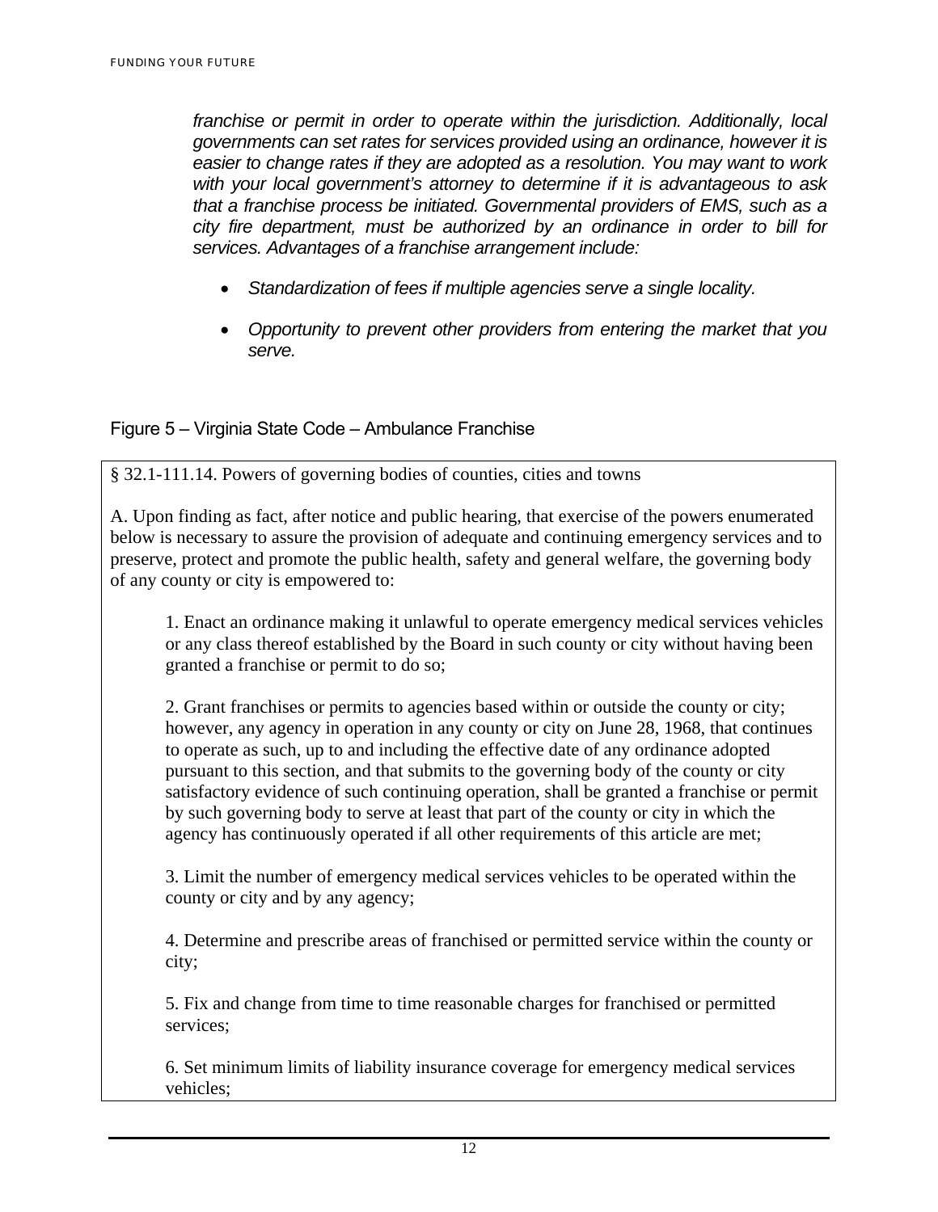*franchise or permit in order to operate within the jurisdiction. Additionally, local governments can set rates for services provided using an ordinance, however it is easier to change rates if they are adopted as a resolution. You may want to work with your local government's attorney to determine if it is advantageous to ask that a franchise process be initiated. Governmental providers of EMS, such as a city fire department, must be authorized by an ordinance in order to bill for services. Advantages of a franchise arrangement include:*

- *Standardization of fees if multiple agencies serve a single locality.*
- *Opportunity to prevent other providers from entering the market that you serve.*

Figure 5 – Virginia State Code – Ambulance Franchise

§ 32.1-111.14. Powers of governing bodies of counties, cities and towns

A. Upon finding as fact, after notice and public hearing, that exercise of the powers enumerated below is necessary to assure the provision of adequate and continuing emergency services and to preserve, protect and promote the public health, safety and general welfare, the governing body of any county or city is empowered to:

1. Enact an ordinance making it unlawful to operate emergency medical services vehicles or any class thereof established by the Board in such county or city without having been granted a franchise or permit to do so;

2. Grant franchises or permits to agencies based within or outside the county or city; however, any agency in operation in any county or city on June 28, 1968, that continues to operate as such, up to and including the effective date of any ordinance adopted pursuant to this section, and that submits to the governing body of the county or city satisfactory evidence of such continuing operation, shall be granted a franchise or permit by such governing body to serve at least that part of the county or city in which the agency has continuously operated if all other requirements of this article are met;

3. Limit the number of emergency medical services vehicles to be operated within the county or city and by any agency;

4. Determine and prescribe areas of franchised or permitted service within the county or city;

5. Fix and change from time to time reasonable charges for franchised or permitted services;

6. Set minimum limits of liability insurance coverage for emergency medical services vehicles;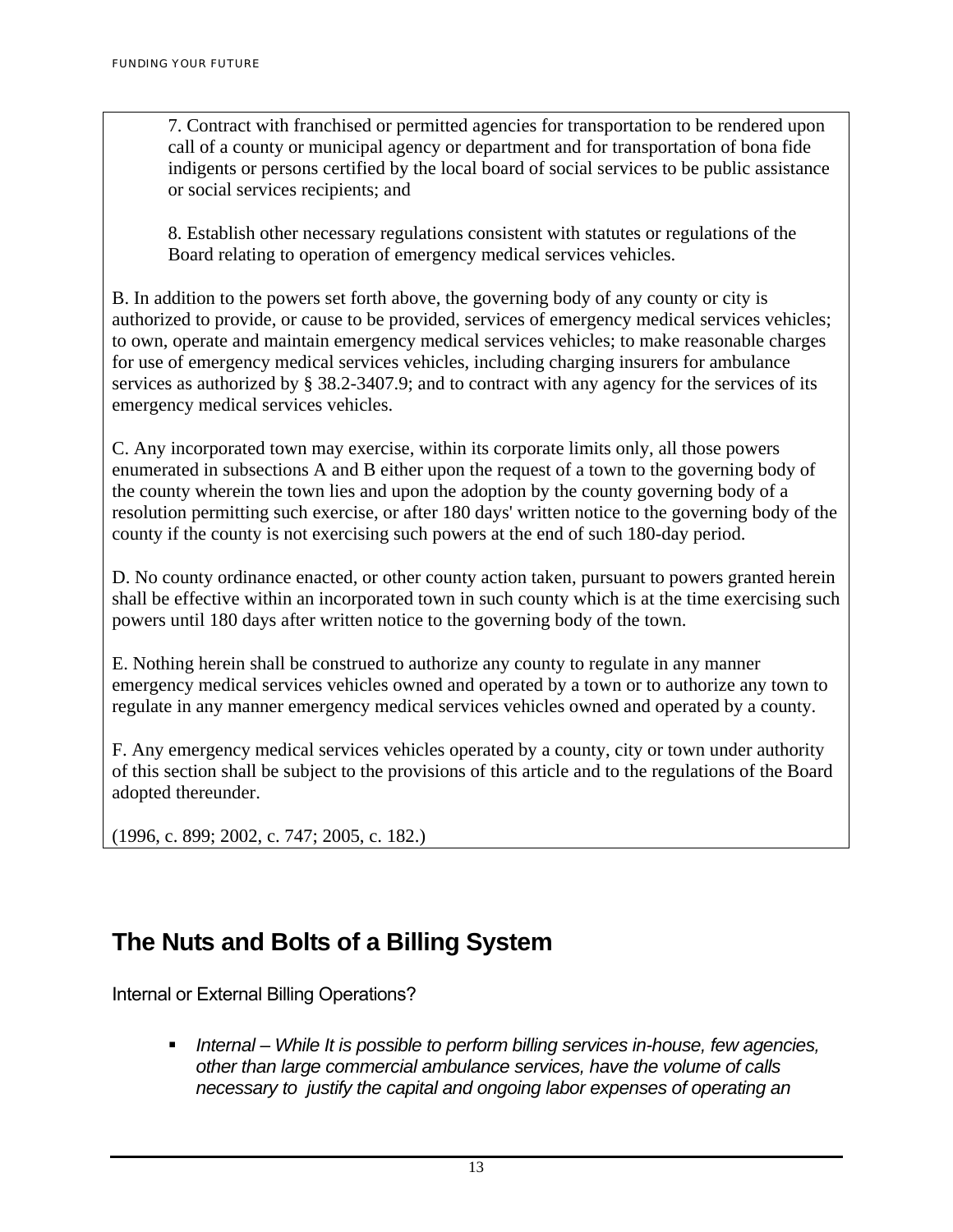7. Contract with franchised or permitted agencies for transportation to be rendered upon call of a county or municipal agency or department and for transportation of bona fide indigents or persons certified by the local board of social services to be public assistance or social services recipients; and

8. Establish other necessary regulations consistent with statutes or regulations of the Board relating to operation of emergency medical services vehicles.

B. In addition to the powers set forth above, the governing body of any county or city is authorized to provide, or cause to be provided, services of emergency medical services vehicles; to own, operate and maintain emergency medical services vehicles; to make reasonable charges for use of emergency medical services vehicles, including charging insurers for ambulance services as authorized by § 38.2-3407.9; and to contract with any agency for the services of its emergency medical services vehicles.

C. Any incorporated town may exercise, within its corporate limits only, all those powers enumerated in subsections A and B either upon the request of a town to the governing body of the county wherein the town lies and upon the adoption by the county governing body of a resolution permitting such exercise, or after 180 days' written notice to the governing body of the county if the county is not exercising such powers at the end of such 180-day period.

D. No county ordinance enacted, or other county action taken, pursuant to powers granted herein shall be effective within an incorporated town in such county which is at the time exercising such powers until 180 days after written notice to the governing body of the town.

E. Nothing herein shall be construed to authorize any county to regulate in any manner emergency medical services vehicles owned and operated by a town or to authorize any town to regulate in any manner emergency medical services vehicles owned and operated by a county.

F. Any emergency medical services vehicles operated by a county, city or town under authority of this section shall be subject to the provisions of this article and to the regulations of the Board adopted thereunder.

(1996, c. 899; 2002, c. 747; 2005, c. 182.)

## The Nuts and Bolts of a Billing System

### Internal or External Billing Operations?

- *Internal – While It is possible to perform billing services in-house, few agencies, other than large commercial ambulance services, have the volume of calls necessary to justify the capital and ongoing labor expenses of operating an*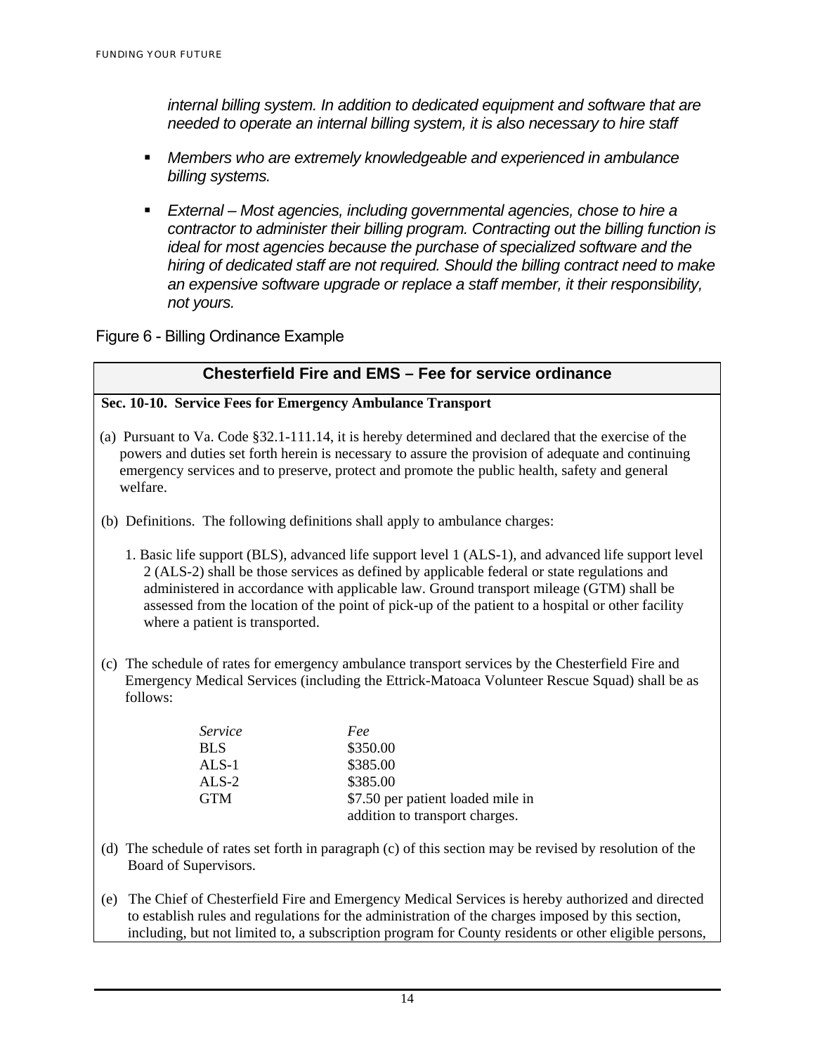*internal billing system. In addition to dedicated equipment and software that are needed to operate an internal billing system, it is also necessary to hire staff*

- *Members who are extremely knowledgeable and experienced in ambulance billing systems.*
- *External – Most agencies, including governmental agencies, chose to hire a contractor to administer their billing program. Contracting out the billing function is ideal for most agencies because the purchase of specialized software and the hiring of dedicated staff are not required. Should the billing contract need to make an expensive software upgrade or replace a staff member, it their responsibility, not yours.*

Figure 6 - Billing Ordinance Example

**Chesterfield Fire and EMS – Fee for service ordinance**

**Sec. 10-10. Service Fees for Emergency Ambulance Transport**

(a) Pursuant to Va. Code §32.1-111.14, it is hereby determined and declared that the exercise of the powers and duties set forth herein is necessary to assure the provision of adequate and continuing emergency services and to preserve, protect and promote the public health, safety and general welfare.

(b) Definitions. The following definitions shall apply to ambulance charges:

1. Basic life support (BLS), advanced life support level 1 (ALS-1), and advanced life support level 2 (ALS-2) shall be those services as defined by applicable federal or state regulations and administered in accordance with applicable law. Ground transport mileage (GTM) shall be assessed from the location of the point of pick-up of the patient to a hospital or other facility where a patient is transported.

(c) The schedule of rates for emergency ambulance transport services by the Chesterfield Fire and Emergency Medical Services (including the Ettrick-Matoaca Volunteer Rescue Squad) shall be as follows:

| *Service* | *Fee* |
|---|---|
| BLS | $350.00 |
| ALS-1 | $385.00 |
| ALS-2 | $385.00 |
| GTM | $7.50 per patient loaded mile in addition to transport charges. |

(d) The schedule of rates set forth in paragraph (c) of this section may be revised by resolution of the Board of Supervisors.

(e) The Chief of Chesterfield Fire and Emergency Medical Services is hereby authorized and directed to establish rules and regulations for the administration of the charges imposed by this section, including, but not limited to, a subscription program for County residents or other eligible persons,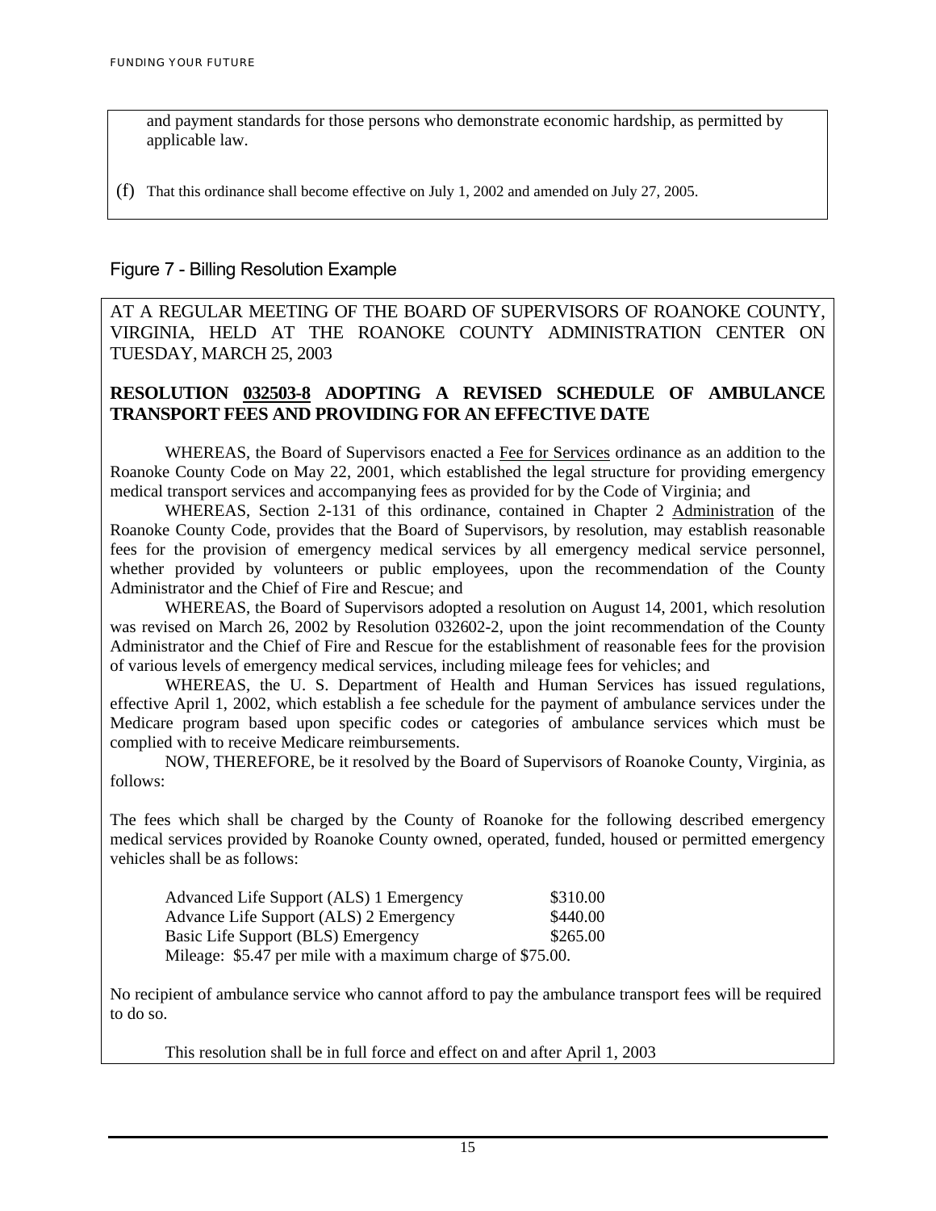and payment standards for those persons who demonstrate economic hardship, as permitted by applicable law.

(f) That this ordinance shall become effective on July 1, 2002 and amended on July 27, 2005.

## Figure 7 - Billing Resolution Example

AT A REGULAR MEETING OF THE BOARD OF SUPERVISORS OF ROANOKE COUNTY, VIRGINIA, HELD AT THE ROANOKE COUNTY ADMINISTRATION CENTER ON TUESDAY, MARCH 25, 2003

**RESOLUTION 032503-8 ADOPTING A REVISED SCHEDULE OF AMBULANCE TRANSPORT FEES AND PROVIDING FOR AN EFFECTIVE DATE**

WHEREAS, the Board of Supervisors enacted a Fee for Services ordinance as an addition to the Roanoke County Code on May 22, 2001, which established the legal structure for providing emergency medical transport services and accompanying fees as provided for by the Code of Virginia; and

WHEREAS, Section 2-131 of this ordinance, contained in Chapter 2 Administration of the Roanoke County Code, provides that the Board of Supervisors, by resolution, may establish reasonable fees for the provision of emergency medical services by all emergency medical service personnel, whether provided by volunteers or public employees, upon the recommendation of the County Administrator and the Chief of Fire and Rescue; and

WHEREAS, the Board of Supervisors adopted a resolution on August 14, 2001, which resolution was revised on March 26, 2002 by Resolution 032602-2, upon the joint recommendation of the County Administrator and the Chief of Fire and Rescue for the establishment of reasonable fees for the provision of various levels of emergency medical services, including mileage fees for vehicles; and

WHEREAS, the U. S. Department of Health and Human Services has issued regulations, effective April 1, 2002, which establish a fee schedule for the payment of ambulance services under the Medicare program based upon specific codes or categories of ambulance services which must be complied with to receive Medicare reimbursements.

NOW, THEREFORE, be it resolved by the Board of Supervisors of Roanoke County, Virginia, as follows:

The fees which shall be charged by the County of Roanoke for the following described emergency medical services provided by Roanoke County owned, operated, funded, housed or permitted emergency vehicles shall be as follows:

| | |
|---|---|
| Advanced Life Support (ALS) 1 Emergency | $310.00 |
| Advance Life Support (ALS) 2 Emergency | $440.00 |
| Basic Life Support (BLS) Emergency | $265.00 |

Mileage: $5.47 per mile with a maximum charge of $75.00.

No recipient of ambulance service who cannot afford to pay the ambulance transport fees will be required to do so.

This resolution shall be in full force and effect on and after April 1, 2003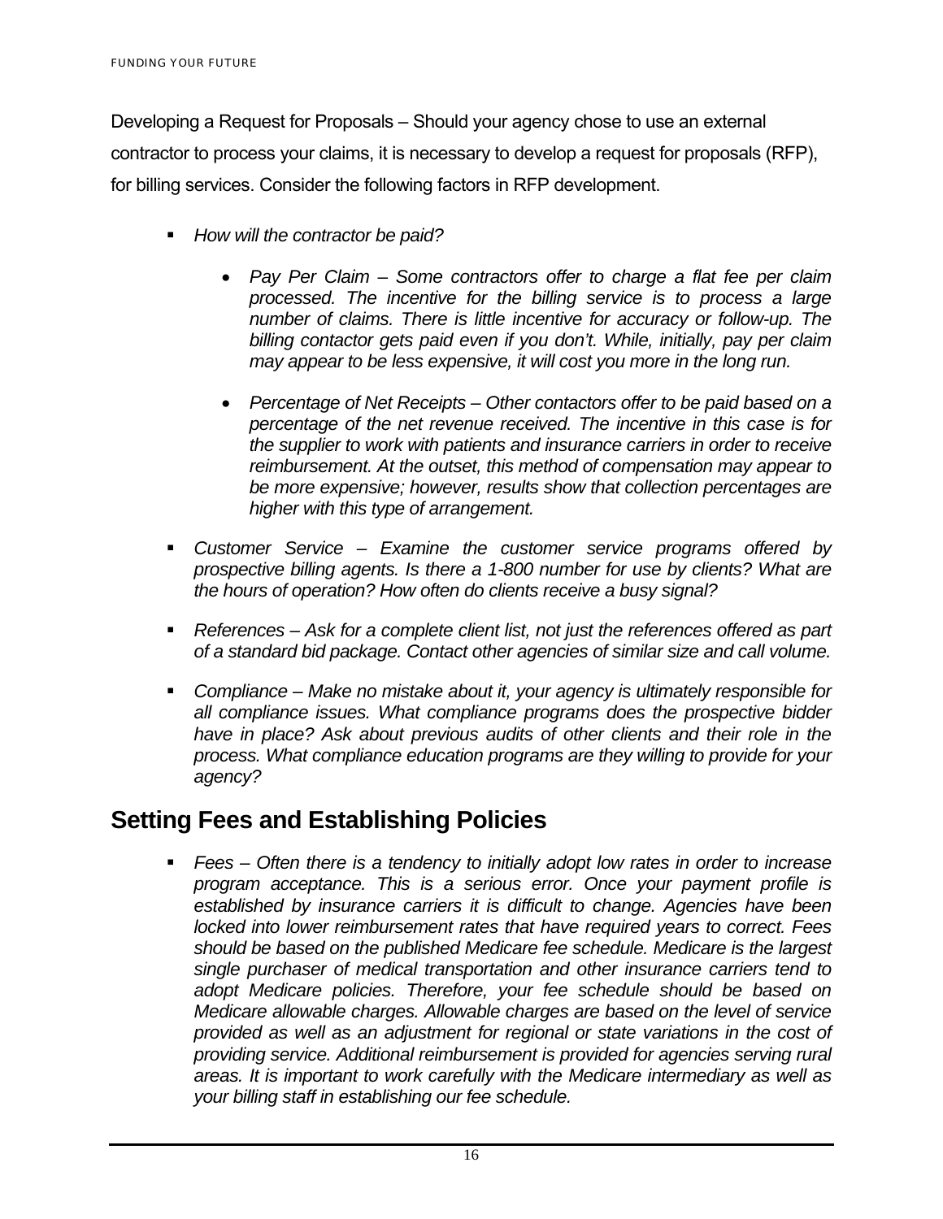Developing a Request for Proposals – Should your agency chose to use an external contractor to process your claims, it is necessary to develop a request for proposals (RFP), for billing services. Consider the following factors in RFP development.

- *How will the contractor be paid?*
  - *Pay Per Claim – Some contractors offer to charge a flat fee per claim processed. The incentive for the billing service is to process a large number of claims. There is little incentive for accuracy or follow-up. The billing contactor gets paid even if you don't. While, initially, pay per claim may appear to be less expensive, it will cost you more in the long run.*
  - *Percentage of Net Receipts – Other contactors offer to be paid based on a percentage of the net revenue received. The incentive in this case is for the supplier to work with patients and insurance carriers in order to receive reimbursement. At the outset, this method of compensation may appear to be more expensive; however, results show that collection percentages are higher with this type of arrangement.*
- *Customer Service – Examine the customer service programs offered by prospective billing agents. Is there a 1-800 number for use by clients? What are the hours of operation? How often do clients receive a busy signal?*
- *References – Ask for a complete client list, not just the references offered as part of a standard bid package. Contact other agencies of similar size and call volume.*
- *Compliance – Make no mistake about it, your agency is ultimately responsible for all compliance issues. What compliance programs does the prospective bidder have in place? Ask about previous audits of other clients and their role in the process. What compliance education programs are they willing to provide for your agency?*

## Setting Fees and Establishing Policies

- *Fees – Often there is a tendency to initially adopt low rates in order to increase program acceptance. This is a serious error. Once your payment profile is established by insurance carriers it is difficult to change. Agencies have been locked into lower reimbursement rates that have required years to correct. Fees should be based on the published Medicare fee schedule. Medicare is the largest single purchaser of medical transportation and other insurance carriers tend to adopt Medicare policies. Therefore, your fee schedule should be based on Medicare allowable charges. Allowable charges are based on the level of service provided as well as an adjustment for regional or state variations in the cost of providing service. Additional reimbursement is provided for agencies serving rural areas. It is important to work carefully with the Medicare intermediary as well as your billing staff in establishing our fee schedule.*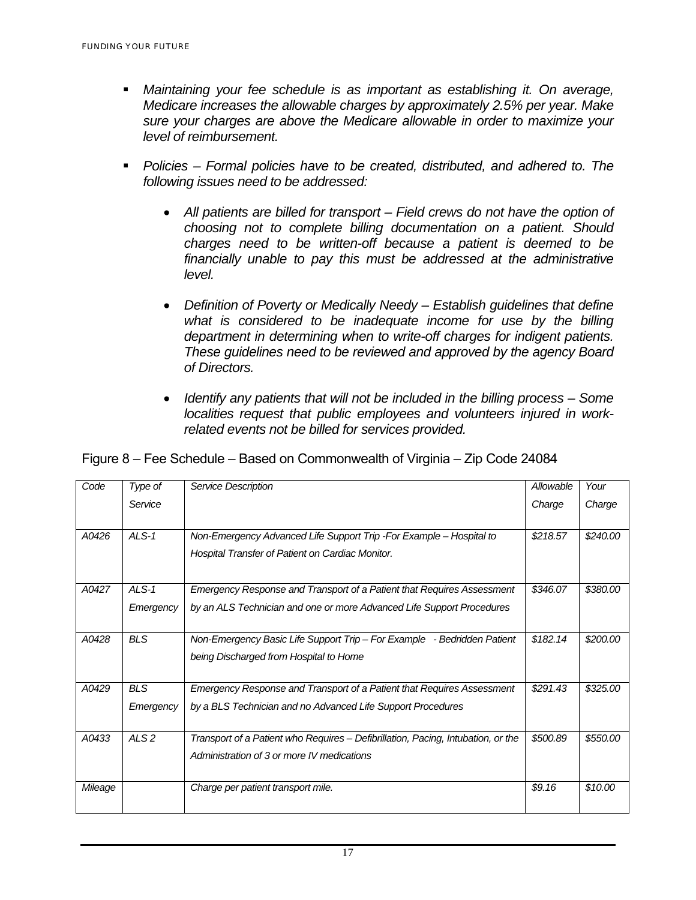- *Maintaining your fee schedule is as important as establishing it. On average, Medicare increases the allowable charges by approximately 2.5% per year. Make sure your charges are above the Medicare allowable in order to maximize your level of reimbursement.*

- *Policies – Formal policies have to be created, distributed, and adhered to. The following issues need to be addressed:*

  - *All patients are billed for transport – Field crews do not have the option of choosing not to complete billing documentation on a patient. Should charges need to be written-off because a patient is deemed to be financially unable to pay this must be addressed at the administrative level.*

  - *Definition of Poverty or Medically Needy – Establish guidelines that define what is considered to be inadequate income for use by the billing department in determining when to write-off charges for indigent patients. These guidelines need to be reviewed and approved by the agency Board of Directors.*

  - *Identify any patients that will not be included in the billing process – Some localities request that public employees and volunteers injured in work-related events not be billed for services provided.*

Figure 8 – Fee Schedule – Based on Commonwealth of Virginia – Zip Code 24084

| *Code* | *Type of Service* | *Service Description* | *Allowable Charge* | *Your Charge* |
|---|---|---|---|---|
| *A0426* | *ALS-1* | *Non-Emergency Advanced Life Support Trip -For Example – Hospital to Hospital Transfer of Patient on Cardiac Monitor.* | *$218.57* | *$240.00* |
| *A0427* | *ALS-1 Emergency* | *Emergency Response and Transport of a Patient that Requires Assessment by an ALS Technician and one or more Advanced Life Support Procedures* | *$346.07* | *$380.00* |
| *A0428* | *BLS* | *Non-Emergency Basic Life Support Trip – For Example - Bedridden Patient being Discharged from Hospital to Home* | *$182.14* | *$200.00* |
| *A0429* | *BLS Emergency* | *Emergency Response and Transport of a Patient that Requires Assessment by a BLS Technician and no Advanced Life Support Procedures* | *$291.43* | *$325.00* |
| *A0433* | *ALS 2* | *Transport of a Patient who Requires – Defibrillation, Pacing, Intubation, or the Administration of 3 or more IV medications* | *$500.89* | *$550.00* |
| *Mileage* | | *Charge per patient transport mile.* | *$9.16* | *$10.00* |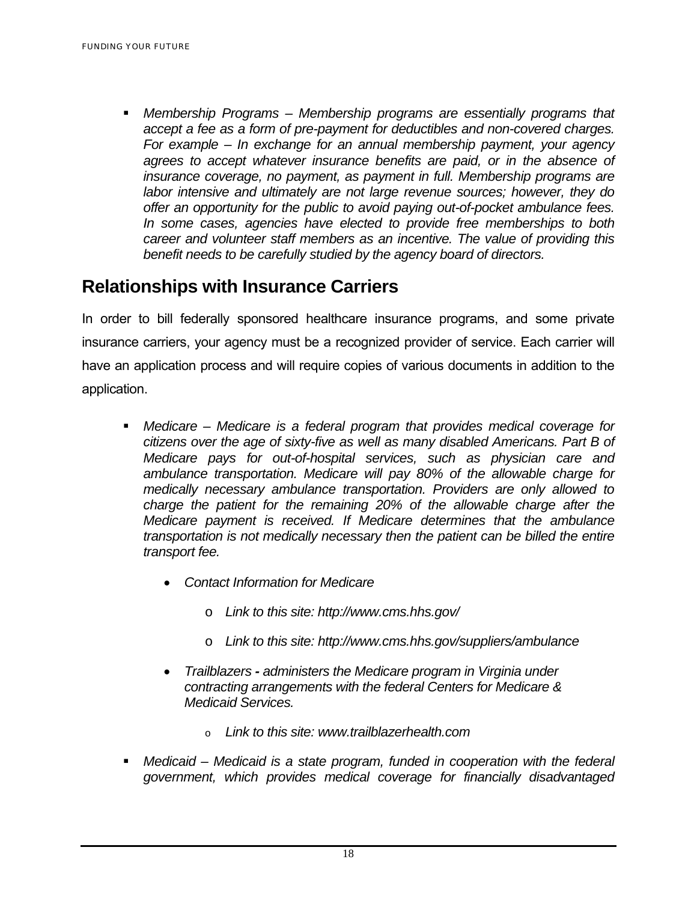- *Membership Programs – Membership programs are essentially programs that accept a fee as a form of pre-payment for deductibles and non-covered charges. For example – In exchange for an annual membership payment, your agency agrees to accept whatever insurance benefits are paid, or in the absence of insurance coverage, no payment, as payment in full. Membership programs are labor intensive and ultimately are not large revenue sources; however, they do offer an opportunity for the public to avoid paying out-of-pocket ambulance fees. In some cases, agencies have elected to provide free memberships to both career and volunteer staff members as an incentive. The value of providing this benefit needs to be carefully studied by the agency board of directors.*

## Relationships with Insurance Carriers

In order to bill federally sponsored healthcare insurance programs, and some private insurance carriers, your agency must be a recognized provider of service. Each carrier will have an application process and will require copies of various documents in addition to the application.

- *Medicare – Medicare is a federal program that provides medical coverage for citizens over the age of sixty-five as well as many disabled Americans. Part B of Medicare pays for out-of-hospital services, such as physician care and ambulance transportation. Medicare will pay 80% of the allowable charge for medically necessary ambulance transportation. Providers are only allowed to charge the patient for the remaining 20% of the allowable charge after the Medicare payment is received. If Medicare determines that the ambulance transportation is not medically necessary then the patient can be billed the entire transport fee.*
  - *Contact Information for Medicare*
    - *Link to this site: http://www.cms.hhs.gov/*
    - *Link to this site: http://www.cms.hhs.gov/suppliers/ambulance*
  - *Trailblazers **-** administers the Medicare program in Virginia under contracting arrangements with the federal Centers for Medicare & Medicaid Services.*
    - *Link to this site: www.trailblazerhealth.com*
- *Medicaid – Medicaid is a state program, funded in cooperation with the federal government, which provides medical coverage for financially disadvantaged*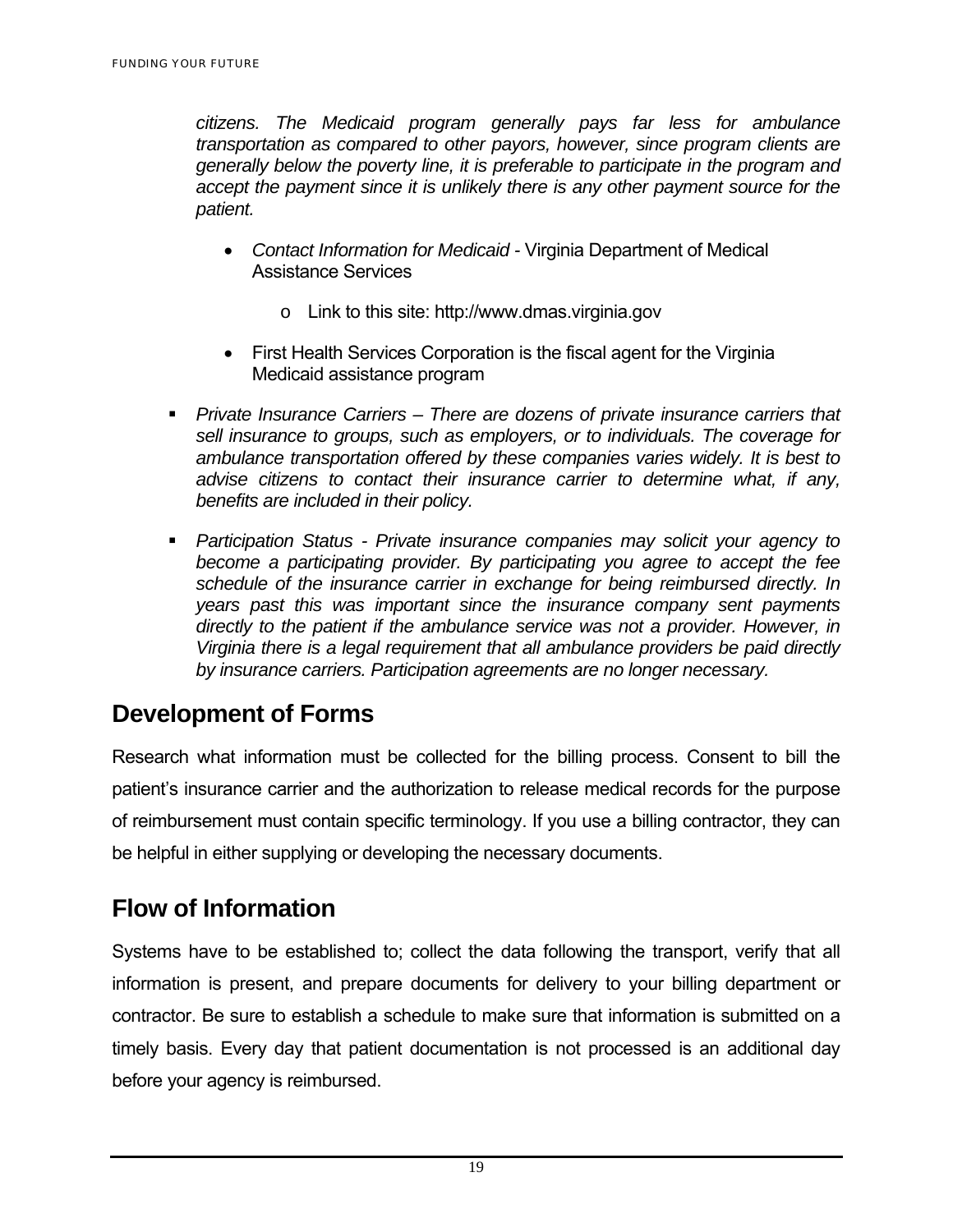*citizens. The Medicaid program generally pays far less for ambulance transportation as compared to other payors, however, since program clients are generally below the poverty line, it is preferable to participate in the program and accept the payment since it is unlikely there is any other payment source for the patient.*

- *Contact Information for Medicaid* - Virginia Department of Medical Assistance Services
    - Link to this site: http://www.dmas.virginia.gov
- First Health Services Corporation is the fiscal agent for the Virginia Medicaid assistance program

- *Private Insurance Carriers – There are dozens of private insurance carriers that sell insurance to groups, such as employers, or to individuals. The coverage for ambulance transportation offered by these companies varies widely. It is best to advise citizens to contact their insurance carrier to determine what, if any, benefits are included in their policy.*
- *Participation Status - Private insurance companies may solicit your agency to become a participating provider. By participating you agree to accept the fee schedule of the insurance carrier in exchange for being reimbursed directly. In years past this was important since the insurance company sent payments directly to the patient if the ambulance service was not a provider. However, in Virginia there is a legal requirement that all ambulance providers be paid directly by insurance carriers. Participation agreements are no longer necessary.*

## Development of Forms

Research what information must be collected for the billing process. Consent to bill the patient's insurance carrier and the authorization to release medical records for the purpose of reimbursement must contain specific terminology. If you use a billing contractor, they can be helpful in either supplying or developing the necessary documents.

## Flow of Information

Systems have to be established to; collect the data following the transport, verify that all information is present, and prepare documents for delivery to your billing department or contractor. Be sure to establish a schedule to make sure that information is submitted on a timely basis. Every day that patient documentation is not processed is an additional day before your agency is reimbursed.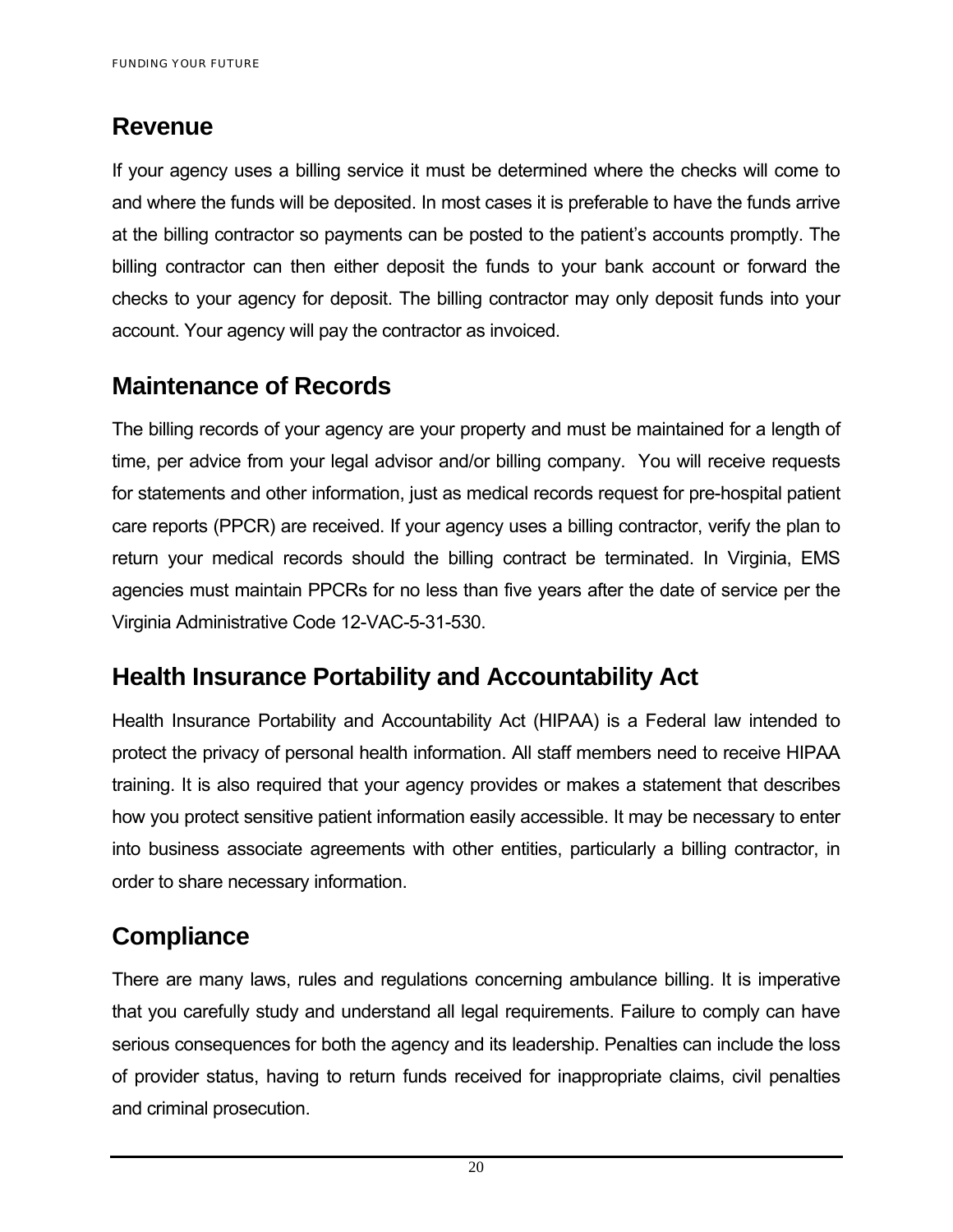## Revenue

If your agency uses a billing service it must be determined where the checks will come to and where the funds will be deposited. In most cases it is preferable to have the funds arrive at the billing contractor so payments can be posted to the patient's accounts promptly. The billing contractor can then either deposit the funds to your bank account or forward the checks to your agency for deposit. The billing contractor may only deposit funds into your account. Your agency will pay the contractor as invoiced.

## Maintenance of Records

The billing records of your agency are your property and must be maintained for a length of time, per advice from your legal advisor and/or billing company. You will receive requests for statements and other information, just as medical records request for pre-hospital patient care reports (PPCR) are received. If your agency uses a billing contractor, verify the plan to return your medical records should the billing contract be terminated. In Virginia, EMS agencies must maintain PPCRs for no less than five years after the date of service per the Virginia Administrative Code 12-VAC-5-31-530.

## Health Insurance Portability and Accountability Act

Health Insurance Portability and Accountability Act (HIPAA) is a Federal law intended to protect the privacy of personal health information. All staff members need to receive HIPAA training. It is also required that your agency provides or makes a statement that describes how you protect sensitive patient information easily accessible. It may be necessary to enter into business associate agreements with other entities, particularly a billing contractor, in order to share necessary information.

## Compliance

There are many laws, rules and regulations concerning ambulance billing. It is imperative that you carefully study and understand all legal requirements. Failure to comply can have serious consequences for both the agency and its leadership. Penalties can include the loss of provider status, having to return funds received for inappropriate claims, civil penalties and criminal prosecution.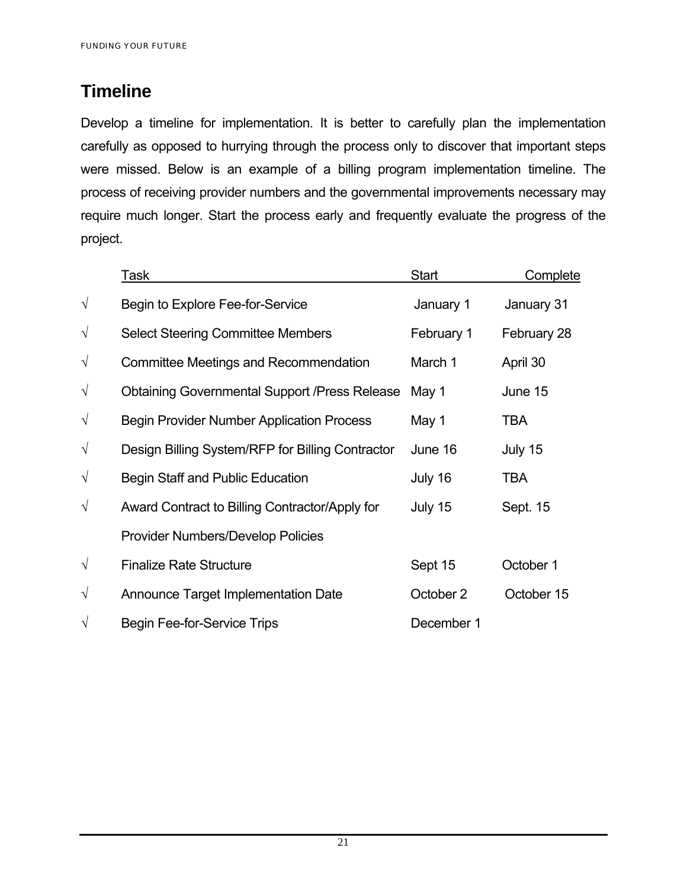## Timeline

Develop a timeline for implementation. It is better to carefully plan the implementation carefully as opposed to hurrying through the process only to discover that important steps were missed. Below is an example of a billing program implementation timeline. The process of receiving provider numbers and the governmental improvements necessary may require much longer. Start the process early and frequently evaluate the progress of the project.

| | Task | Start | Complete |
|---|---|---|---|
| √ | Begin to Explore Fee-for-Service | January 1 | January 31 |
| √ | Select Steering Committee Members | February 1 | February 28 |
| √ | Committee Meetings and Recommendation | March 1 | April 30 |
| √ | Obtaining Governmental Support /Press Release | May 1 | June 15 |
| √ | Begin Provider Number Application Process | May 1 | TBA |
| √ | Design Billing System/RFP for Billing Contractor | June 16 | July 15 |
| √ | Begin Staff and Public Education | July 16 | TBA |
| √ | Award Contract to Billing Contractor/Apply for Provider Numbers/Develop Policies | July 15 | Sept. 15 |
| √ | Finalize Rate Structure | Sept 15 | October 1 |
| √ | Announce Target Implementation Date | October 2 | October 15 |
| √ | Begin Fee-for-Service Trips | December 1 | |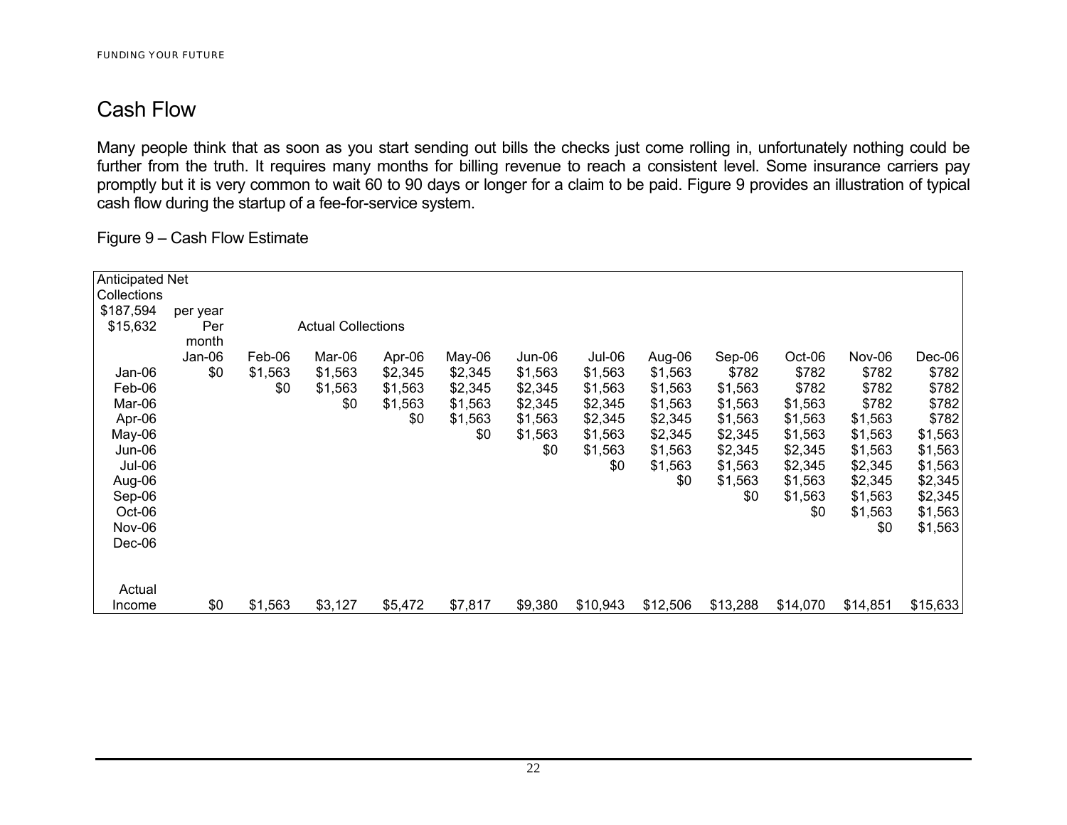# Cash Flow

Many people think that as soon as you start sending out bills the checks just come rolling in, unfortunately nothing could be further from the truth. It requires many months for billing revenue to reach a consistent level. Some insurance carriers pay promptly but it is very common to wait 60 to 90 days or longer for a claim to be paid. Figure 9 provides an illustration of typical cash flow during the startup of a fee-for-service system.

Figure 9 – Cash Flow Estimate

| Anticipated Net Collections | | | | | | | | | | | | |
|---|---|---|---|---|---|---|---|---|---|---|---|---|
| $187,594 | per year | | | | | | | | | | | |
| $15,632 | Per month | | Actual Collections | | | | | | | | | |
| | Jan-06 | Feb-06 | Mar-06 | Apr-06 | May-06 | Jun-06 | Jul-06 | Aug-06 | Sep-06 | Oct-06 | Nov-06 | Dec-06 |
| Jan-06 | $0 | $1,563 | $1,563 | $2,345 | $2,345 | $1,563 | $1,563 | $1,563 | $782 | $782 | $782 | $782 |
| Feb-06 | | $0 | $1,563 | $1,563 | $2,345 | $2,345 | $1,563 | $1,563 | $1,563 | $782 | $782 | $782 |
| Mar-06 | | | $0 | $1,563 | $1,563 | $2,345 | $2,345 | $1,563 | $1,563 | $1,563 | $782 | $782 |
| Apr-06 | | | | $0 | $1,563 | $1,563 | $2,345 | $2,345 | $1,563 | $1,563 | $1,563 | $782 |
| May-06 | | | | | $0 | $1,563 | $1,563 | $2,345 | $2,345 | $1,563 | $1,563 | $1,563 |
| Jun-06 | | | | | | $0 | $1,563 | $1,563 | $2,345 | $2,345 | $1,563 | $1,563 |
| Jul-06 | | | | | | | $0 | $1,563 | $1,563 | $2,345 | $2,345 | $1,563 |
| Aug-06 | | | | | | | | $0 | $1,563 | $1,563 | $2,345 | $2,345 |
| Sep-06 | | | | | | | | | $0 | $1,563 | $1,563 | $2,345 |
| Oct-06 | | | | | | | | | | $0 | $1,563 | $1,563 |
| Nov-06 | | | | | | | | | | | $0 | $1,563 |
| Dec-06 | | | | | | | | | | | | |
| Actual Income | $0 | $1,563 | $3,127 | $5,472 | $7,817 | $9,380 | $10,943 | $12,506 | $13,288 | $14,070 | $14,851 | $15,633 |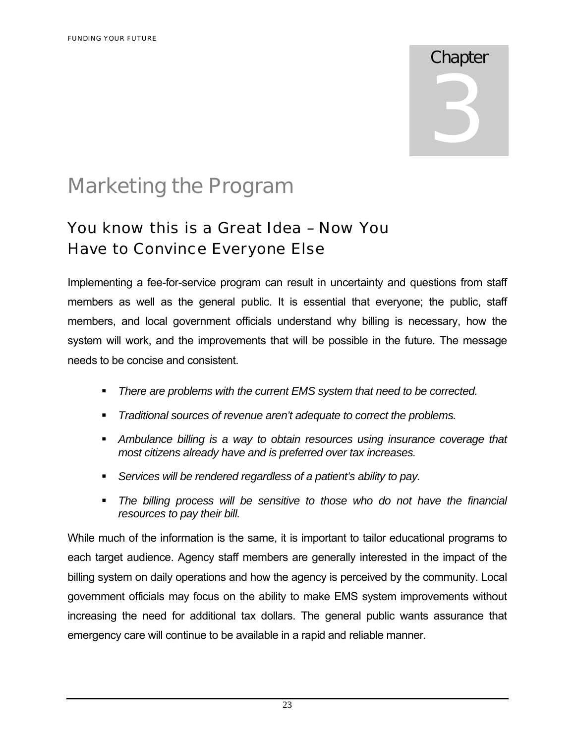Chapter

3

# Marketing the Program

## You know this is a Great Idea – Now You Have to Convince Everyone Else

Implementing a fee-for-service program can result in uncertainty and questions from staff members as well as the general public. It is essential that everyone; the public, staff members, and local government officials understand why billing is necessary, how the system will work, and the improvements that will be possible in the future. The message needs to be concise and consistent.

- *There are problems with the current EMS system that need to be corrected.*
- *Traditional sources of revenue aren't adequate to correct the problems.*
- *Ambulance billing is a way to obtain resources using insurance coverage that most citizens already have and is preferred over tax increases.*
- *Services will be rendered regardless of a patient's ability to pay.*
- *The billing process will be sensitive to those who do not have the financial resources to pay their bill.*

While much of the information is the same, it is important to tailor educational programs to each target audience. Agency staff members are generally interested in the impact of the billing system on daily operations and how the agency is perceived by the community. Local government officials may focus on the ability to make EMS system improvements without increasing the need for additional tax dollars. The general public wants assurance that emergency care will continue to be available in a rapid and reliable manner.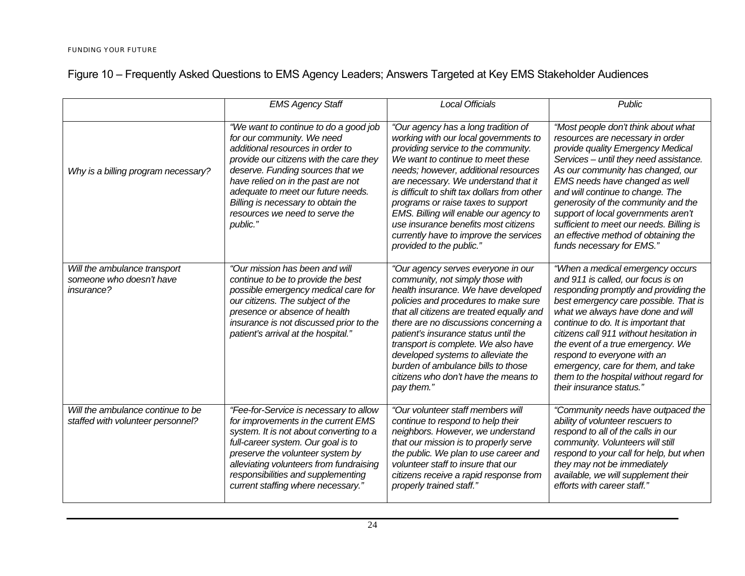Figure 10 – Frequently Asked Questions to EMS Agency Leaders; Answers Targeted at Key EMS Stakeholder Audiences

| | *EMS Agency Staff* | *Local Officials* | *Public* |
|---|---|---|---|
| *Why is a billing program necessary?* | *"We want to continue to do a good job for our community. We need additional resources in order to provide our citizens with the care they deserve. Funding sources that we have relied on in the past are not adequate to meet our future needs. Billing is necessary to obtain the resources we need to serve the public."* | *"Our agency has a long tradition of working with our local governments to providing service to the community. We want to continue to meet these needs; however, additional resources are necessary. We understand that it is difficult to shift tax dollars from other programs or raise taxes to support EMS. Billing will enable our agency to use insurance benefits most citizens currently have to improve the services provided to the public."* | *"Most people don't think about what resources are necessary in order provide quality Emergency Medical Services – until they need assistance. As our community has changed, our EMS needs have changed as well and will continue to change. The generosity of the community and the support of local governments aren't sufficient to meet our needs. Billing is an effective method of obtaining the funds necessary for EMS."* |
| *Will the ambulance transport someone who doesn't have insurance?* | *"Our mission has been and will continue to be to provide the best possible emergency medical care for our citizens. The subject of the presence or absence of health insurance is not discussed prior to the patient's arrival at the hospital."* | *"Our agency serves everyone in our community, not simply those with health insurance. We have developed policies and procedures to make sure that all citizens are treated equally and there are no discussions concerning a patient's insurance status until the transport is complete. We also have developed systems to alleviate the burden of ambulance bills to those citizens who don't have the means to pay them."* | *"When a medical emergency occurs and 911 is called, our focus is on responding promptly and providing the best emergency care possible. That is what we always have done and will continue to do. It is important that citizens call 911 without hesitation in the event of a true emergency. We respond to everyone with an emergency, care for them, and take them to the hospital without regard for their insurance status."* |
| *Will the ambulance continue to be staffed with volunteer personnel?* | *"Fee-for-Service is necessary to allow for improvements in the current EMS system. It is not about converting to a full-career system. Our goal is to preserve the volunteer system by alleviating volunteers from fundraising responsibilities and supplementing current staffing where necessary."* | *"Our volunteer staff members will continue to respond to help their neighbors. However, we understand that our mission is to properly serve the public. We plan to use career and volunteer staff to insure that our citizens receive a rapid response from properly trained staff."* | *"Community needs have outpaced the ability of volunteer rescuers to respond to all of the calls in our community. Volunteers will still respond to your call for help, but when they may not be immediately available, we will supplement their efforts with career staff."* |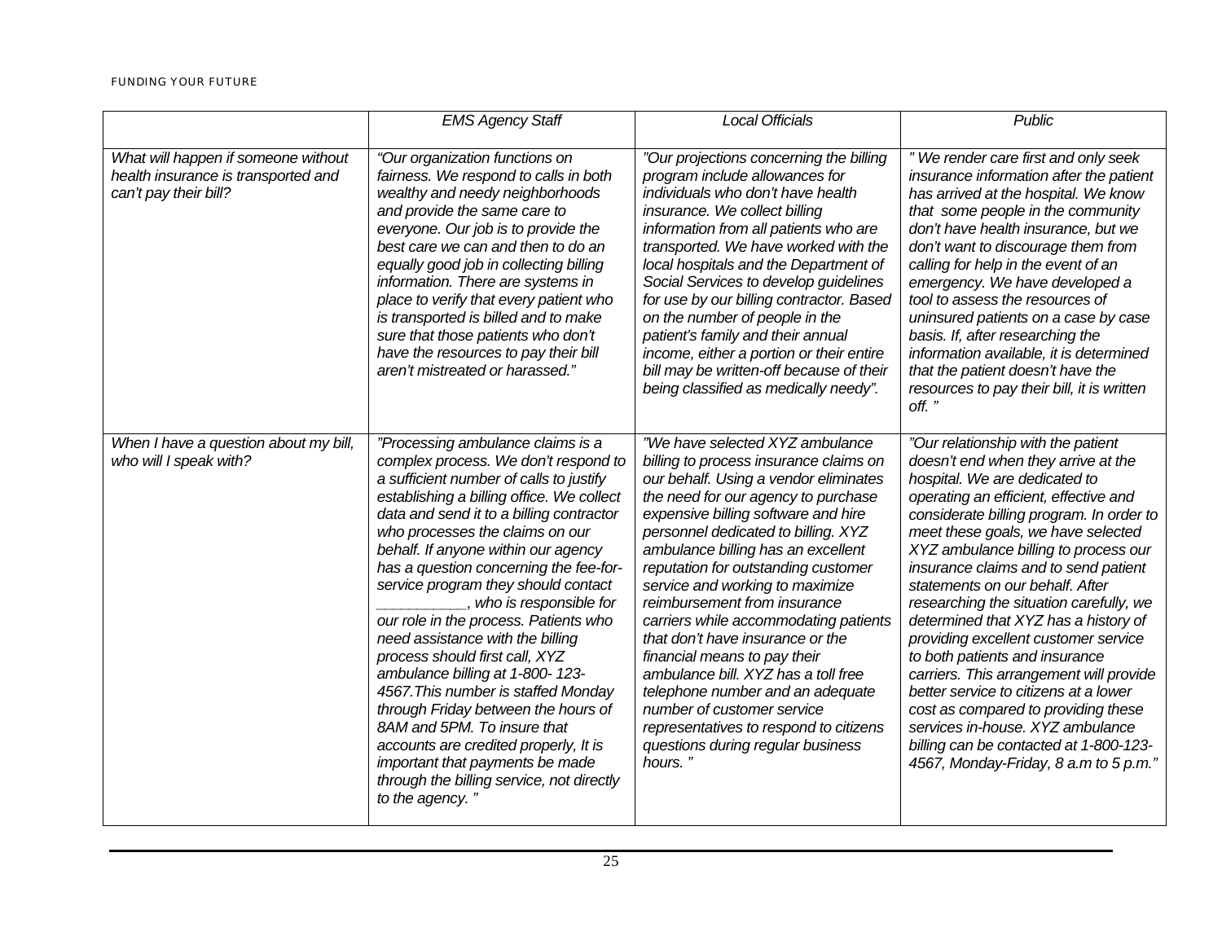| | *EMS Agency Staff* | *Local Officials* | *Public* |
|---|---|---|---|
| *What will happen if someone without health insurance is transported and can't pay their bill?* | *"Our organization functions on fairness. We respond to calls in both wealthy and needy neighborhoods and provide the same care to everyone. Our job is to provide the best care we can and then to do an equally good job in collecting billing information. There are systems in place to verify that every patient who is transported is billed and to make sure that those patients who don't have the resources to pay their bill aren't mistreated or harassed."* | *"Our projections concerning the billing program include allowances for individuals who don't have health insurance. We collect billing information from all patients who are transported. We have worked with the local hospitals and the Department of Social Services to develop guidelines for use by our billing contractor. Based on the number of people in the patient's family and their annual income, either a portion or their entire bill may be written-off because of their being classified as medically needy".* | *" We render care first and only seek insurance information after the patient has arrived at the hospital. We know that some people in the community don't have health insurance, but we don't want to discourage them from calling for help in the event of an emergency. We have developed a tool to assess the resources of uninsured patients on a case by case basis. If, after researching the information available, it is determined that the patient doesn't have the resources to pay their bill, it is written off. "* |
| *When I have a question about my bill, who will I speak with?* | *"Processing ambulance claims is a complex process. We don't respond to a sufficient number of calls to justify establishing a billing office. We collect data and send it to a billing contractor who processes the claims on our behalf. If anyone within our agency has a question concerning the fee-for-service program they should contact ___________, who is responsible for our role in the process. Patients who need assistance with the billing process should first call, XYZ ambulance billing at 1-800- 123-4567.This number is staffed Monday through Friday between the hours of 8AM and 5PM. To insure that accounts are credited properly, It is important that payments be made through the billing service, not directly to the agency. "* | *"We have selected XYZ ambulance billing to process insurance claims on our behalf. Using a vendor eliminates the need for our agency to purchase expensive billing software and hire personnel dedicated to billing. XYZ ambulance billing has an excellent reputation for outstanding customer service and working to maximize reimbursement from insurance carriers while accommodating patients that don't have insurance or the financial means to pay their ambulance bill. XYZ has a toll free telephone number and an adequate number of customer service representatives to respond to citizens questions during regular business hours. "* | *"Our relationship with the patient doesn't end when they arrive at the hospital. We are dedicated to operating an efficient, effective and considerate billing program. In order to meet these goals, we have selected XYZ ambulance billing to process our insurance claims and to send patient statements on our behalf. After researching the situation carefully, we determined that XYZ has a history of providing excellent customer service to both patients and insurance carriers. This arrangement will provide better service to citizens at a lower cost as compared to providing these services in-house. XYZ ambulance billing can be contacted at 1-800-123-4567, Monday-Friday, 8 a.m to 5 p.m."* |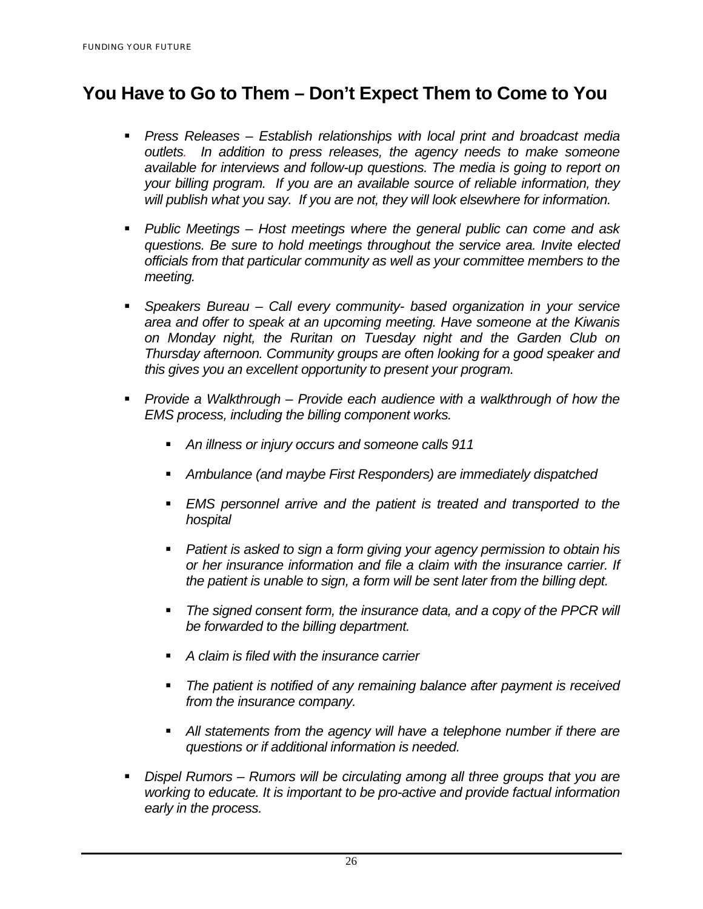## You Have to Go to Them – Don't Expect Them to Come to You

- *Press Releases – Establish relationships with local print and broadcast media outlets. In addition to press releases, the agency needs to make someone available for interviews and follow-up questions. The media is going to report on your billing program. If you are an available source of reliable information, they will publish what you say. If you are not, they will look elsewhere for information.*

- *Public Meetings – Host meetings where the general public can come and ask questions. Be sure to hold meetings throughout the service area. Invite elected officials from that particular community as well as your committee members to the meeting.*

- *Speakers Bureau – Call every community- based organization in your service area and offer to speak at an upcoming meeting. Have someone at the Kiwanis on Monday night, the Ruritan on Tuesday night and the Garden Club on Thursday afternoon. Community groups are often looking for a good speaker and this gives you an excellent opportunity to present your program.*

- *Provide a Walkthrough – Provide each audience with a walkthrough of how the EMS process, including the billing component works.*

  - *An illness or injury occurs and someone calls 911*
  - *Ambulance (and maybe First Responders) are immediately dispatched*
  - *EMS personnel arrive and the patient is treated and transported to the hospital*
  - *Patient is asked to sign a form giving your agency permission to obtain his or her insurance information and file a claim with the insurance carrier. If the patient is unable to sign, a form will be sent later from the billing dept.*
  - *The signed consent form, the insurance data, and a copy of the PPCR will be forwarded to the billing department.*
  - *A claim is filed with the insurance carrier*
  - *The patient is notified of any remaining balance after payment is received from the insurance company.*
  - *All statements from the agency will have a telephone number if there are questions or if additional information is needed.*

- *Dispel Rumors – Rumors will be circulating among all three groups that you are working to educate. It is important to be pro-active and provide factual information early in the process.*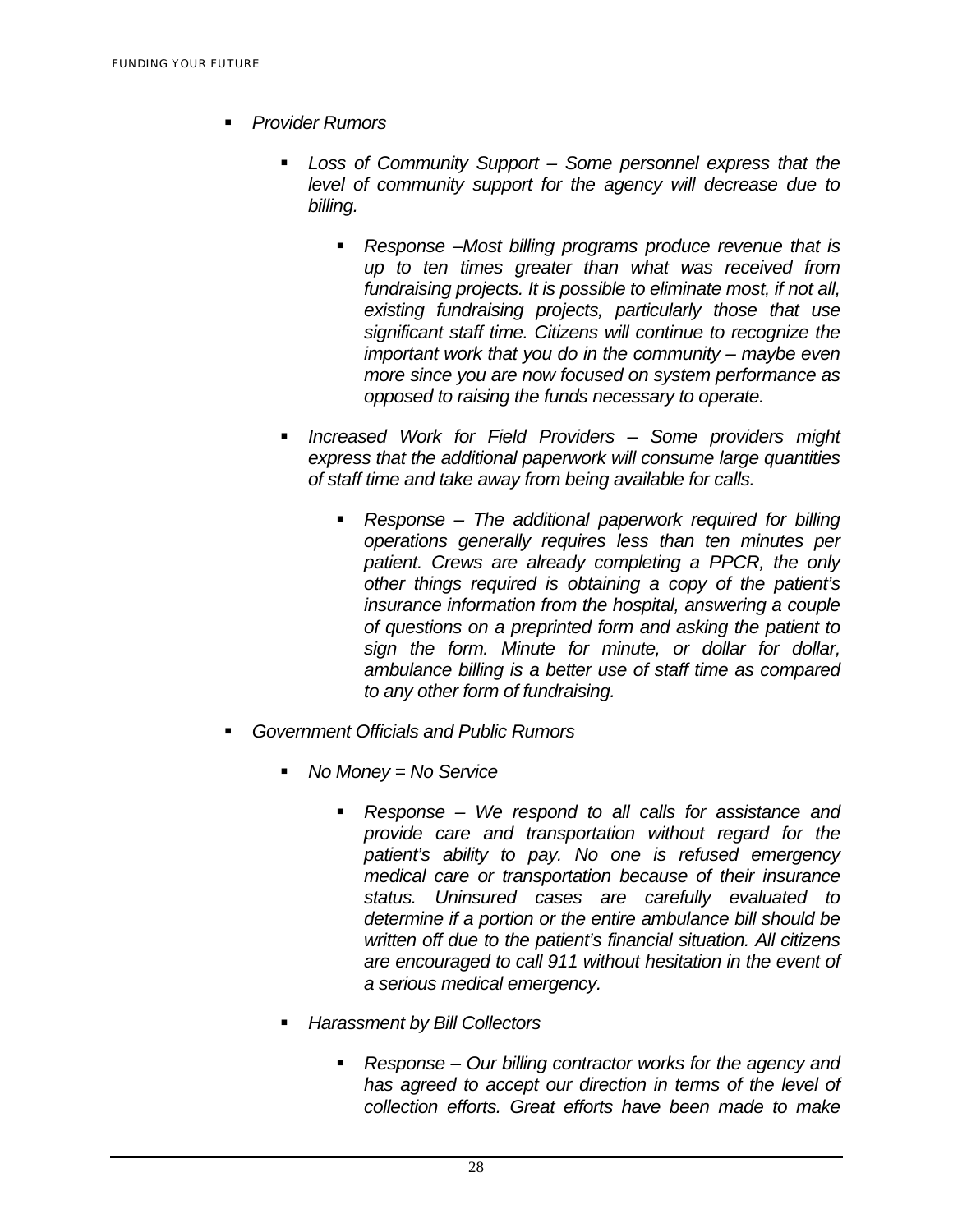- *Provider Rumors*
    - *Loss of Community Support – Some personnel express that the level of community support for the agency will decrease due to billing.*
        - *Response –Most billing programs produce revenue that is up to ten times greater than what was received from fundraising projects. It is possible to eliminate most, if not all, existing fundraising projects, particularly those that use significant staff time. Citizens will continue to recognize the important work that you do in the community – maybe even more since you are now focused on system performance as opposed to raising the funds necessary to operate.*
    - *Increased Work for Field Providers – Some providers might express that the additional paperwork will consume large quantities of staff time and take away from being available for calls.*
        - *Response – The additional paperwork required for billing operations generally requires less than ten minutes per patient. Crews are already completing a PPCR, the only other things required is obtaining a copy of the patient's insurance information from the hospital, answering a couple of questions on a preprinted form and asking the patient to sign the form. Minute for minute, or dollar for dollar, ambulance billing is a better use of staff time as compared to any other form of fundraising.*
- *Government Officials and Public Rumors*
    - *No Money = No Service*
        - *Response – We respond to all calls for assistance and provide care and transportation without regard for the patient's ability to pay. No one is refused emergency medical care or transportation because of their insurance status. Uninsured cases are carefully evaluated to determine if a portion or the entire ambulance bill should be written off due to the patient's financial situation. All citizens are encouraged to call 911 without hesitation in the event of a serious medical emergency.*
    - *Harassment by Bill Collectors*
        - *Response – Our billing contractor works for the agency and has agreed to accept our direction in terms of the level of collection efforts. Great efforts have been made to make*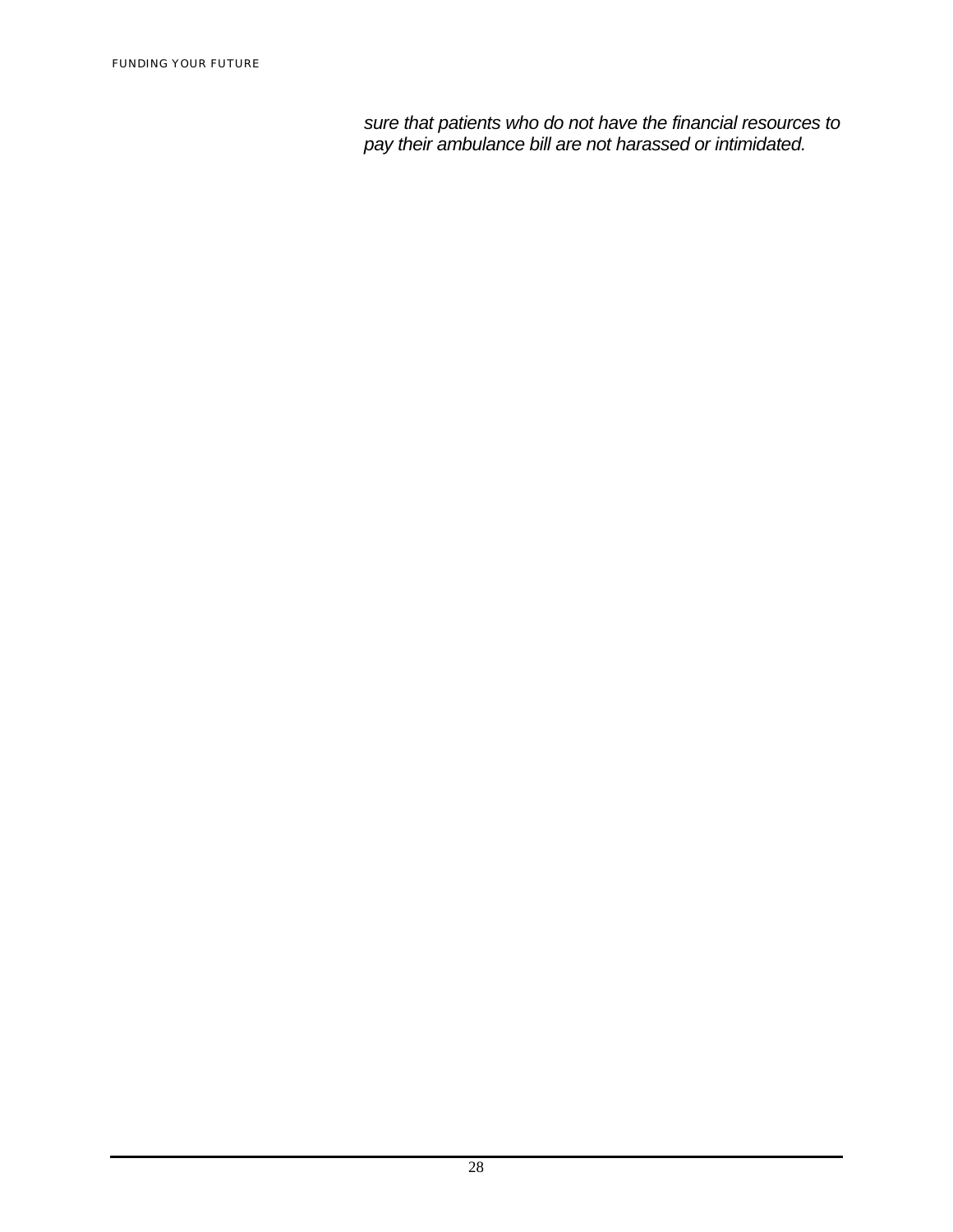*sure that patients who do not have the financial resources to pay their ambulance bill are not harassed or intimidated.*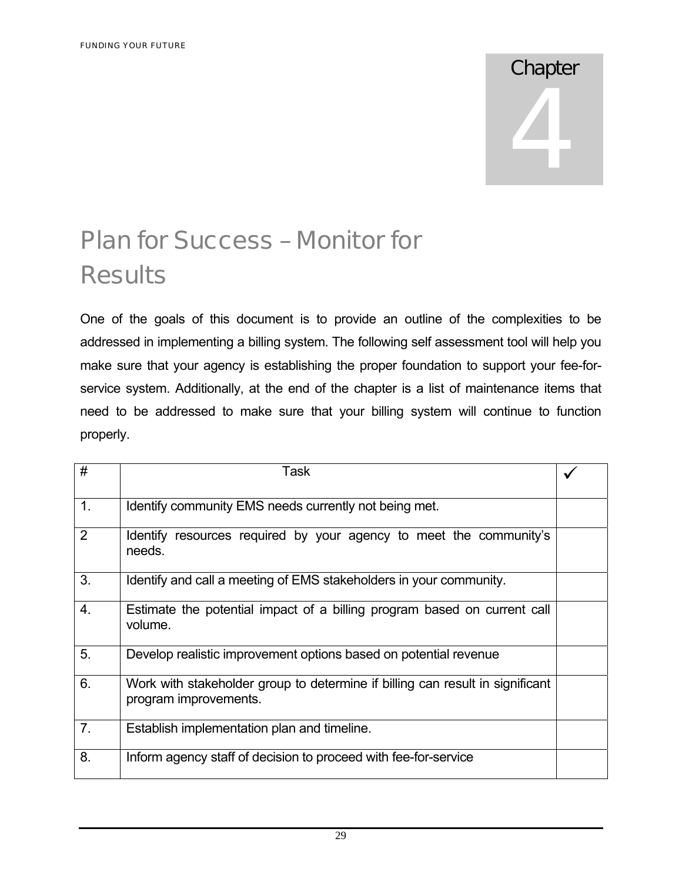# Chapter 4

## Plan for Success – Monitor for Results

One of the goals of this document is to provide an outline of the complexities to be addressed in implementing a billing system. The following self assessment tool will help you make sure that your agency is establishing the proper foundation to support your fee-for-service system. Additionally, at the end of the chapter is a list of maintenance items that need to be addressed to make sure that your billing system will continue to function properly.

| # | Task | ✓ |
|---|---|---|
| 1. | Identify community EMS needs currently not being met. | |
| 2 | Identify resources required by your agency to meet the community's needs. | |
| 3. | Identify and call a meeting of EMS stakeholders in your community. | |
| 4. | Estimate the potential impact of a billing program based on current call volume. | |
| 5. | Develop realistic improvement options based on potential revenue | |
| 6. | Work with stakeholder group to determine if billing can result in significant program improvements. | |
| 7. | Establish implementation plan and timeline. | |
| 8. | Inform agency staff of decision to proceed with fee-for-service | |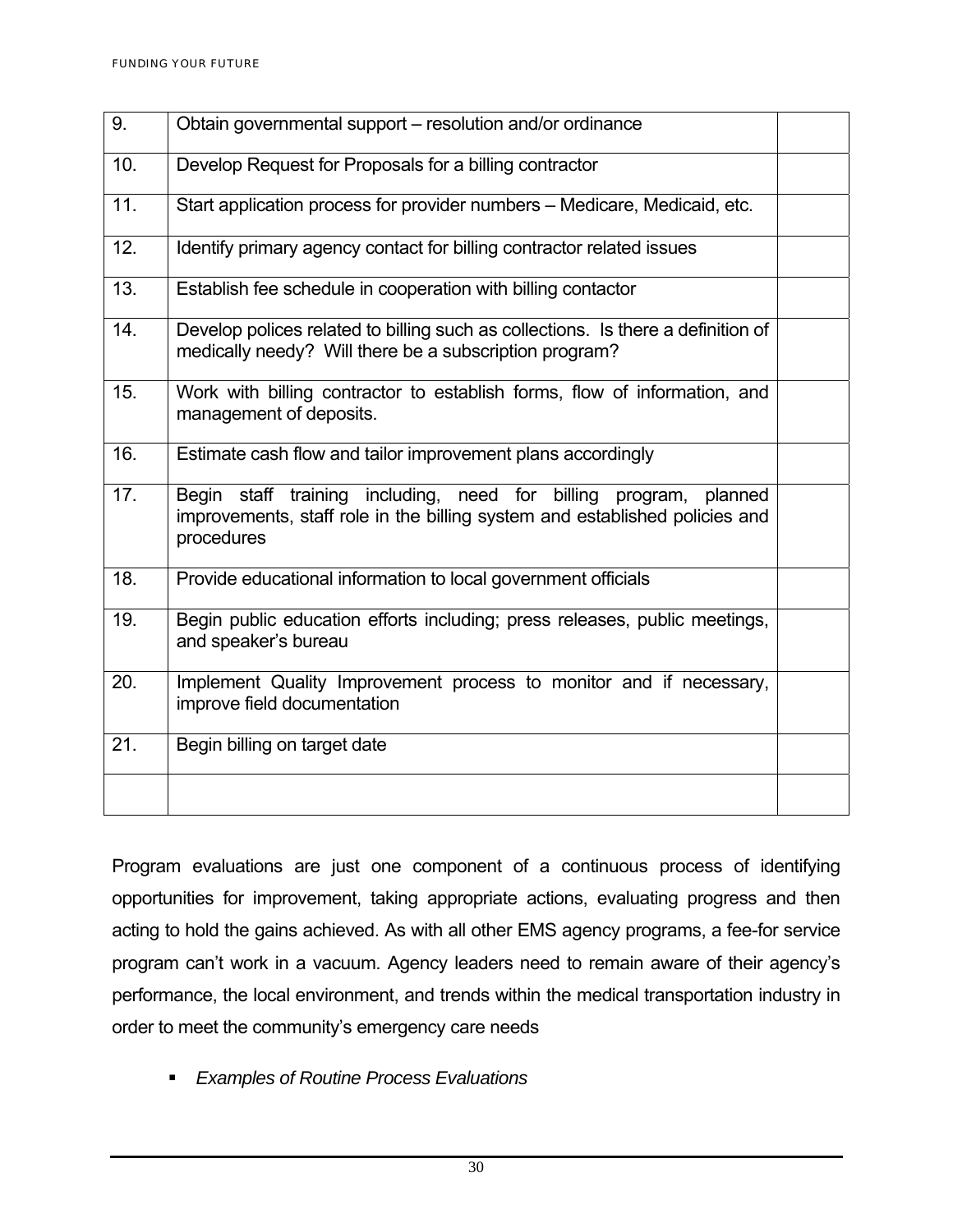| | | |
|---|---|---|
| 9. | Obtain governmental support – resolution and/or ordinance | |
| 10. | Develop Request for Proposals for a billing contractor | |
| 11. | Start application process for provider numbers – Medicare, Medicaid, etc. | |
| 12. | Identify primary agency contact for billing contractor related issues | |
| 13. | Establish fee schedule in cooperation with billing contactor | |
| 14. | Develop polices related to billing such as collections. Is there a definition of medically needy? Will there be a subscription program? | |
| 15. | Work with billing contractor to establish forms, flow of information, and management of deposits. | |
| 16. | Estimate cash flow and tailor improvement plans accordingly | |
| 17. | Begin staff training including, need for billing program, planned improvements, staff role in the billing system and established policies and procedures | |
| 18. | Provide educational information to local government officials | |
| 19. | Begin public education efforts including; press releases, public meetings, and speaker's bureau | |
| 20. | Implement Quality Improvement process to monitor and if necessary, improve field documentation | |
| 21. | Begin billing on target date | |
| | | |

Program evaluations are just one component of a continuous process of identifying opportunities for improvement, taking appropriate actions, evaluating progress and then acting to hold the gains achieved. As with all other EMS agency programs, a fee-for service program can't work in a vacuum. Agency leaders need to remain aware of their agency's performance, the local environment, and trends within the medical transportation industry in order to meet the community's emergency care needs

- *Examples of Routine Process Evaluations*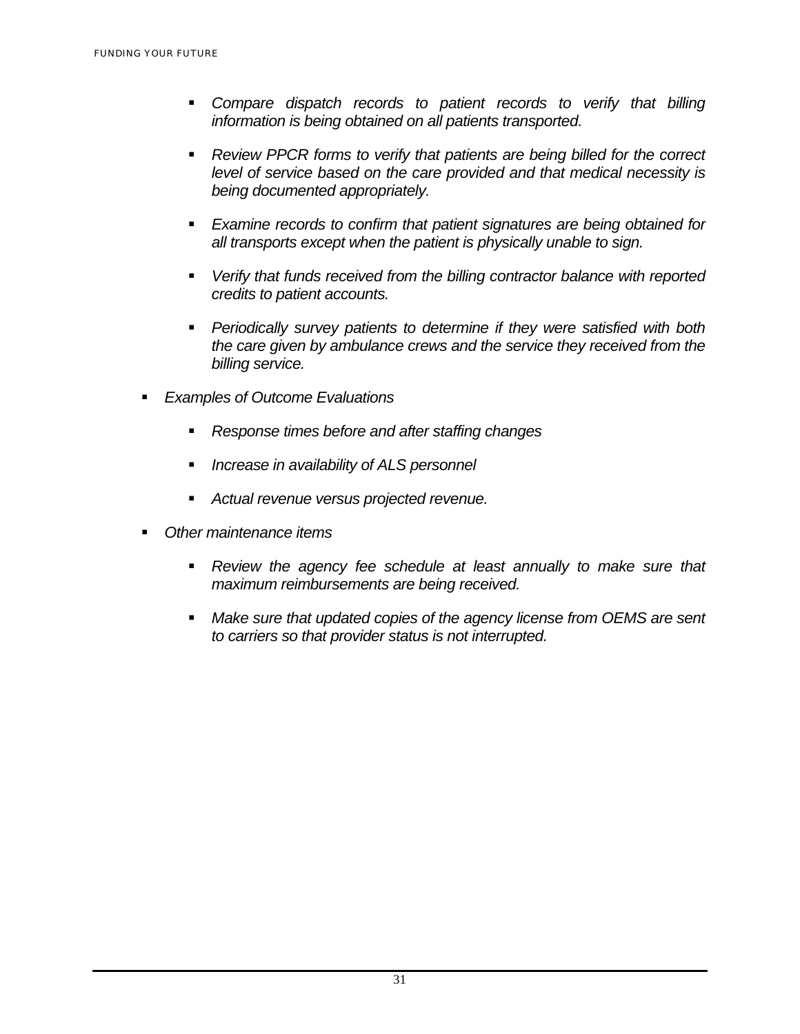- *Compare dispatch records to patient records to verify that billing information is being obtained on all patients transported.*

  - *Review PPCR forms to verify that patients are being billed for the correct level of service based on the care provided and that medical necessity is being documented appropriately.*

  - *Examine records to confirm that patient signatures are being obtained for all transports except when the patient is physically unable to sign.*

  - *Verify that funds received from the billing contractor balance with reported credits to patient accounts.*

  - *Periodically survey patients to determine if they were satisfied with both the care given by ambulance crews and the service they received from the billing service.*

- *Examples of Outcome Evaluations*

  - *Response times before and after staffing changes*

  - *Increase in availability of ALS personnel*

  - *Actual revenue versus projected revenue.*

- *Other maintenance items*

  - *Review the agency fee schedule at least annually to make sure that maximum reimbursements are being received.*

  - *Make sure that updated copies of the agency license from OEMS are sent to carriers so that provider status is not interrupted.*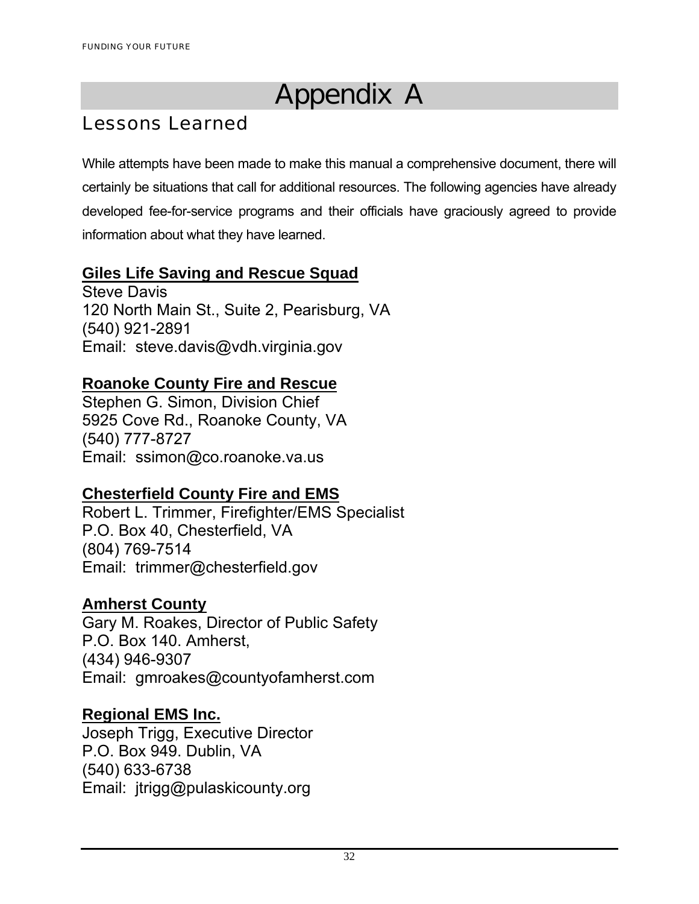# Appendix A

## Lessons Learned

While attempts have been made to make this manual a comprehensive document, there will certainly be situations that call for additional resources. The following agencies have already developed fee-for-service programs and their officials have graciously agreed to provide information about what they have learned.

### Giles Life Saving and Rescue Squad

Steve Davis
120 North Main St., Suite 2, Pearisburg, VA
(540) 921-2891
Email: steve.davis@vdh.virginia.gov

### Roanoke County Fire and Rescue

Stephen G. Simon, Division Chief
5925 Cove Rd., Roanoke County, VA
(540) 777-8727
Email: ssimon@co.roanoke.va.us

### Chesterfield County Fire and EMS

Robert L. Trimmer, Firefighter/EMS Specialist
P.O. Box 40, Chesterfield, VA
(804) 769-7514
Email: trimmer@chesterfield.gov

### Amherst County

Gary M. Roakes, Director of Public Safety
P.O. Box 140. Amherst,
(434) 946-9307
Email: gmroakes@countyofamherst.com

### Regional EMS Inc.

Joseph Trigg, Executive Director
P.O. Box 949. Dublin, VA
(540) 633-6738
Email: jtrigg@pulaskicounty.org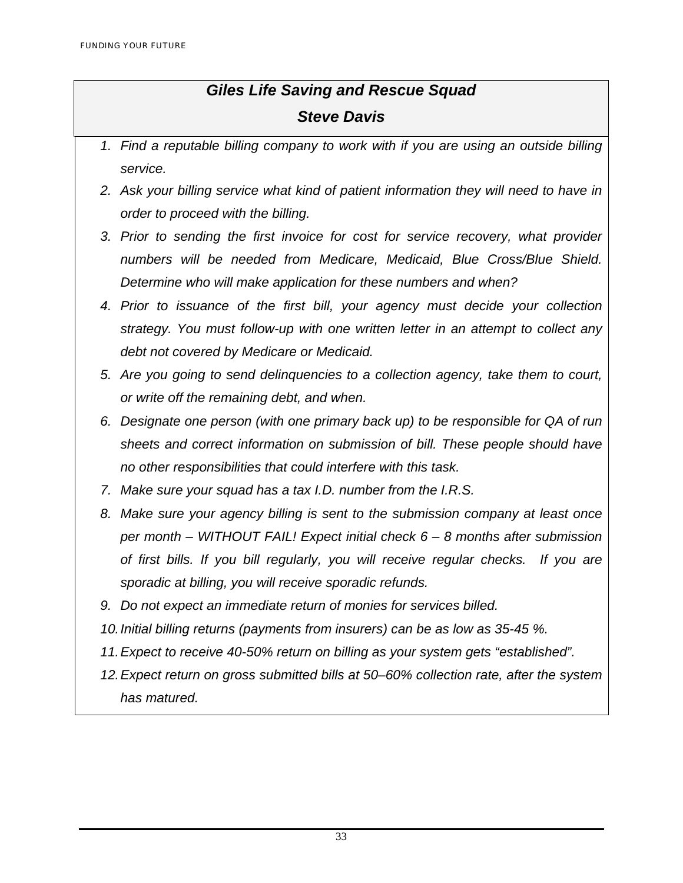## *Giles Life Saving and Rescue Squad*

## *Steve Davis*

1. *Find a reputable billing company to work with if you are using an outside billing service.*
2. *Ask your billing service what kind of patient information they will need to have in order to proceed with the billing.*
3. *Prior to sending the first invoice for cost for service recovery, what provider numbers will be needed from Medicare, Medicaid, Blue Cross/Blue Shield. Determine who will make application for these numbers and when?*
4. *Prior to issuance of the first bill, your agency must decide your collection strategy. You must follow-up with one written letter in an attempt to collect any debt not covered by Medicare or Medicaid.*
5. *Are you going to send delinquencies to a collection agency, take them to court, or write off the remaining debt, and when.*
6. *Designate one person (with one primary back up) to be responsible for QA of run sheets and correct information on submission of bill. These people should have no other responsibilities that could interfere with this task.*
7. *Make sure your squad has a tax I.D. number from the I.R.S.*
8. *Make sure your agency billing is sent to the submission company at least once per month – WITHOUT FAIL! Expect initial check 6 – 8 months after submission of first bills. If you bill regularly, you will receive regular checks. If you are sporadic at billing, you will receive sporadic refunds.*
9. *Do not expect an immediate return of monies for services billed.*
10. *Initial billing returns (payments from insurers) can be as low as 35-45 %.*
11. *Expect to receive 40-50% return on billing as your system gets "established".*
12. *Expect return on gross submitted bills at 50–60% collection rate, after the system has matured.*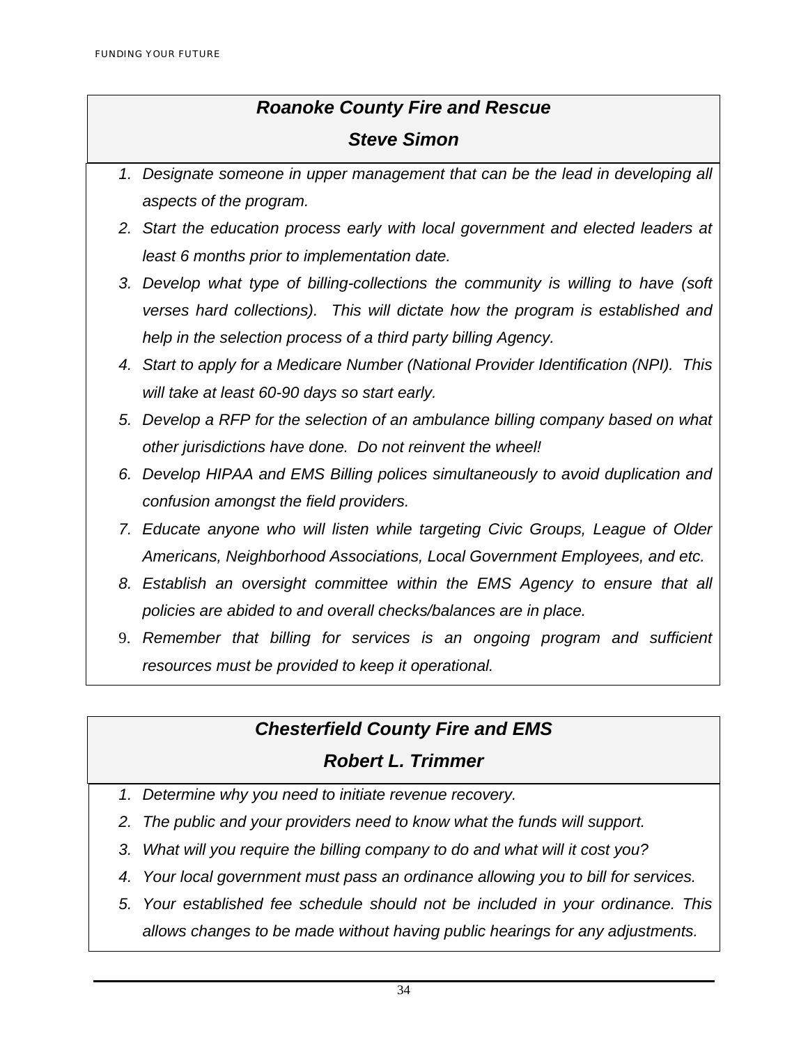## *Roanoke County Fire and Rescue*

## *Steve Simon*

1. *Designate someone in upper management that can be the lead in developing all aspects of the program.*
2. *Start the education process early with local government and elected leaders at least 6 months prior to implementation date.*
3. *Develop what type of billing-collections the community is willing to have (soft verses hard collections). This will dictate how the program is established and help in the selection process of a third party billing Agency.*
4. *Start to apply for a Medicare Number (National Provider Identification (NPI). This will take at least 60-90 days so start early.*
5. *Develop a RFP for the selection of an ambulance billing company based on what other jurisdictions have done. Do not reinvent the wheel!*
6. *Develop HIPAA and EMS Billing polices simultaneously to avoid duplication and confusion amongst the field providers.*
7. *Educate anyone who will listen while targeting Civic Groups, League of Older Americans, Neighborhood Associations, Local Government Employees, and etc.*
8. *Establish an oversight committee within the EMS Agency to ensure that all policies are abided to and overall checks/balances are in place.*
9. *Remember that billing for services is an ongoing program and sufficient resources must be provided to keep it operational.*

## *Chesterfield County Fire and EMS*

## *Robert L. Trimmer*

1. *Determine why you need to initiate revenue recovery.*
2. *The public and your providers need to know what the funds will support.*
3. *What will you require the billing company to do and what will it cost you?*
4. *Your local government must pass an ordinance allowing you to bill for services.*
5. *Your established fee schedule should not be included in your ordinance. This allows changes to be made without having public hearings for any adjustments.*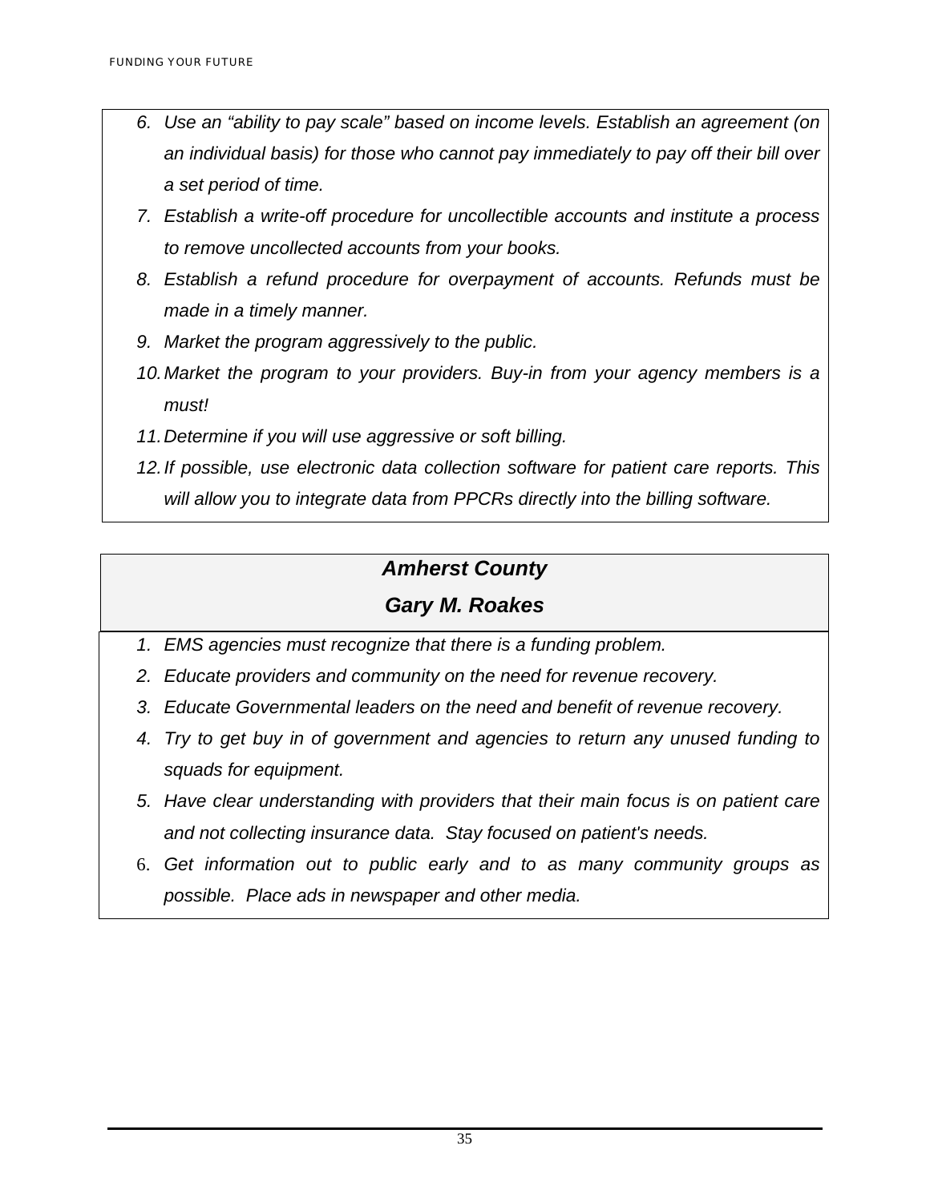6. *Use an "ability to pay scale" based on income levels. Establish an agreement (on an individual basis) for those who cannot pay immediately to pay off their bill over a set period of time.*
7. *Establish a write-off procedure for uncollectible accounts and institute a process to remove uncollected accounts from your books.*
8. *Establish a refund procedure for overpayment of accounts. Refunds must be made in a timely manner.*
9. *Market the program aggressively to the public.*
10. *Market the program to your providers. Buy-in from your agency members is a must!*
11. *Determine if you will use aggressive or soft billing.*
12. *If possible, use electronic data collection software for patient care reports. This will allow you to integrate data from PPCRs directly into the billing software.*

### *Amherst County*

### *Gary M. Roakes*

1. *EMS agencies must recognize that there is a funding problem.*
2. *Educate providers and community on the need for revenue recovery.*
3. *Educate Governmental leaders on the need and benefit of revenue recovery.*
4. *Try to get buy in of government and agencies to return any unused funding to squads for equipment.*
5. *Have clear understanding with providers that their main focus is on patient care and not collecting insurance data. Stay focused on patient's needs.*
6. *Get information out to public early and to as many community groups as possible. Place ads in newspaper and other media.*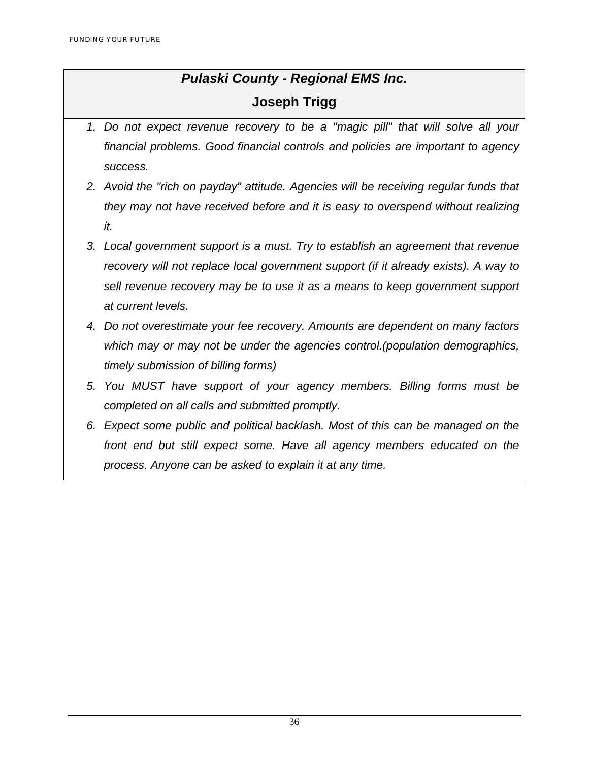## *Pulaski County - Regional EMS Inc.*

## Joseph Trigg

1. *Do not expect revenue recovery to be a "magic pill" that will solve all your financial problems. Good financial controls and policies are important to agency success.*
2. *Avoid the "rich on payday" attitude. Agencies will be receiving regular funds that they may not have received before and it is easy to overspend without realizing it.*
3. *Local government support is a must. Try to establish an agreement that revenue recovery will not replace local government support (if it already exists). A way to sell revenue recovery may be to use it as a means to keep government support at current levels.*
4. *Do not overestimate your fee recovery. Amounts are dependent on many factors which may or may not be under the agencies control.(population demographics, timely submission of billing forms)*
5. *You MUST have support of your agency members. Billing forms must be completed on all calls and submitted promptly.*
6. *Expect some public and political backlash. Most of this can be managed on the front end but still expect some. Have all agency members educated on the process. Anyone can be asked to explain it at any time.*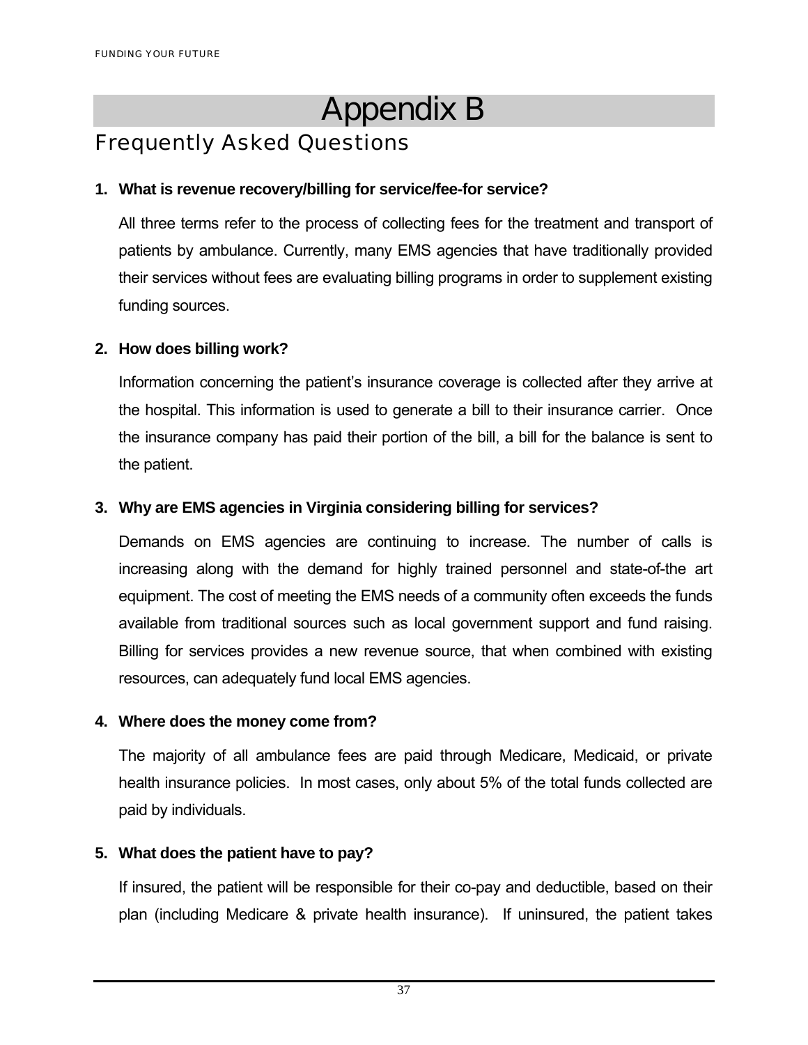# Appendix B

## Frequently Asked Questions

**1. What is revenue recovery/billing for service/fee-for service?**

All three terms refer to the process of collecting fees for the treatment and transport of patients by ambulance. Currently, many EMS agencies that have traditionally provided their services without fees are evaluating billing programs in order to supplement existing funding sources.

**2. How does billing work?**

Information concerning the patient's insurance coverage is collected after they arrive at the hospital. This information is used to generate a bill to their insurance carrier. Once the insurance company has paid their portion of the bill, a bill for the balance is sent to the patient.

**3. Why are EMS agencies in Virginia considering billing for services?**

Demands on EMS agencies are continuing to increase. The number of calls is increasing along with the demand for highly trained personnel and state-of-the art equipment. The cost of meeting the EMS needs of a community often exceeds the funds available from traditional sources such as local government support and fund raising. Billing for services provides a new revenue source, that when combined with existing resources, can adequately fund local EMS agencies.

**4. Where does the money come from?**

The majority of all ambulance fees are paid through Medicare, Medicaid, or private health insurance policies. In most cases, only about 5% of the total funds collected are paid by individuals.

**5. What does the patient have to pay?**

If insured, the patient will be responsible for their co-pay and deductible, based on their plan (including Medicare & private health insurance). If uninsured, the patient takes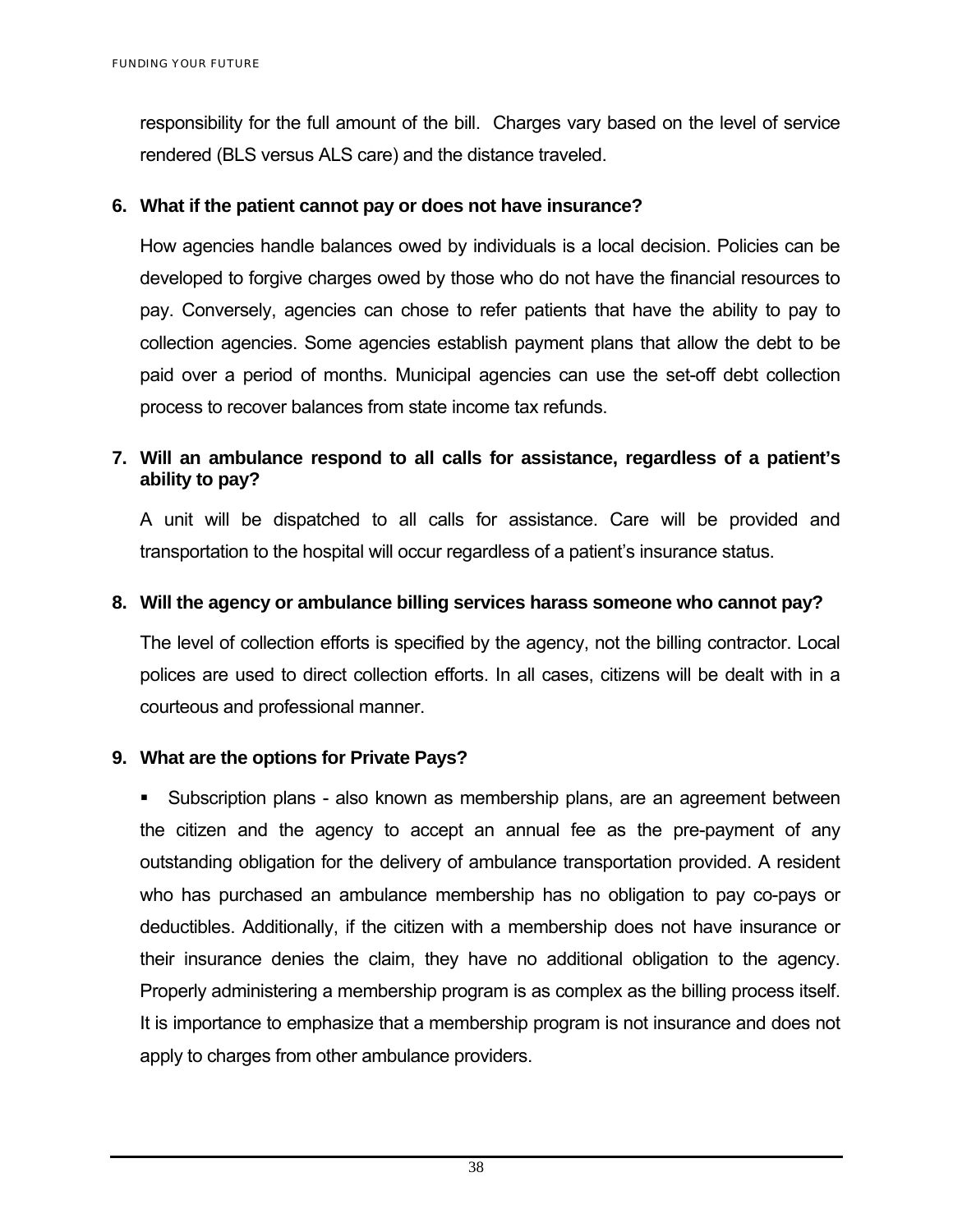responsibility for the full amount of the bill. Charges vary based on the level of service rendered (BLS versus ALS care) and the distance traveled.

**6. What if the patient cannot pay or does not have insurance?**

How agencies handle balances owed by individuals is a local decision. Policies can be developed to forgive charges owed by those who do not have the financial resources to pay. Conversely, agencies can chose to refer patients that have the ability to pay to collection agencies. Some agencies establish payment plans that allow the debt to be paid over a period of months. Municipal agencies can use the set-off debt collection process to recover balances from state income tax refunds.

**7. Will an ambulance respond to all calls for assistance, regardless of a patient's ability to pay?**

A unit will be dispatched to all calls for assistance. Care will be provided and transportation to the hospital will occur regardless of a patient's insurance status.

**8. Will the agency or ambulance billing services harass someone who cannot pay?**

The level of collection efforts is specified by the agency, not the billing contractor. Local polices are used to direct collection efforts. In all cases, citizens will be dealt with in a courteous and professional manner.

**9. What are the options for Private Pays?**

- Subscription plans - also known as membership plans, are an agreement between the citizen and the agency to accept an annual fee as the pre-payment of any outstanding obligation for the delivery of ambulance transportation provided. A resident who has purchased an ambulance membership has no obligation to pay co-pays or deductibles. Additionally, if the citizen with a membership does not have insurance or their insurance denies the claim, they have no additional obligation to the agency. Properly administering a membership program is as complex as the billing process itself. It is importance to emphasize that a membership program is not insurance and does not apply to charges from other ambulance providers.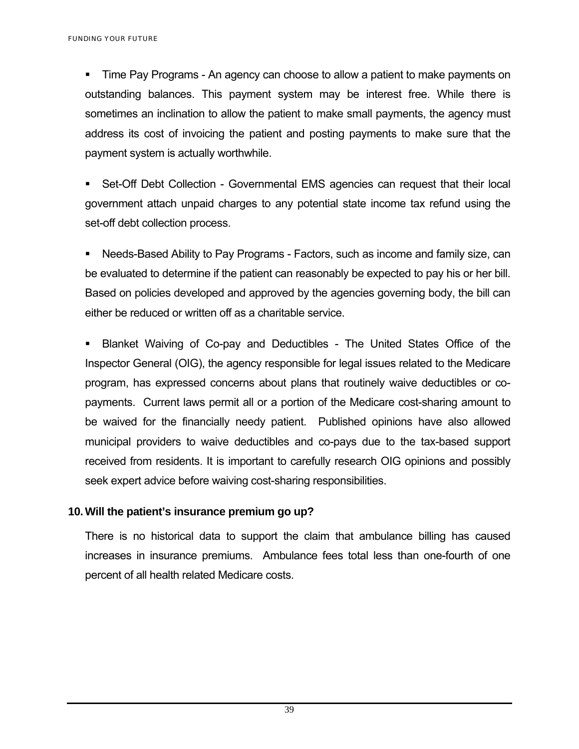- Time Pay Programs - An agency can choose to allow a patient to make payments on outstanding balances. This payment system may be interest free. While there is sometimes an inclination to allow the patient to make small payments, the agency must address its cost of invoicing the patient and posting payments to make sure that the payment system is actually worthwhile.

- Set-Off Debt Collection - Governmental EMS agencies can request that their local government attach unpaid charges to any potential state income tax refund using the set-off debt collection process.

- Needs-Based Ability to Pay Programs - Factors, such as income and family size, can be evaluated to determine if the patient can reasonably be expected to pay his or her bill. Based on policies developed and approved by the agencies governing body, the bill can either be reduced or written off as a charitable service.

- Blanket Waiving of Co-pay and Deductibles - The United States Office of the Inspector General (OIG), the agency responsible for legal issues related to the Medicare program, has expressed concerns about plans that routinely waive deductibles or co-payments. Current laws permit all or a portion of the Medicare cost-sharing amount to be waived for the financially needy patient. Published opinions have also allowed municipal providers to waive deductibles and co-pays due to the tax-based support received from residents. It is important to carefully research OIG opinions and possibly seek expert advice before waiving cost-sharing responsibilities.

### 10. Will the patient's insurance premium go up?

There is no historical data to support the claim that ambulance billing has caused increases in insurance premiums. Ambulance fees total less than one-fourth of one percent of all health related Medicare costs.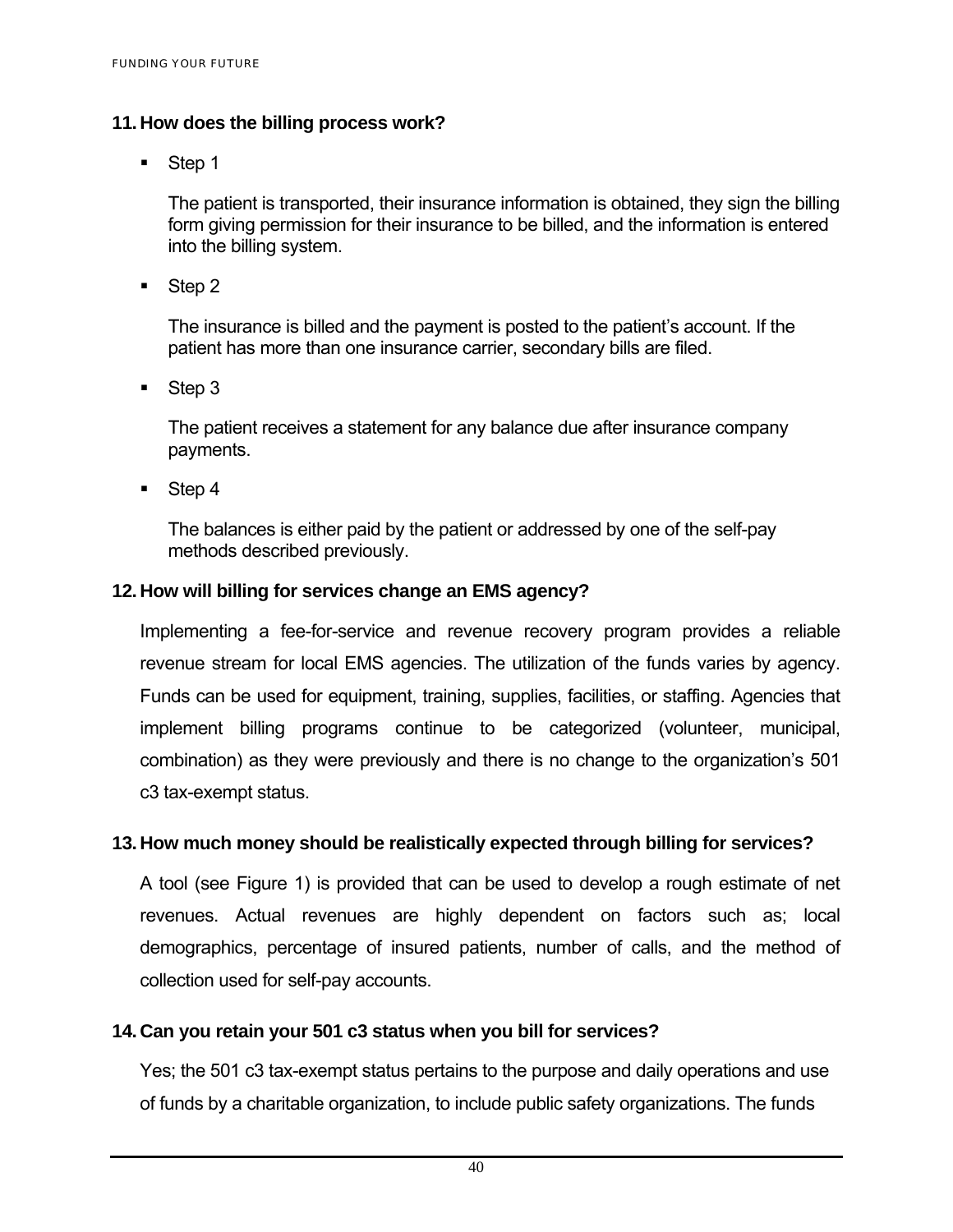**11. How does the billing process work?**

- Step 1

  The patient is transported, their insurance information is obtained, they sign the billing form giving permission for their insurance to be billed, and the information is entered into the billing system.

- Step 2

  The insurance is billed and the payment is posted to the patient's account. If the patient has more than one insurance carrier, secondary bills are filed.

- Step 3

  The patient receives a statement for any balance due after insurance company payments.

- Step 4

  The balances is either paid by the patient or addressed by one of the self-pay methods described previously.

**12. How will billing for services change an EMS agency?**

Implementing a fee-for-service and revenue recovery program provides a reliable revenue stream for local EMS agencies. The utilization of the funds varies by agency. Funds can be used for equipment, training, supplies, facilities, or staffing. Agencies that implement billing programs continue to be categorized (volunteer, municipal, combination) as they were previously and there is no change to the organization's 501 c3 tax-exempt status.

**13. How much money should be realistically expected through billing for services?**

A tool (see Figure 1) is provided that can be used to develop a rough estimate of net revenues. Actual revenues are highly dependent on factors such as; local demographics, percentage of insured patients, number of calls, and the method of collection used for self-pay accounts.

**14. Can you retain your 501 c3 status when you bill for services?**

Yes; the 501 c3 tax-exempt status pertains to the purpose and daily operations and use of funds by a charitable organization, to include public safety organizations. The funds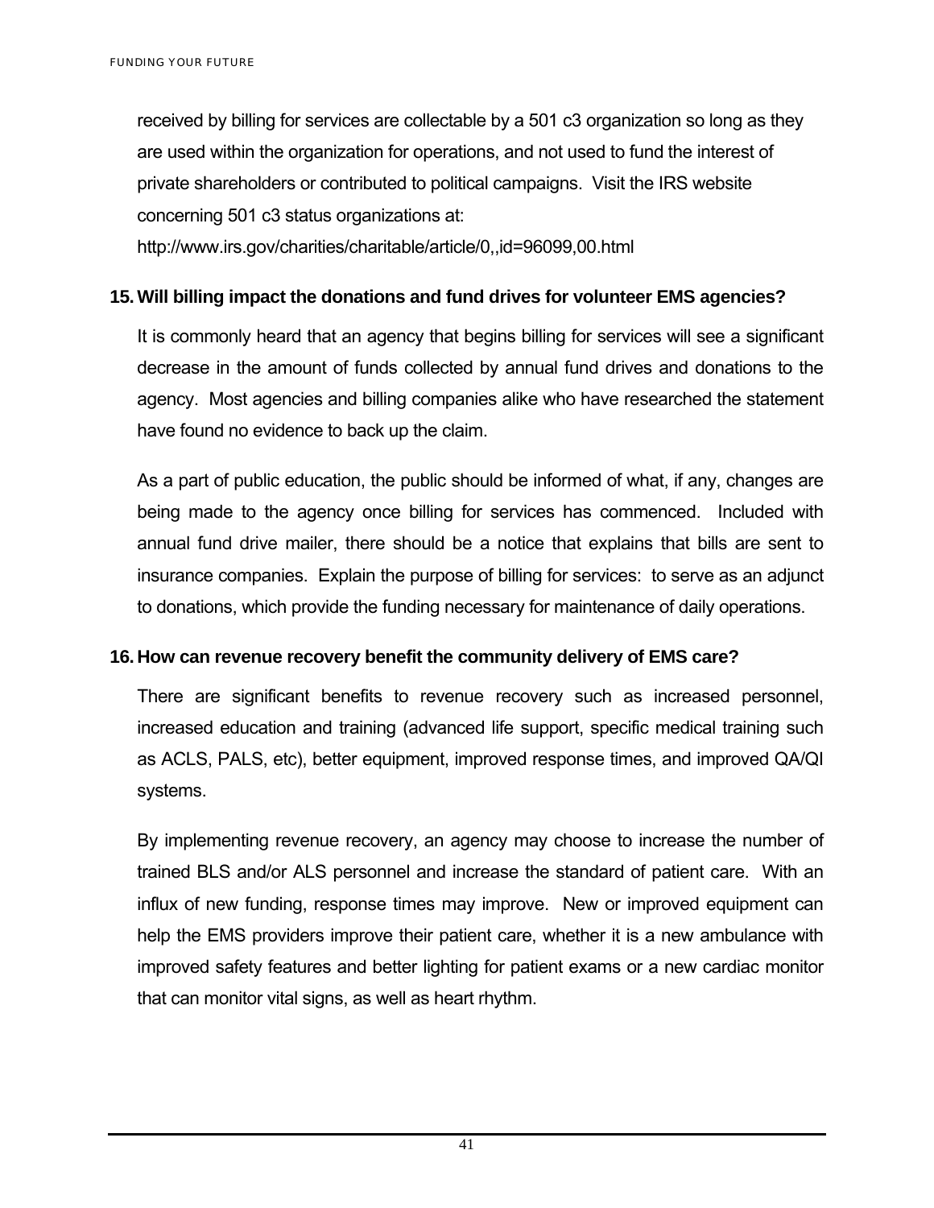received by billing for services are collectable by a 501 c3 organization so long as they are used within the organization for operations, and not used to fund the interest of private shareholders or contributed to political campaigns. Visit the IRS website concerning 501 c3 status organizations at:

http://www.irs.gov/charities/charitable/article/0,,id=96099,00.html

**15. Will billing impact the donations and fund drives for volunteer EMS agencies?**

It is commonly heard that an agency that begins billing for services will see a significant decrease in the amount of funds collected by annual fund drives and donations to the agency. Most agencies and billing companies alike who have researched the statement have found no evidence to back up the claim.

As a part of public education, the public should be informed of what, if any, changes are being made to the agency once billing for services has commenced. Included with annual fund drive mailer, there should be a notice that explains that bills are sent to insurance companies. Explain the purpose of billing for services: to serve as an adjunct to donations, which provide the funding necessary for maintenance of daily operations.

**16. How can revenue recovery benefit the community delivery of EMS care?**

There are significant benefits to revenue recovery such as increased personnel, increased education and training (advanced life support, specific medical training such as ACLS, PALS, etc), better equipment, improved response times, and improved QA/QI systems.

By implementing revenue recovery, an agency may choose to increase the number of trained BLS and/or ALS personnel and increase the standard of patient care. With an influx of new funding, response times may improve. New or improved equipment can help the EMS providers improve their patient care, whether it is a new ambulance with improved safety features and better lighting for patient exams or a new cardiac monitor that can monitor vital signs, as well as heart rhythm.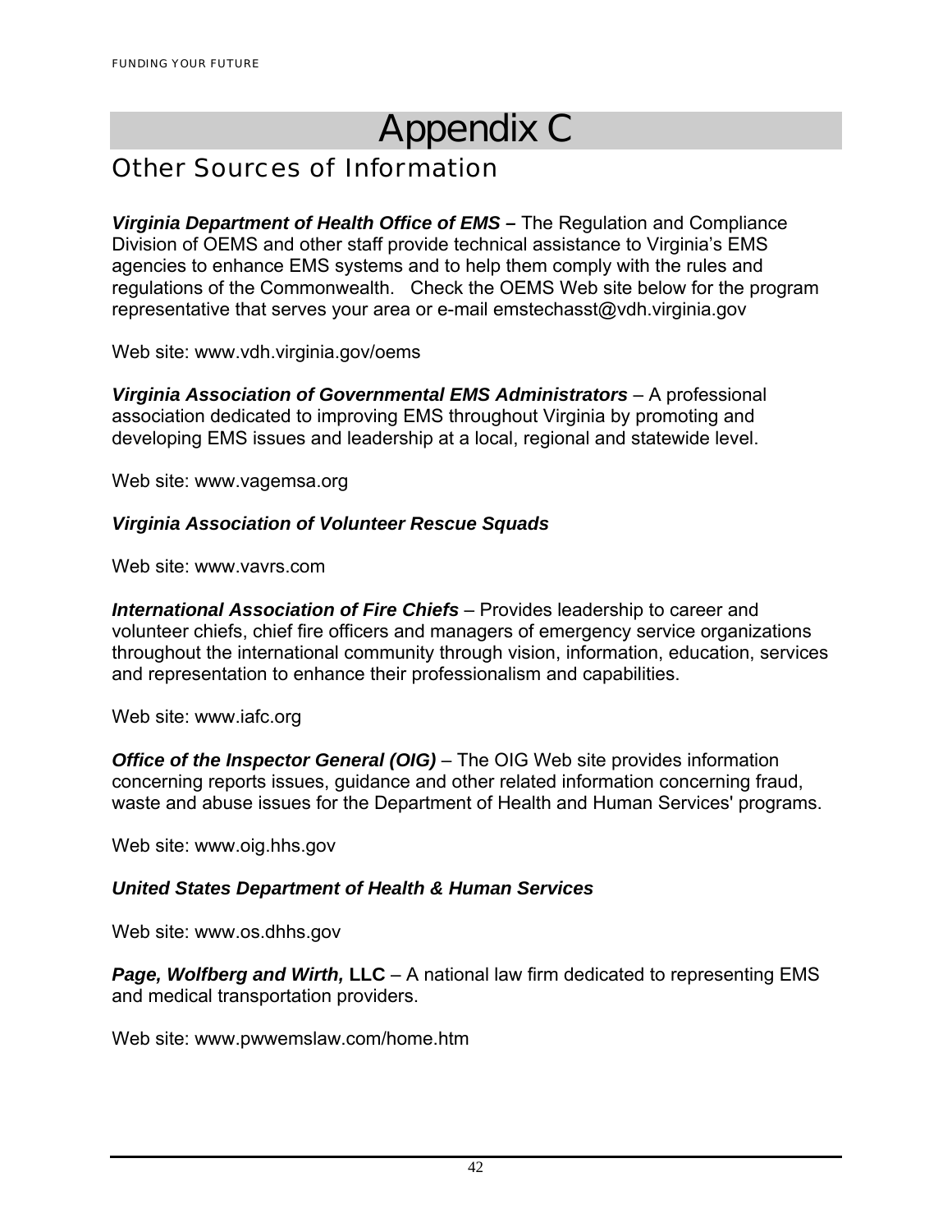# Appendix C

## Other Sources of Information

***Virginia Department of Health Office of EMS –*** The Regulation and Compliance Division of OEMS and other staff provide technical assistance to Virginia's EMS agencies to enhance EMS systems and to help them comply with the rules and regulations of the Commonwealth. Check the OEMS Web site below for the program representative that serves your area or e-mail emstechasst@vdh.virginia.gov

Web site: www.vdh.virginia.gov/oems

***Virginia Association of Governmental EMS Administrators*** – A professional association dedicated to improving EMS throughout Virginia by promoting and developing EMS issues and leadership at a local, regional and statewide level.

Web site: www.vagemsa.org

***Virginia Association of Volunteer Rescue Squads***

Web site: www.vavrs.com

***International Association of Fire Chiefs*** – Provides leadership to career and volunteer chiefs, chief fire officers and managers of emergency service organizations throughout the international community through vision, information, education, services and representation to enhance their professionalism and capabilities.

Web site: www.iafc.org

***Office of the Inspector General (OIG)*** – The OIG Web site provides information concerning reports issues, guidance and other related information concerning fraud, waste and abuse issues for the Department of Health and Human Services' programs.

Web site: www.oig.hhs.gov

***United States Department of Health & Human Services***

Web site: www.os.dhhs.gov

***Page, Wolfberg and Wirth,* LLC** – A national law firm dedicated to representing EMS and medical transportation providers.

Web site: www.pwwemslaw.com/home.htm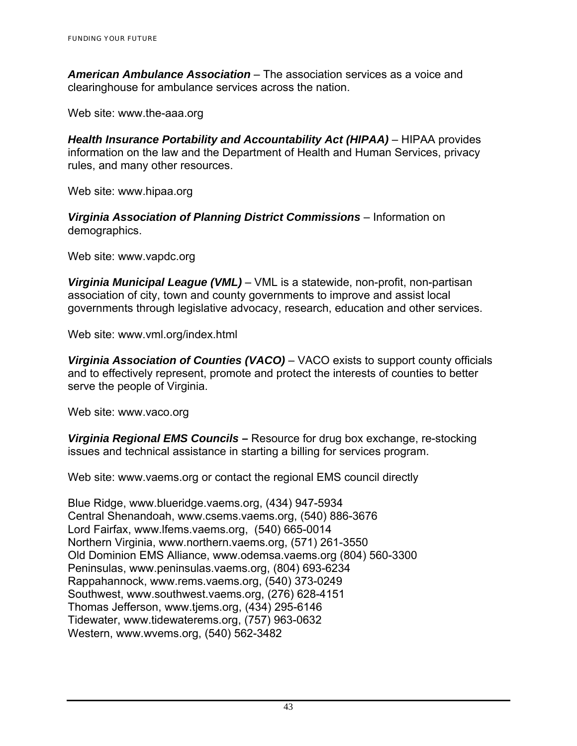***American Ambulance Association*** – The association services as a voice and clearinghouse for ambulance services across the nation.

Web site: www.the-aaa.org

***Health Insurance Portability and Accountability Act (HIPAA)*** – HIPAA provides information on the law and the Department of Health and Human Services, privacy rules, and many other resources.

Web site: www.hipaa.org

***Virginia Association of Planning District Commissions*** – Information on demographics.

Web site: www.vapdc.org

***Virginia Municipal League (VML)*** – VML is a statewide, non-profit, non-partisan association of city, town and county governments to improve and assist local governments through legislative advocacy, research, education and other services.

Web site: www.vml.org/index.html

***Virginia Association of Counties (VACO)*** – VACO exists to support county officials and to effectively represent, promote and protect the interests of counties to better serve the people of Virginia.

Web site: www.vaco.org

***Virginia Regional EMS Councils –*** Resource for drug box exchange, re-stocking issues and technical assistance in starting a billing for services program.

Web site: www.vaems.org or contact the regional EMS council directly

Blue Ridge, www.blueridge.vaems.org, (434) 947-5934
Central Shenandoah, www.csems.vaems.org, (540) 886-3676
Lord Fairfax, www.lfems.vaems.org, (540) 665-0014
Northern Virginia, www.northern.vaems.org, (571) 261-3550
Old Dominion EMS Alliance, www.odemsa.vaems.org (804) 560-3300
Peninsulas, www.peninsulas.vaems.org, (804) 693-6234
Rappahannock, www.rems.vaems.org, (540) 373-0249
Southwest, www.southwest.vaems.org, (276) 628-4151
Thomas Jefferson, www.tjems.org, (434) 295-6146
Tidewater, www.tidewaterems.org, (757) 963-0632
Western, www.wvems.org, (540) 562-3482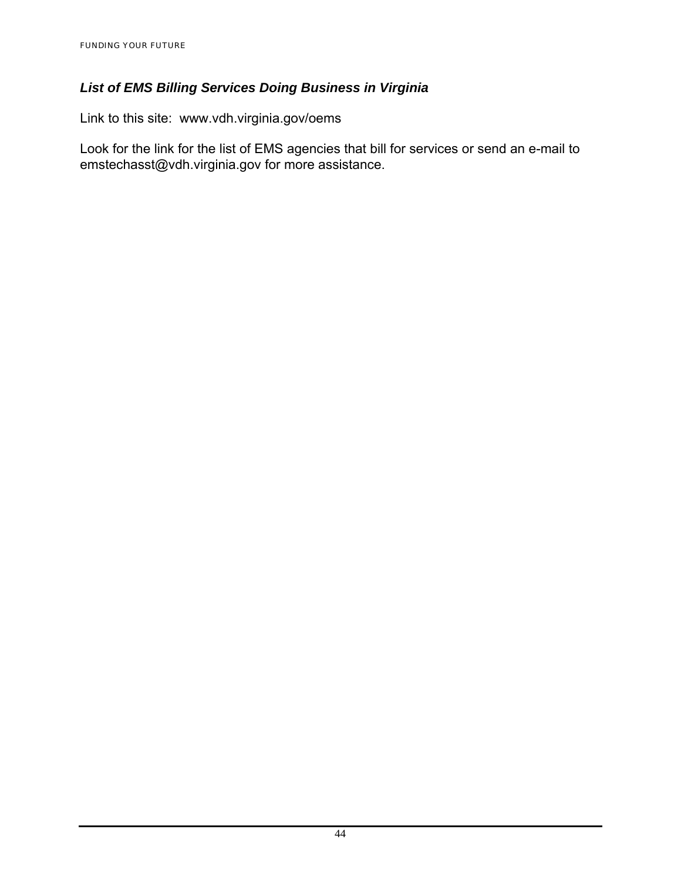### *List of EMS Billing Services Doing Business in Virginia*

Link to this site: www.vdh.virginia.gov/oems

Look for the link for the list of EMS agencies that bill for services or send an e-mail to emstechasst@vdh.virginia.gov for more assistance.